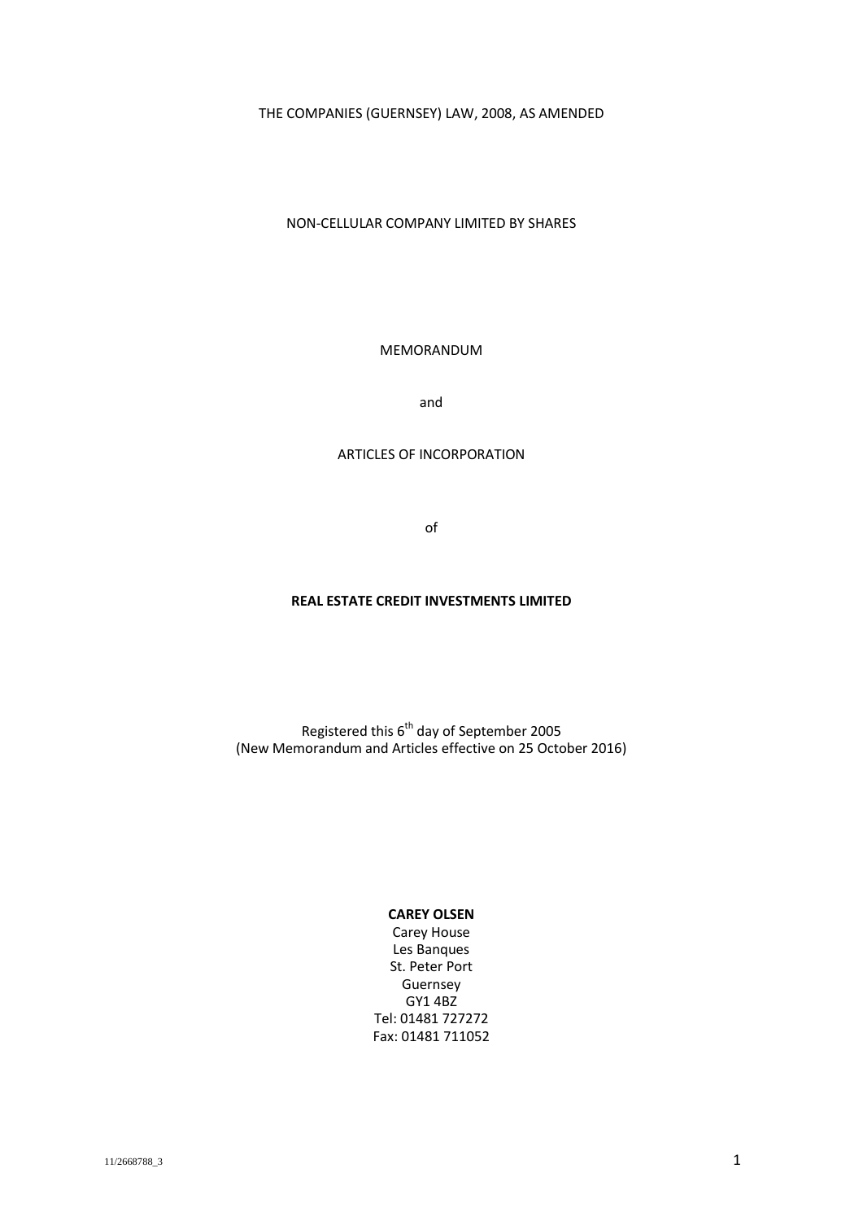THE COMPANIES (GUERNSEY) LAW, 2008, AS AMENDED

NON-CELLULAR COMPANY LIMITED BY SHARES

MEMORANDUM

and

ARTICLES OF INCORPORATION

of

**REAL ESTATE CREDIT INVESTMENTS LIMITED**

Registered this 6th day of September 2005
(New Memorandum and Articles effective on 25 October 2016)

**CAREY OLSEN**
Carey House
Les Banques
St. Peter Port
Guernsey
GY1 4BZ
Tel: 01481 727272
Fax: 01481 711052

11/2668788_3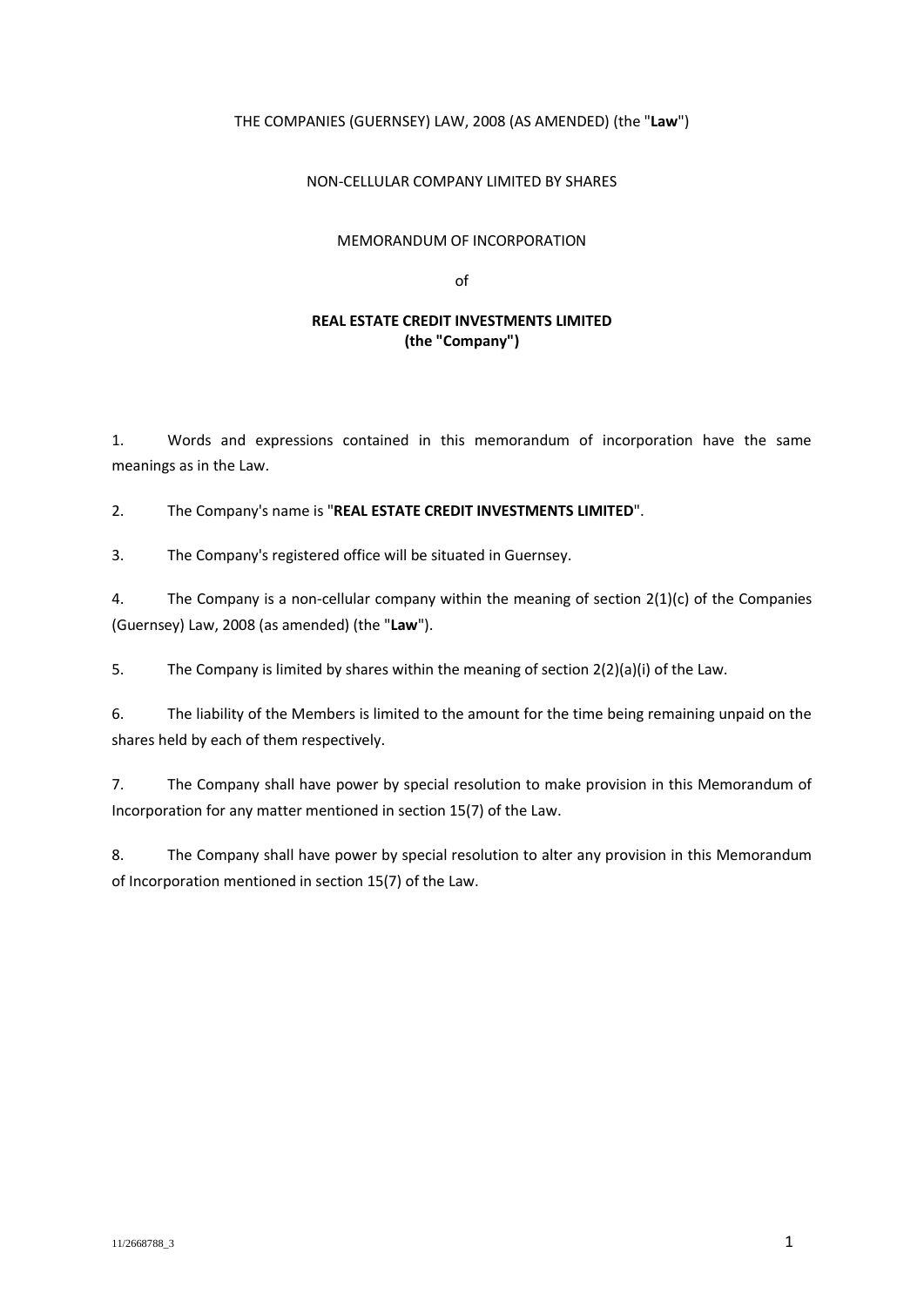THE COMPANIES (GUERNSEY) LAW, 2008 (AS AMENDED) (the "**Law**")

NON-CELLULAR COMPANY LIMITED BY SHARES

MEMORANDUM OF INCORPORATION

of

**REAL ESTATE CREDIT INVESTMENTS LIMITED**
**(the "Company")**

1. Words and expressions contained in this memorandum of incorporation have the same meanings as in the Law.

2. The Company's name is "**REAL ESTATE CREDIT INVESTMENTS LIMITED**".

3. The Company's registered office will be situated in Guernsey.

4. The Company is a non-cellular company within the meaning of section 2(1)(c) of the Companies (Guernsey) Law, 2008 (as amended) (the "**Law**").

5. The Company is limited by shares within the meaning of section 2(2)(a)(i) of the Law.

6. The liability of the Members is limited to the amount for the time being remaining unpaid on the shares held by each of them respectively.

7. The Company shall have power by special resolution to make provision in this Memorandum of Incorporation for any matter mentioned in section 15(7) of the Law.

8. The Company shall have power by special resolution to alter any provision in this Memorandum of Incorporation mentioned in section 15(7) of the Law.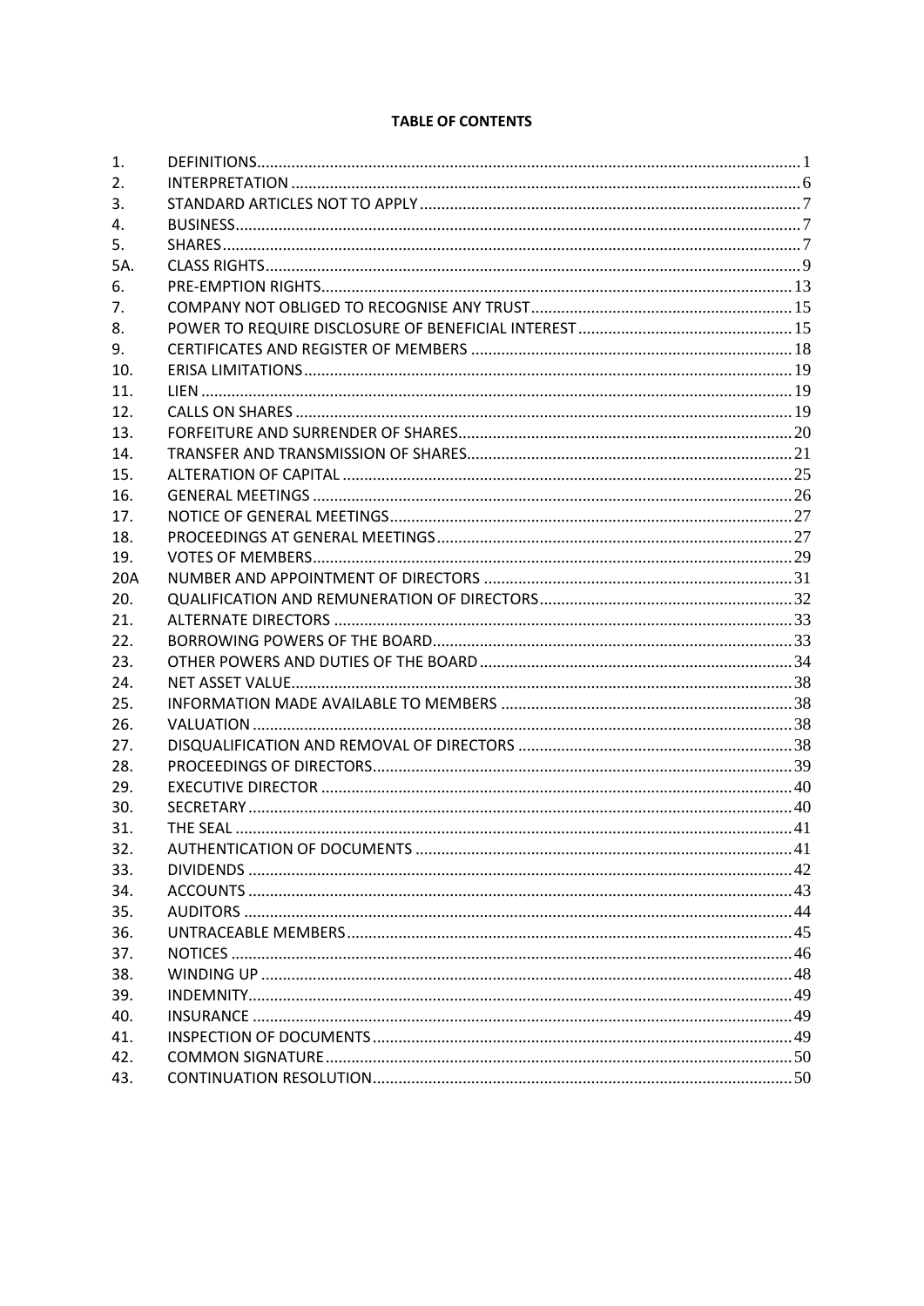**TABLE OF CONTENTS**

| | | |
|---|---|---|
| 1. | DEFINITIONS | 1 |
| 2. | INTERPRETATION | 6 |
| 3. | STANDARD ARTICLES NOT TO APPLY | 7 |
| 4. | BUSINESS | 7 |
| 5. | SHARES | 7 |
| 5A. | CLASS RIGHTS | 9 |
| 6. | PRE-EMPTION RIGHTS | 13 |
| 7. | COMPANY NOT OBLIGED TO RECOGNISE ANY TRUST | 15 |
| 8. | POWER TO REQUIRE DISCLOSURE OF BENEFICIAL INTEREST | 15 |
| 9. | CERTIFICATES AND REGISTER OF MEMBERS | 18 |
| 10. | ERISA LIMITATIONS | 19 |
| 11. | LIEN | 19 |
| 12. | CALLS ON SHARES | 19 |
| 13. | FORFEITURE AND SURRENDER OF SHARES | 20 |
| 14. | TRANSFER AND TRANSMISSION OF SHARES | 21 |
| 15. | ALTERATION OF CAPITAL | 25 |
| 16. | GENERAL MEETINGS | 26 |
| 17. | NOTICE OF GENERAL MEETINGS | 27 |
| 18. | PROCEEDINGS AT GENERAL MEETINGS | 27 |
| 19. | VOTES OF MEMBERS | 29 |
| 20A | NUMBER AND APPOINTMENT OF DIRECTORS | 31 |
| 20. | QUALIFICATION AND REMUNERATION OF DIRECTORS | 32 |
| 21. | ALTERNATE DIRECTORS | 33 |
| 22. | BORROWING POWERS OF THE BOARD | 33 |
| 23. | OTHER POWERS AND DUTIES OF THE BOARD | 34 |
| 24. | NET ASSET VALUE | 38 |
| 25. | INFORMATION MADE AVAILABLE TO MEMBERS | 38 |
| 26. | VALUATION | 38 |
| 27. | DISQUALIFICATION AND REMOVAL OF DIRECTORS | 38 |
| 28. | PROCEEDINGS OF DIRECTORS | 39 |
| 29. | EXECUTIVE DIRECTOR | 40 |
| 30. | SECRETARY | 40 |
| 31. | THE SEAL | 41 |
| 32. | AUTHENTICATION OF DOCUMENTS | 41 |
| 33. | DIVIDENDS | 42 |
| 34. | ACCOUNTS | 43 |
| 35. | AUDITORS | 44 |
| 36. | UNTRACEABLE MEMBERS | 45 |
| 37. | NOTICES | 46 |
| 38. | WINDING UP | 48 |
| 39. | INDEMNITY | 49 |
| 40. | INSURANCE | 49 |
| 41. | INSPECTION OF DOCUMENTS | 49 |
| 42. | COMMON SIGNATURE | 50 |
| 43. | CONTINUATION RESOLUTION | 50 |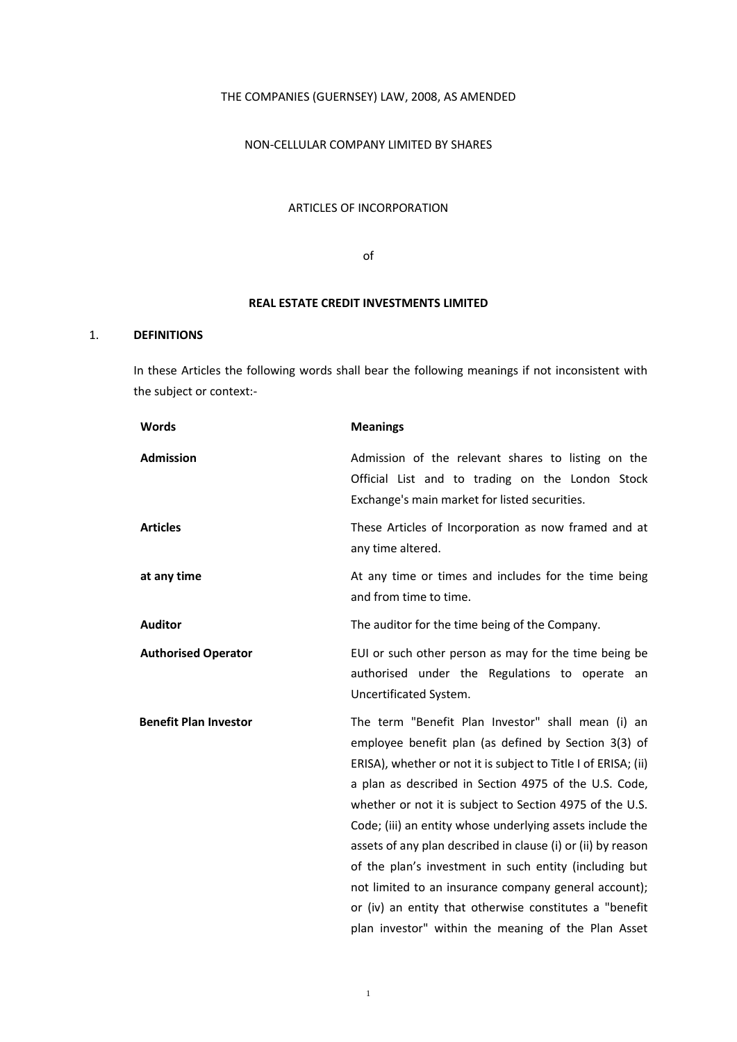THE COMPANIES (GUERNSEY) LAW, 2008, AS AMENDED

NON-CELLULAR COMPANY LIMITED BY SHARES

ARTICLES OF INCORPORATION

of

**REAL ESTATE CREDIT INVESTMENTS LIMITED**

## 1. DEFINITIONS

In these Articles the following words shall bear the following meanings if not inconsistent with the subject or context:-

| **Words** | **Meanings** |
|---|---|
| **Admission** | Admission of the relevant shares to listing on the Official List and to trading on the London Stock Exchange's main market for listed securities. |
| **Articles** | These Articles of Incorporation as now framed and at any time altered. |
| **at any time** | At any time or times and includes for the time being and from time to time. |
| **Auditor** | The auditor for the time being of the Company. |
| **Authorised Operator** | EUI or such other person as may for the time being be authorised under the Regulations to operate an Uncertificated System. |
| **Benefit Plan Investor** | The term "Benefit Plan Investor" shall mean (i) an employee benefit plan (as defined by Section 3(3) of ERISA), whether or not it is subject to Title I of ERISA; (ii) a plan as described in Section 4975 of the U.S. Code, whether or not it is subject to Section 4975 of the U.S. Code; (iii) an entity whose underlying assets include the assets of any plan described in clause (i) or (ii) by reason of the plan's investment in such entity (including but not limited to an insurance company general account); or (iv) an entity that otherwise constitutes a "benefit plan investor" within the meaning of the Plan Asset |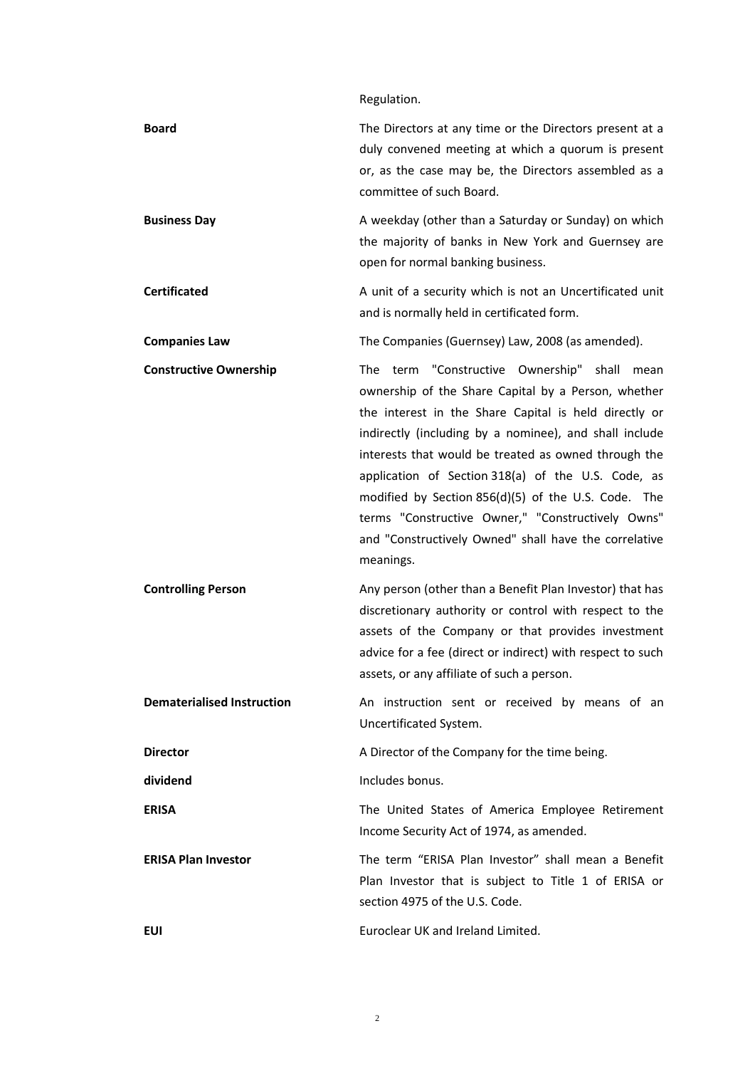| | |
|---|---|
| | Regulation. |
| **Board** | The Directors at any time or the Directors present at a duly convened meeting at which a quorum is present or, as the case may be, the Directors assembled as a committee of such Board. |
| **Business Day** | A weekday (other than a Saturday or Sunday) on which the majority of banks in New York and Guernsey are open for normal banking business. |
| **Certificated** | A unit of a security which is not an Uncertificated unit and is normally held in certificated form. |
| **Companies Law** | The Companies (Guernsey) Law, 2008 (as amended). |
| **Constructive Ownership** | The term "Constructive Ownership" shall mean ownership of the Share Capital by a Person, whether the interest in the Share Capital is held directly or indirectly (including by a nominee), and shall include interests that would be treated as owned through the application of Section 318(a) of the U.S. Code, as modified by Section 856(d)(5) of the U.S. Code. The terms "Constructive Owner," "Constructively Owns" and "Constructively Owned" shall have the correlative meanings. |
| **Controlling Person** | Any person (other than a Benefit Plan Investor) that has discretionary authority or control with respect to the assets of the Company or that provides investment advice for a fee (direct or indirect) with respect to such assets, or any affiliate of such a person. |
| **Dematerialised Instruction** | An instruction sent or received by means of an Uncertificated System. |
| **Director** | A Director of the Company for the time being. |
| **dividend** | Includes bonus. |
| **ERISA** | The United States of America Employee Retirement Income Security Act of 1974, as amended. |
| **ERISA Plan Investor** | The term "ERISA Plan Investor" shall mean a Benefit Plan Investor that is subject to Title 1 of ERISA or section 4975 of the U.S. Code. |
| **EUI** | Euroclear UK and Ireland Limited. |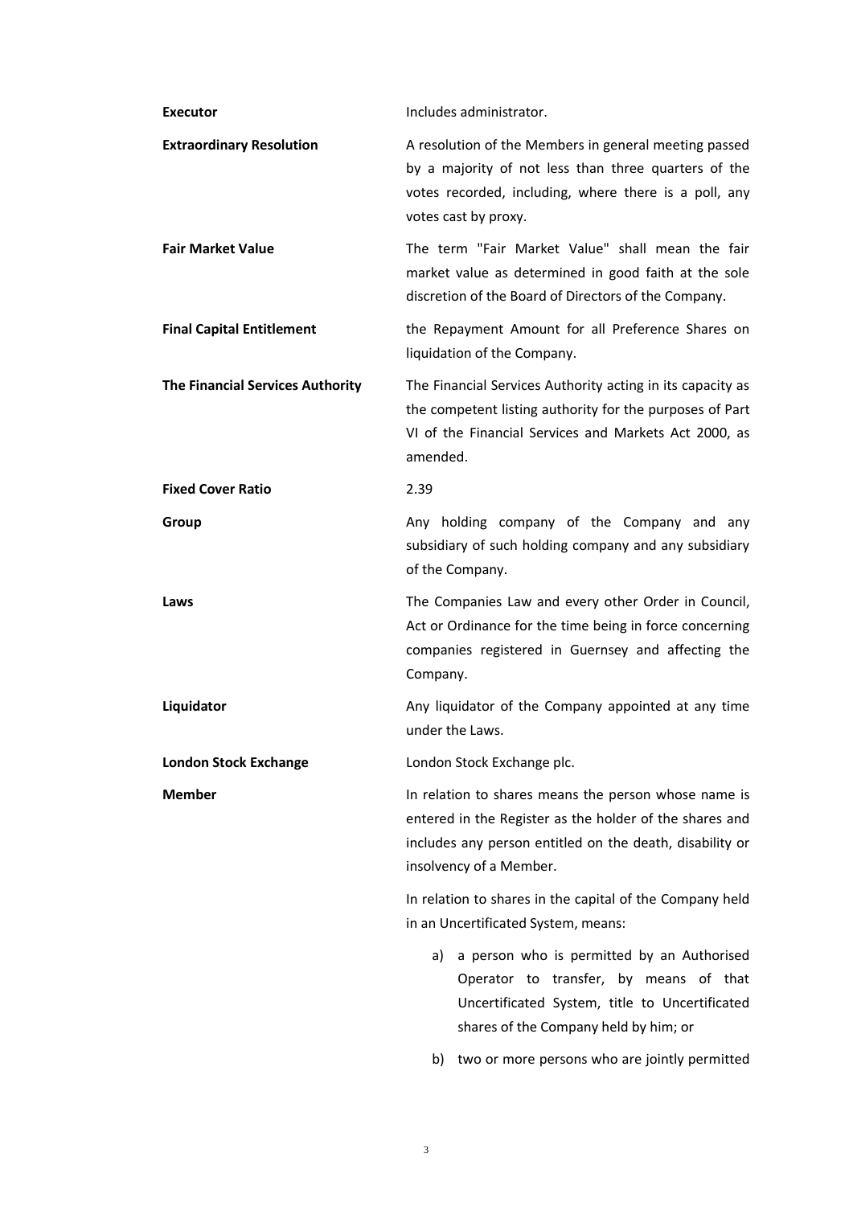| | |
|---|---|
| **Executor** | Includes administrator. |
| **Extraordinary Resolution** | A resolution of the Members in general meeting passed by a majority of not less than three quarters of the votes recorded, including, where there is a poll, any votes cast by proxy. |
| **Fair Market Value** | The term "Fair Market Value" shall mean the fair market value as determined in good faith at the sole discretion of the Board of Directors of the Company. |
| **Final Capital Entitlement** | the Repayment Amount for all Preference Shares on liquidation of the Company. |
| **The Financial Services Authority** | The Financial Services Authority acting in its capacity as the competent listing authority for the purposes of Part VI of the Financial Services and Markets Act 2000, as amended. |
| **Fixed Cover Ratio** | 2.39 |
| **Group** | Any holding company of the Company and any subsidiary of such holding company and any subsidiary of the Company. |
| **Laws** | The Companies Law and every other Order in Council, Act or Ordinance for the time being in force concerning companies registered in Guernsey and affecting the Company. |
| **Liquidator** | Any liquidator of the Company appointed at any time under the Laws. |
| **London Stock Exchange** | London Stock Exchange plc. |
| **Member** | In relation to shares means the person whose name is entered in the Register as the holder of the shares and includes any person entitled on the death, disability or insolvency of a Member.<br><br>In relation to shares in the capital of the Company held in an Uncertificated System, means:<br><br>a) a person who is permitted by an Authorised Operator to transfer, by means of that Uncertificated System, title to Uncertificated shares of the Company held by him; or<br><br>b) two or more persons who are jointly permitted |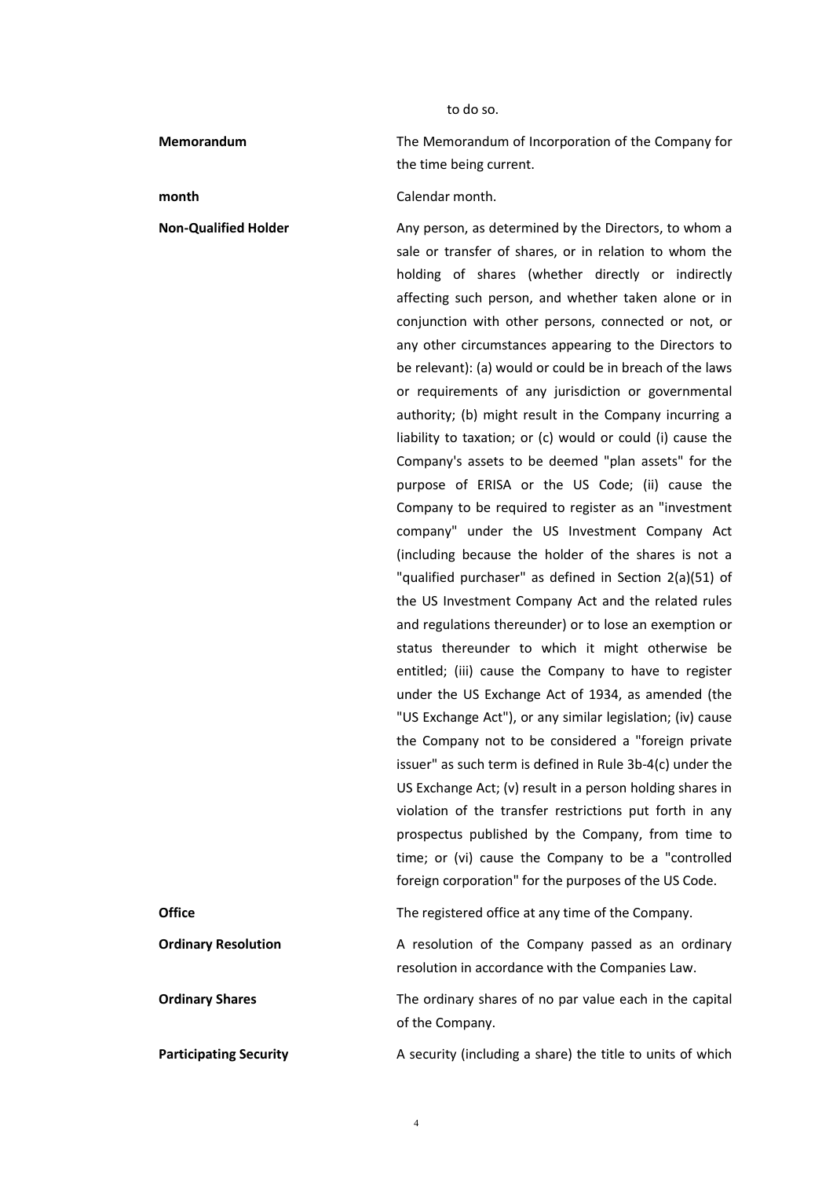to do so.

| | |
|---|---|
| **Memorandum** | The Memorandum of Incorporation of the Company for the time being current. |
| **month** | Calendar month. |
| **Non-Qualified Holder** | Any person, as determined by the Directors, to whom a sale or transfer of shares, or in relation to whom the holding of shares (whether directly or indirectly affecting such person, and whether taken alone or in conjunction with other persons, connected or not, or any other circumstances appearing to the Directors to be relevant): (a) would or could be in breach of the laws or requirements of any jurisdiction or governmental authority; (b) might result in the Company incurring a liability to taxation; or (c) would or could (i) cause the Company's assets to be deemed "plan assets" for the purpose of ERISA or the US Code; (ii) cause the Company to be required to register as an "investment company" under the US Investment Company Act (including because the holder of the shares is not a "qualified purchaser" as defined in Section 2(a)(51) of the US Investment Company Act and the related rules and regulations thereunder) or to lose an exemption or status thereunder to which it might otherwise be entitled; (iii) cause the Company to have to register under the US Exchange Act of 1934, as amended (the "US Exchange Act"), or any similar legislation; (iv) cause the Company not to be considered a "foreign private issuer" as such term is defined in Rule 3b-4(c) under the US Exchange Act; (v) result in a person holding shares in violation of the transfer restrictions put forth in any prospectus published by the Company, from time to time; or (vi) cause the Company to be a "controlled foreign corporation" for the purposes of the US Code. |
| **Office** | The registered office at any time of the Company. |
| **Ordinary Resolution** | A resolution of the Company passed as an ordinary resolution in accordance with the Companies Law. |
| **Ordinary Shares** | The ordinary shares of no par value each in the capital of the Company. |
| **Participating Security** | A security (including a share) the title to units of which |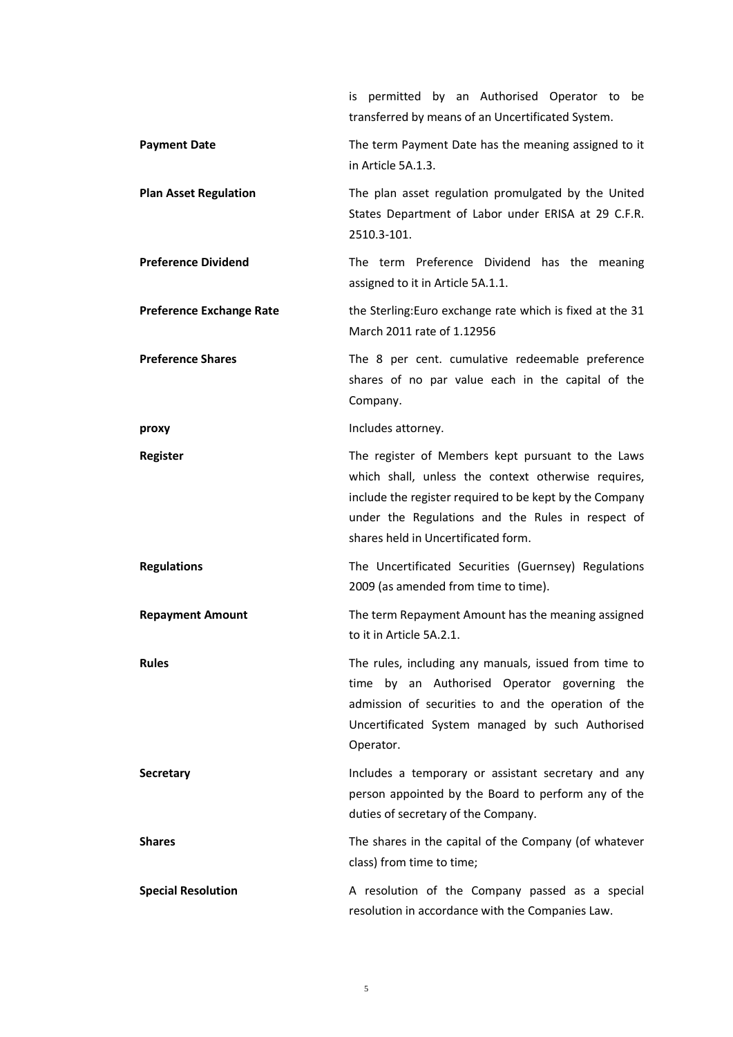| | |
|---|---|
| | is permitted by an Authorised Operator to be transferred by means of an Uncertificated System. |
| **Payment Date** | The term Payment Date has the meaning assigned to it in Article 5A.1.3. |
| **Plan Asset Regulation** | The plan asset regulation promulgated by the United States Department of Labor under ERISA at 29 C.F.R. 2510.3-101. |
| **Preference Dividend** | The term Preference Dividend has the meaning assigned to it in Article 5A.1.1. |
| **Preference Exchange Rate** | the Sterling:Euro exchange rate which is fixed at the 31 March 2011 rate of 1.12956 |
| **Preference Shares** | The 8 per cent. cumulative redeemable preference shares of no par value each in the capital of the Company. |
| **proxy** | Includes attorney. |
| **Register** | The register of Members kept pursuant to the Laws which shall, unless the context otherwise requires, include the register required to be kept by the Company under the Regulations and the Rules in respect of shares held in Uncertificated form. |
| **Regulations** | The Uncertificated Securities (Guernsey) Regulations 2009 (as amended from time to time). |
| **Repayment Amount** | The term Repayment Amount has the meaning assigned to it in Article 5A.2.1. |
| **Rules** | The rules, including any manuals, issued from time to time by an Authorised Operator governing the admission of securities to and the operation of the Uncertificated System managed by such Authorised Operator. |
| **Secretary** | Includes a temporary or assistant secretary and any person appointed by the Board to perform any of the duties of secretary of the Company. |
| **Shares** | The shares in the capital of the Company (of whatever class) from time to time; |
| **Special Resolution** | A resolution of the Company passed as a special resolution in accordance with the Companies Law. |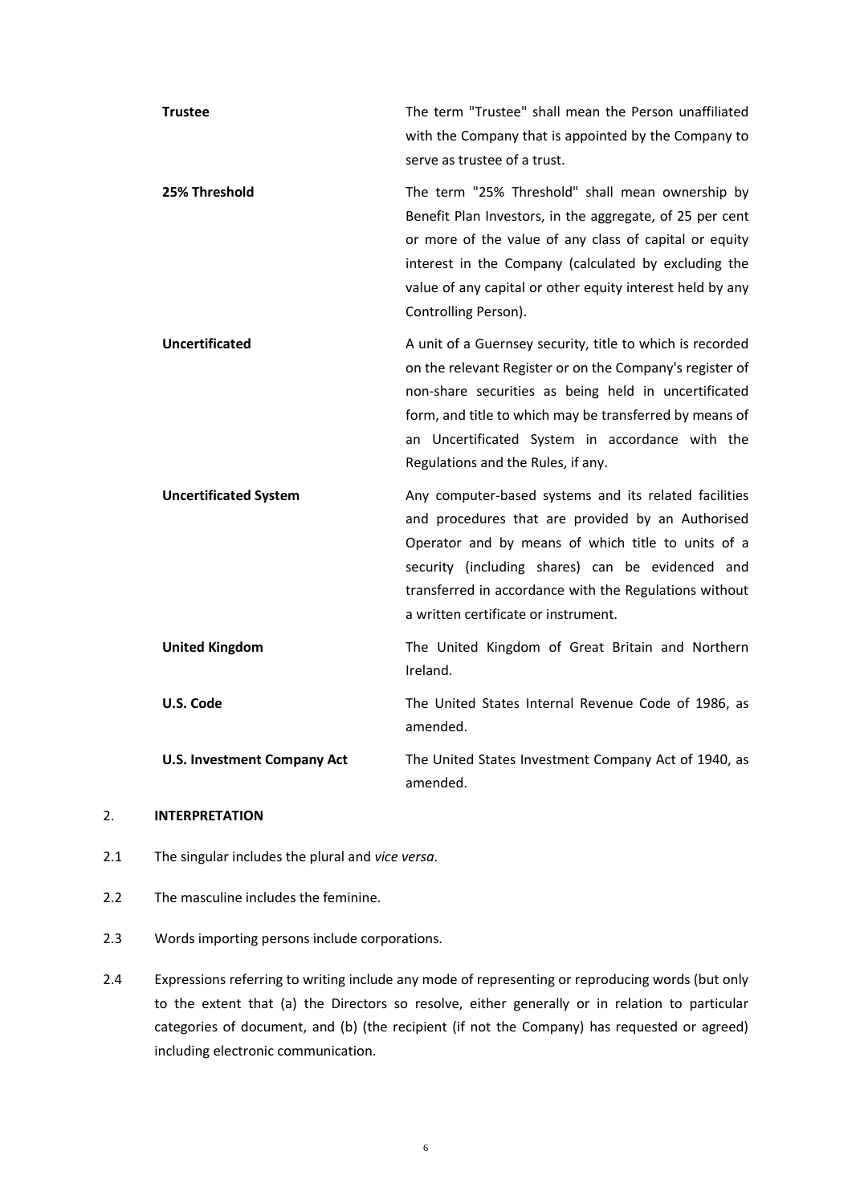| | |
|---|---|
| **Trustee** | The term "Trustee" shall mean the Person unaffiliated with the Company that is appointed by the Company to serve as trustee of a trust. |
| **25% Threshold** | The term "25% Threshold" shall mean ownership by Benefit Plan Investors, in the aggregate, of 25 per cent or more of the value of any class of capital or equity interest in the Company (calculated by excluding the value of any capital or other equity interest held by any Controlling Person). |
| **Uncertificated** | A unit of a Guernsey security, title to which is recorded on the relevant Register or on the Company's register of non-share securities as being held in uncertificated form, and title to which may be transferred by means of an Uncertificated System in accordance with the Regulations and the Rules, if any. |
| **Uncertificated System** | Any computer-based systems and its related facilities and procedures that are provided by an Authorised Operator and by means of which title to units of a security (including shares) can be evidenced and transferred in accordance with the Regulations without a written certificate or instrument. |
| **United Kingdom** | The United Kingdom of Great Britain and Northern Ireland. |
| **U.S. Code** | The United States Internal Revenue Code of 1986, as amended. |
| **U.S. Investment Company Act** | The United States Investment Company Act of 1940, as amended. |

## 2. INTERPRETATION

2.1 The singular includes the plural and *vice versa*.

2.2 The masculine includes the feminine.

2.3 Words importing persons include corporations.

2.4 Expressions referring to writing include any mode of representing or reproducing words (but only to the extent that (a) the Directors so resolve, either generally or in relation to particular categories of document, and (b) (the recipient (if not the Company) has requested or agreed) including electronic communication.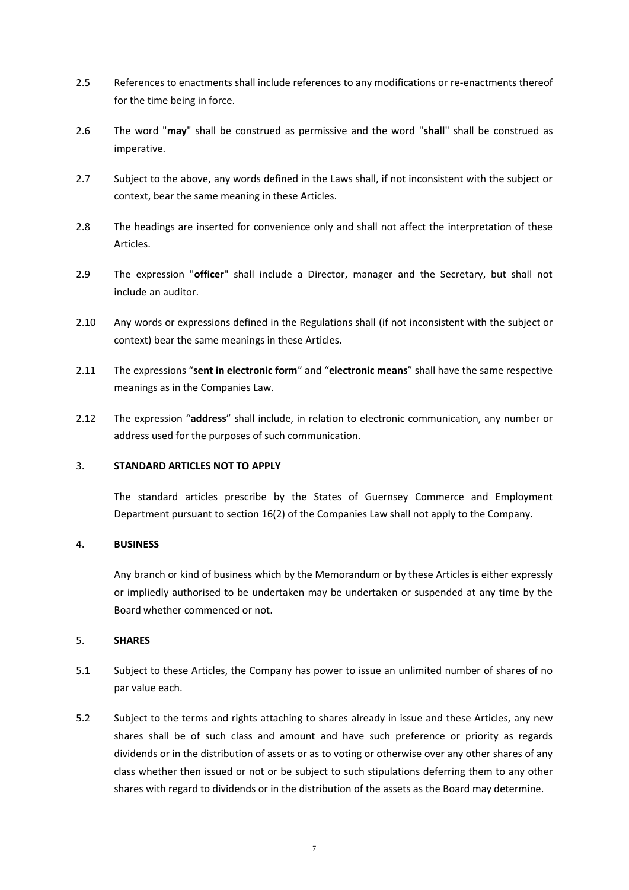2.5 References to enactments shall include references to any modifications or re-enactments thereof for the time being in force.

2.6 The word "**may**" shall be construed as permissive and the word "**shall**" shall be construed as imperative.

2.7 Subject to the above, any words defined in the Laws shall, if not inconsistent with the subject or context, bear the same meaning in these Articles.

2.8 The headings are inserted for convenience only and shall not affect the interpretation of these Articles.

2.9 The expression "**officer**" shall include a Director, manager and the Secretary, but shall not include an auditor.

2.10 Any words or expressions defined in the Regulations shall (if not inconsistent with the subject or context) bear the same meanings in these Articles.

2.11 The expressions "**sent in electronic form**" and "**electronic means**" shall have the same respective meanings as in the Companies Law.

2.12 The expression "**address**" shall include, in relation to electronic communication, any number or address used for the purposes of such communication.

## 3. STANDARD ARTICLES NOT TO APPLY

The standard articles prescribe by the States of Guernsey Commerce and Employment Department pursuant to section 16(2) of the Companies Law shall not apply to the Company.

## 4. BUSINESS

Any branch or kind of business which by the Memorandum or by these Articles is either expressly or impliedly authorised to be undertaken may be undertaken or suspended at any time by the Board whether commenced or not.

## 5. SHARES

5.1 Subject to these Articles, the Company has power to issue an unlimited number of shares of no par value each.

5.2 Subject to the terms and rights attaching to shares already in issue and these Articles, any new shares shall be of such class and amount and have such preference or priority as regards dividends or in the distribution of assets or as to voting or otherwise over any other shares of any class whether then issued or not or be subject to such stipulations deferring them to any other shares with regard to dividends or in the distribution of the assets as the Board may determine.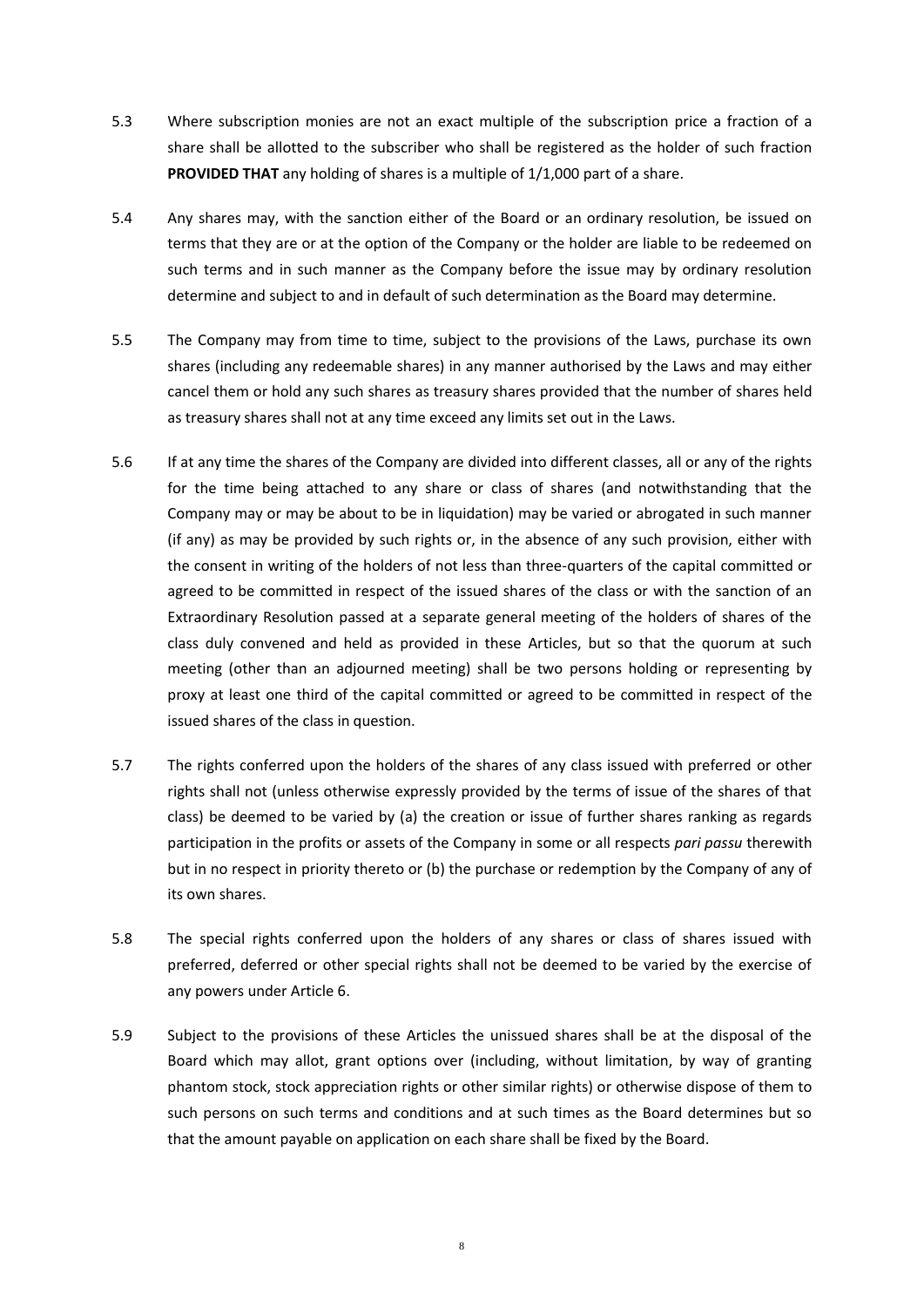5.3 Where subscription monies are not an exact multiple of the subscription price a fraction of a share shall be allotted to the subscriber who shall be registered as the holder of such fraction **PROVIDED THAT** any holding of shares is a multiple of 1/1,000 part of a share.

5.4 Any shares may, with the sanction either of the Board or an ordinary resolution, be issued on terms that they are or at the option of the Company or the holder are liable to be redeemed on such terms and in such manner as the Company before the issue may by ordinary resolution determine and subject to and in default of such determination as the Board may determine.

5.5 The Company may from time to time, subject to the provisions of the Laws, purchase its own shares (including any redeemable shares) in any manner authorised by the Laws and may either cancel them or hold any such shares as treasury shares provided that the number of shares held as treasury shares shall not at any time exceed any limits set out in the Laws.

5.6 If at any time the shares of the Company are divided into different classes, all or any of the rights for the time being attached to any share or class of shares (and notwithstanding that the Company may or may be about to be in liquidation) may be varied or abrogated in such manner (if any) as may be provided by such rights or, in the absence of any such provision, either with the consent in writing of the holders of not less than three-quarters of the capital committed or agreed to be committed in respect of the issued shares of the class or with the sanction of an Extraordinary Resolution passed at a separate general meeting of the holders of shares of the class duly convened and held as provided in these Articles, but so that the quorum at such meeting (other than an adjourned meeting) shall be two persons holding or representing by proxy at least one third of the capital committed or agreed to be committed in respect of the issued shares of the class in question.

5.7 The rights conferred upon the holders of the shares of any class issued with preferred or other rights shall not (unless otherwise expressly provided by the terms of issue of the shares of that class) be deemed to be varied by (a) the creation or issue of further shares ranking as regards participation in the profits or assets of the Company in some or all respects *pari passu* therewith but in no respect in priority thereto or (b) the purchase or redemption by the Company of any of its own shares.

5.8 The special rights conferred upon the holders of any shares or class of shares issued with preferred, deferred or other special rights shall not be deemed to be varied by the exercise of any powers under Article 6.

5.9 Subject to the provisions of these Articles the unissued shares shall be at the disposal of the Board which may allot, grant options over (including, without limitation, by way of granting phantom stock, stock appreciation rights or other similar rights) or otherwise dispose of them to such persons on such terms and conditions and at such times as the Board determines but so that the amount payable on application on each share shall be fixed by the Board.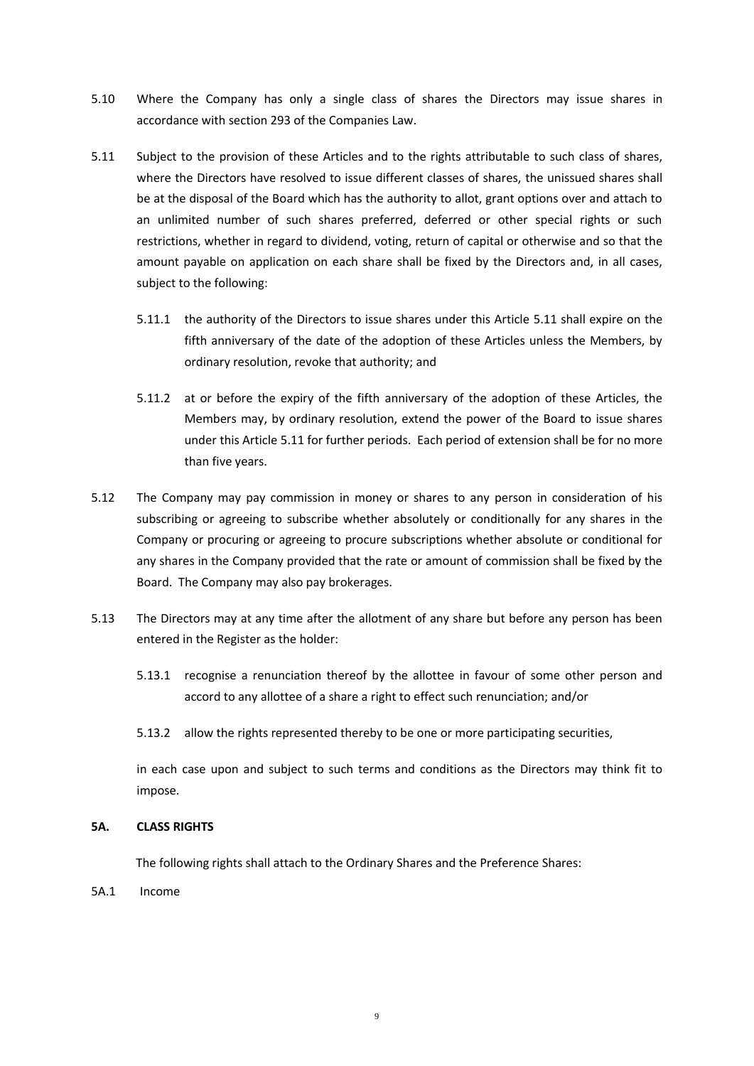5.10 Where the Company has only a single class of shares the Directors may issue shares in accordance with section 293 of the Companies Law.

5.11 Subject to the provision of these Articles and to the rights attributable to such class of shares, where the Directors have resolved to issue different classes of shares, the unissued shares shall be at the disposal of the Board which has the authority to allot, grant options over and attach to an unlimited number of such shares preferred, deferred or other special rights or such restrictions, whether in regard to dividend, voting, return of capital or otherwise and so that the amount payable on application on each share shall be fixed by the Directors and, in all cases, subject to the following:

5.11.1 the authority of the Directors to issue shares under this Article 5.11 shall expire on the fifth anniversary of the date of the adoption of these Articles unless the Members, by ordinary resolution, revoke that authority; and

5.11.2 at or before the expiry of the fifth anniversary of the adoption of these Articles, the Members may, by ordinary resolution, extend the power of the Board to issue shares under this Article 5.11 for further periods. Each period of extension shall be for no more than five years.

5.12 The Company may pay commission in money or shares to any person in consideration of his subscribing or agreeing to subscribe whether absolutely or conditionally for any shares in the Company or procuring or agreeing to procure subscriptions whether absolute or conditional for any shares in the Company provided that the rate or amount of commission shall be fixed by the Board. The Company may also pay brokerages.

5.13 The Directors may at any time after the allotment of any share but before any person has been entered in the Register as the holder:

5.13.1 recognise a renunciation thereof by the allottee in favour of some other person and accord to any allottee of a share a right to effect such renunciation; and/or

5.13.2 allow the rights represented thereby to be one or more participating securities,

in each case upon and subject to such terms and conditions as the Directors may think fit to impose.

**5A. CLASS RIGHTS**

The following rights shall attach to the Ordinary Shares and the Preference Shares:

5A.1 Income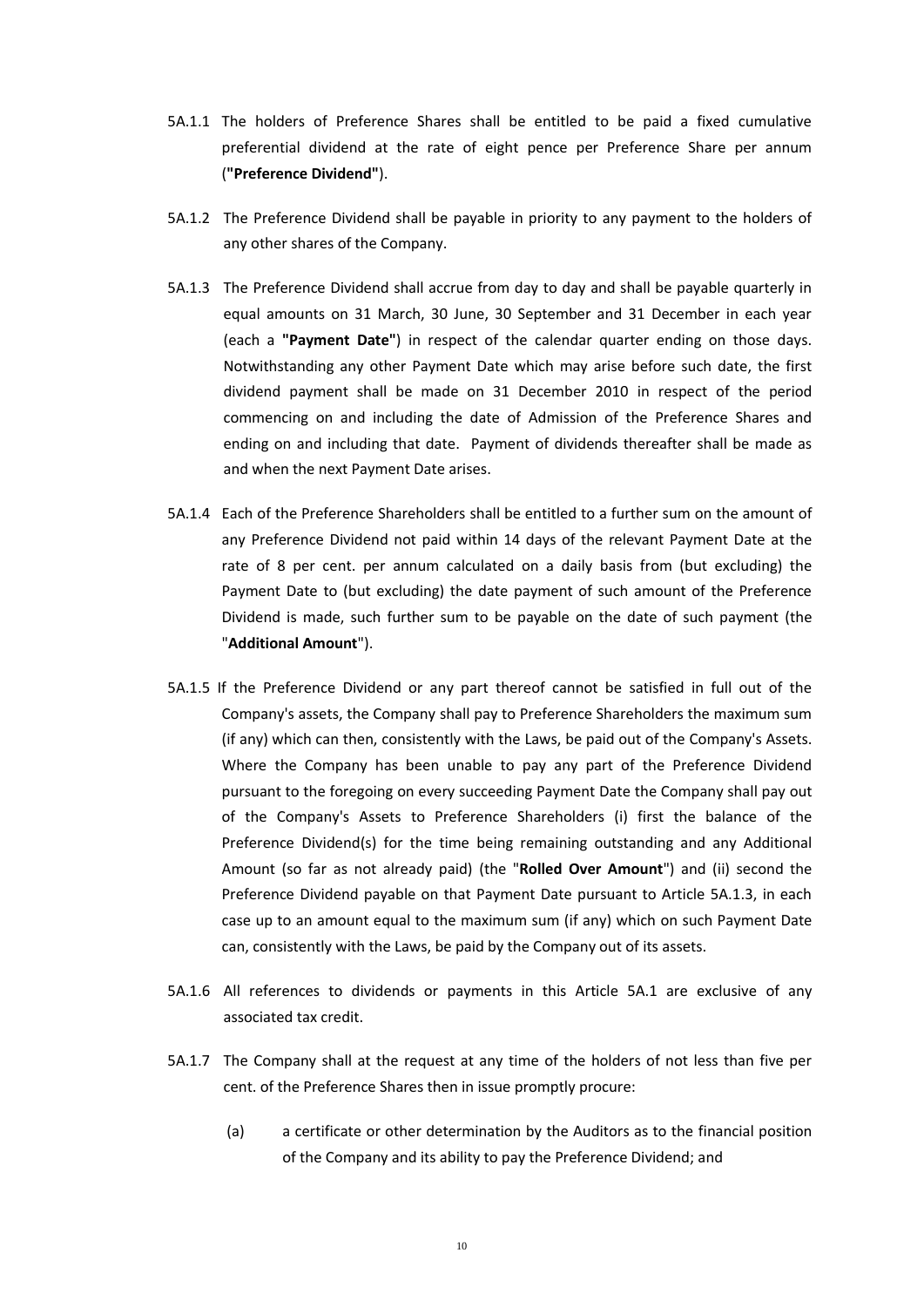5A.1.1 The holders of Preference Shares shall be entitled to be paid a fixed cumulative preferential dividend at the rate of eight pence per Preference Share per annum (**"Preference Dividend"**).

5A.1.2 The Preference Dividend shall be payable in priority to any payment to the holders of any other shares of the Company.

5A.1.3 The Preference Dividend shall accrue from day to day and shall be payable quarterly in equal amounts on 31 March, 30 June, 30 September and 31 December in each year (each a **"Payment Date"**) in respect of the calendar quarter ending on those days. Notwithstanding any other Payment Date which may arise before such date, the first dividend payment shall be made on 31 December 2010 in respect of the period commencing on and including the date of Admission of the Preference Shares and ending on and including that date. Payment of dividends thereafter shall be made as and when the next Payment Date arises.

5A.1.4 Each of the Preference Shareholders shall be entitled to a further sum on the amount of any Preference Dividend not paid within 14 days of the relevant Payment Date at the rate of 8 per cent. per annum calculated on a daily basis from (but excluding) the Payment Date to (but excluding) the date payment of such amount of the Preference Dividend is made, such further sum to be payable on the date of such payment (the "**Additional Amount**").

5A.1.5 If the Preference Dividend or any part thereof cannot be satisfied in full out of the Company's assets, the Company shall pay to Preference Shareholders the maximum sum (if any) which can then, consistently with the Laws, be paid out of the Company's Assets. Where the Company has been unable to pay any part of the Preference Dividend pursuant to the foregoing on every succeeding Payment Date the Company shall pay out of the Company's Assets to Preference Shareholders (i) first the balance of the Preference Dividend(s) for the time being remaining outstanding and any Additional Amount (so far as not already paid) (the "**Rolled Over Amount**") and (ii) second the Preference Dividend payable on that Payment Date pursuant to Article 5A.1.3, in each case up to an amount equal to the maximum sum (if any) which on such Payment Date can, consistently with the Laws, be paid by the Company out of its assets.

5A.1.6 All references to dividends or payments in this Article 5A.1 are exclusive of any associated tax credit.

5A.1.7 The Company shall at the request at any time of the holders of not less than five per cent. of the Preference Shares then in issue promptly procure:

(a) a certificate or other determination by the Auditors as to the financial position of the Company and its ability to pay the Preference Dividend; and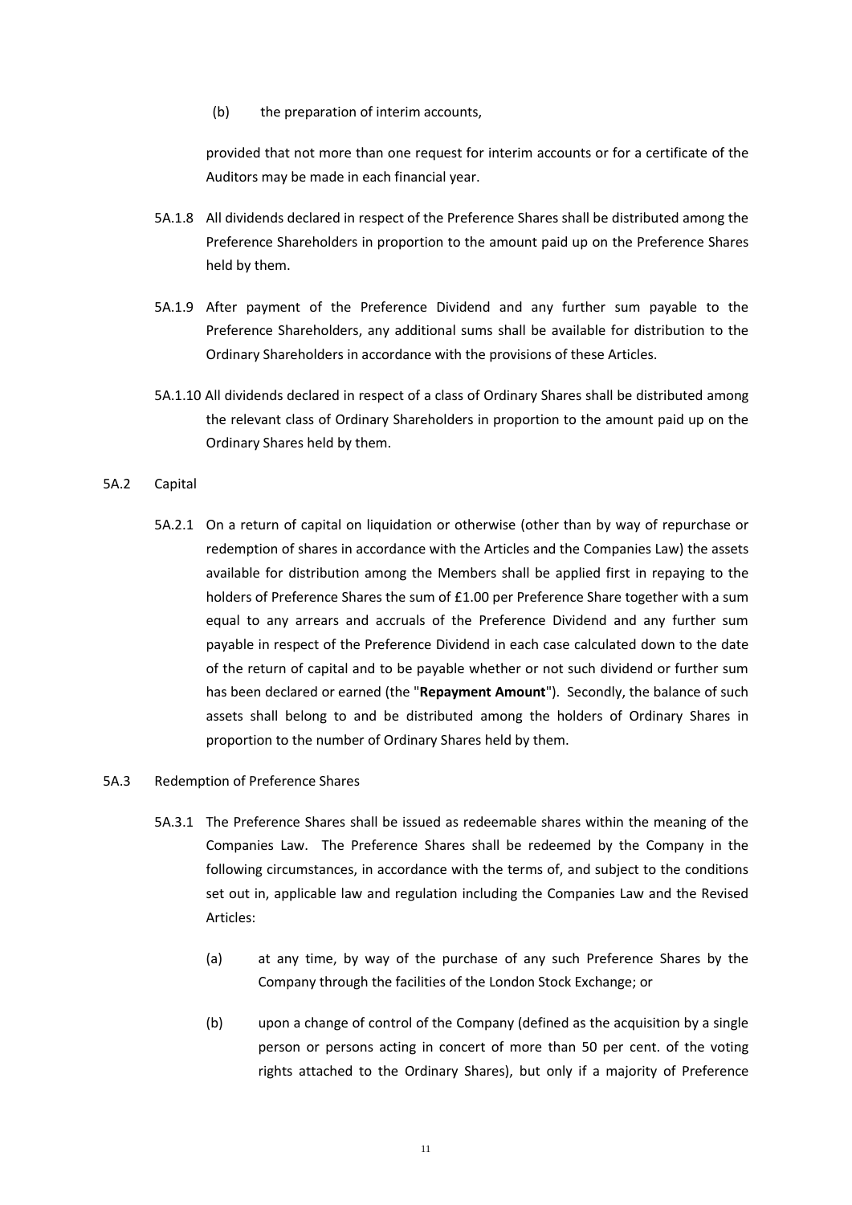(b) the preparation of interim accounts,

provided that not more than one request for interim accounts or for a certificate of the Auditors may be made in each financial year.

5A.1.8 All dividends declared in respect of the Preference Shares shall be distributed among the Preference Shareholders in proportion to the amount paid up on the Preference Shares held by them.

5A.1.9 After payment of the Preference Dividend and any further sum payable to the Preference Shareholders, any additional sums shall be available for distribution to the Ordinary Shareholders in accordance with the provisions of these Articles.

5A.1.10 All dividends declared in respect of a class of Ordinary Shares shall be distributed among the relevant class of Ordinary Shareholders in proportion to the amount paid up on the Ordinary Shares held by them.

5A.2 Capital

5A.2.1 On a return of capital on liquidation or otherwise (other than by way of repurchase or redemption of shares in accordance with the Articles and the Companies Law) the assets available for distribution among the Members shall be applied first in repaying to the holders of Preference Shares the sum of £1.00 per Preference Share together with a sum equal to any arrears and accruals of the Preference Dividend and any further sum payable in respect of the Preference Dividend in each case calculated down to the date of the return of capital and to be payable whether or not such dividend or further sum has been declared or earned (the "**Repayment Amount**"). Secondly, the balance of such assets shall belong to and be distributed among the holders of Ordinary Shares in proportion to the number of Ordinary Shares held by them.

5A.3 Redemption of Preference Shares

5A.3.1 The Preference Shares shall be issued as redeemable shares within the meaning of the Companies Law. The Preference Shares shall be redeemed by the Company in the following circumstances, in accordance with the terms of, and subject to the conditions set out in, applicable law and regulation including the Companies Law and the Revised Articles:

(a) at any time, by way of the purchase of any such Preference Shares by the Company through the facilities of the London Stock Exchange; or

(b) upon a change of control of the Company (defined as the acquisition by a single person or persons acting in concert of more than 50 per cent. of the voting rights attached to the Ordinary Shares), but only if a majority of Preference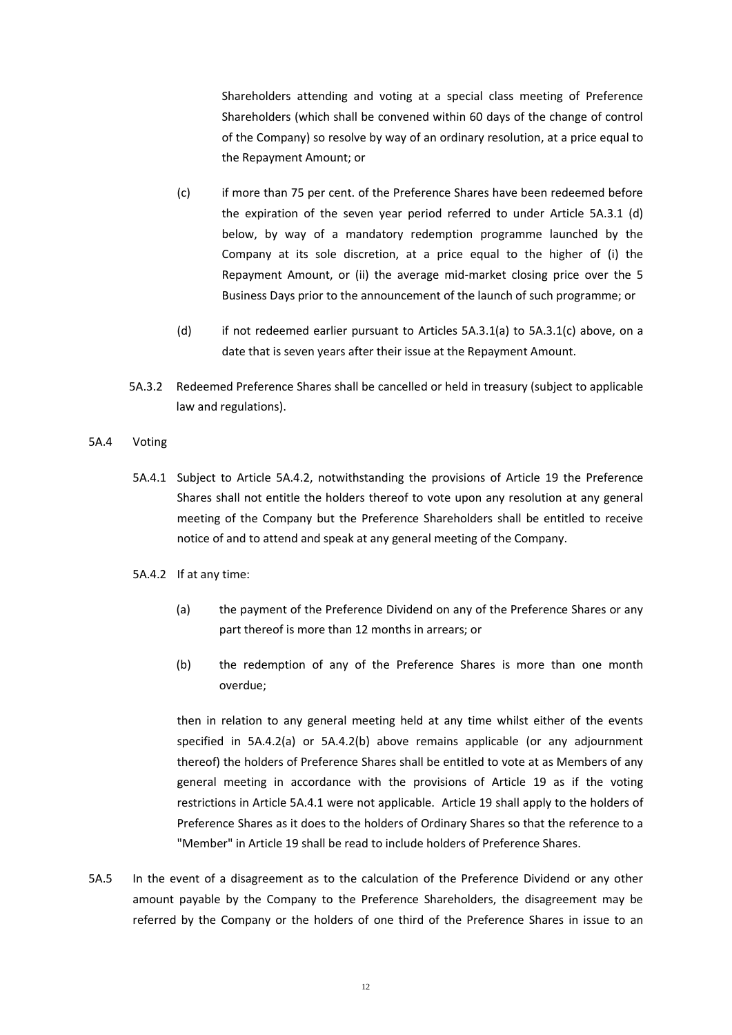Shareholders attending and voting at a special class meeting of Preference Shareholders (which shall be convened within 60 days of the change of control of the Company) so resolve by way of an ordinary resolution, at a price equal to the Repayment Amount; or

(c) if more than 75 per cent. of the Preference Shares have been redeemed before the expiration of the seven year period referred to under Article 5A.3.1 (d) below, by way of a mandatory redemption programme launched by the Company at its sole discretion, at a price equal to the higher of (i) the Repayment Amount, or (ii) the average mid-market closing price over the 5 Business Days prior to the announcement of the launch of such programme; or

(d) if not redeemed earlier pursuant to Articles 5A.3.1(a) to 5A.3.1(c) above, on a date that is seven years after their issue at the Repayment Amount.

5A.3.2 Redeemed Preference Shares shall be cancelled or held in treasury (subject to applicable law and regulations).

5A.4 Voting

5A.4.1 Subject to Article 5A.4.2, notwithstanding the provisions of Article 19 the Preference Shares shall not entitle the holders thereof to vote upon any resolution at any general meeting of the Company but the Preference Shareholders shall be entitled to receive notice of and to attend and speak at any general meeting of the Company.

5A.4.2 If at any time:

(a) the payment of the Preference Dividend on any of the Preference Shares or any part thereof is more than 12 months in arrears; or

(b) the redemption of any of the Preference Shares is more than one month overdue;

then in relation to any general meeting held at any time whilst either of the events specified in 5A.4.2(a) or 5A.4.2(b) above remains applicable (or any adjournment thereof) the holders of Preference Shares shall be entitled to vote at as Members of any general meeting in accordance with the provisions of Article 19 as if the voting restrictions in Article 5A.4.1 were not applicable. Article 19 shall apply to the holders of Preference Shares as it does to the holders of Ordinary Shares so that the reference to a "Member" in Article 19 shall be read to include holders of Preference Shares.

5A.5 In the event of a disagreement as to the calculation of the Preference Dividend or any other amount payable by the Company to the Preference Shareholders, the disagreement may be referred by the Company or the holders of one third of the Preference Shares in issue to an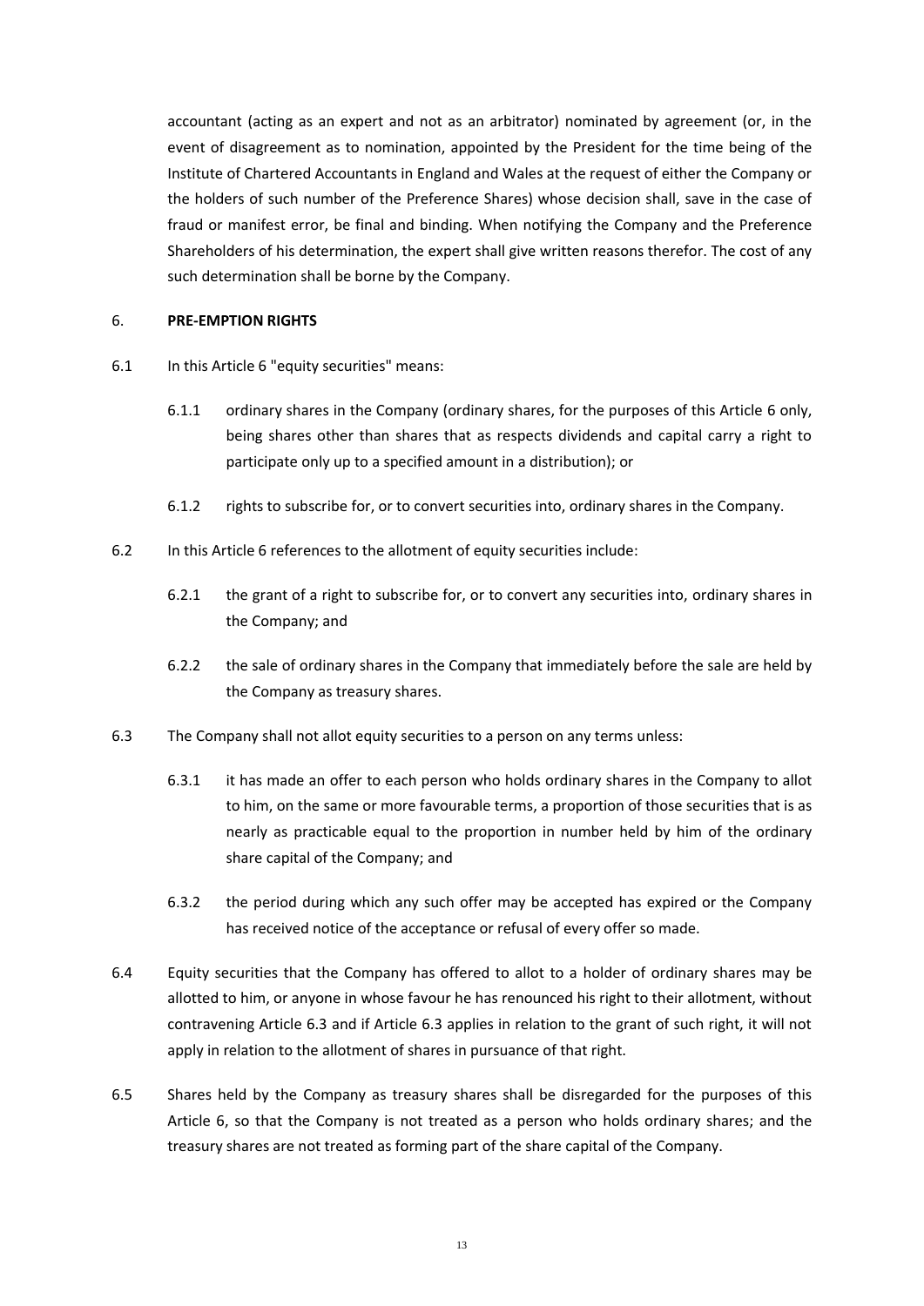accountant (acting as an expert and not as an arbitrator) nominated by agreement (or, in the event of disagreement as to nomination, appointed by the President for the time being of the Institute of Chartered Accountants in England and Wales at the request of either the Company or the holders of such number of the Preference Shares) whose decision shall, save in the case of fraud or manifest error, be final and binding. When notifying the Company and the Preference Shareholders of his determination, the expert shall give written reasons therefor. The cost of any such determination shall be borne by the Company.

6. **PRE-EMPTION RIGHTS**

6.1 In this Article 6 "equity securities" means:

6.1.1 ordinary shares in the Company (ordinary shares, for the purposes of this Article 6 only, being shares other than shares that as respects dividends and capital carry a right to participate only up to a specified amount in a distribution); or

6.1.2 rights to subscribe for, or to convert securities into, ordinary shares in the Company.

6.2 In this Article 6 references to the allotment of equity securities include:

6.2.1 the grant of a right to subscribe for, or to convert any securities into, ordinary shares in the Company; and

6.2.2 the sale of ordinary shares in the Company that immediately before the sale are held by the Company as treasury shares.

6.3 The Company shall not allot equity securities to a person on any terms unless:

6.3.1 it has made an offer to each person who holds ordinary shares in the Company to allot to him, on the same or more favourable terms, a proportion of those securities that is as nearly as practicable equal to the proportion in number held by him of the ordinary share capital of the Company; and

6.3.2 the period during which any such offer may be accepted has expired or the Company has received notice of the acceptance or refusal of every offer so made.

6.4 Equity securities that the Company has offered to allot to a holder of ordinary shares may be allotted to him, or anyone in whose favour he has renounced his right to their allotment, without contravening Article 6.3 and if Article 6.3 applies in relation to the grant of such right, it will not apply in relation to the allotment of shares in pursuance of that right.

6.5 Shares held by the Company as treasury shares shall be disregarded for the purposes of this Article 6, so that the Company is not treated as a person who holds ordinary shares; and the treasury shares are not treated as forming part of the share capital of the Company.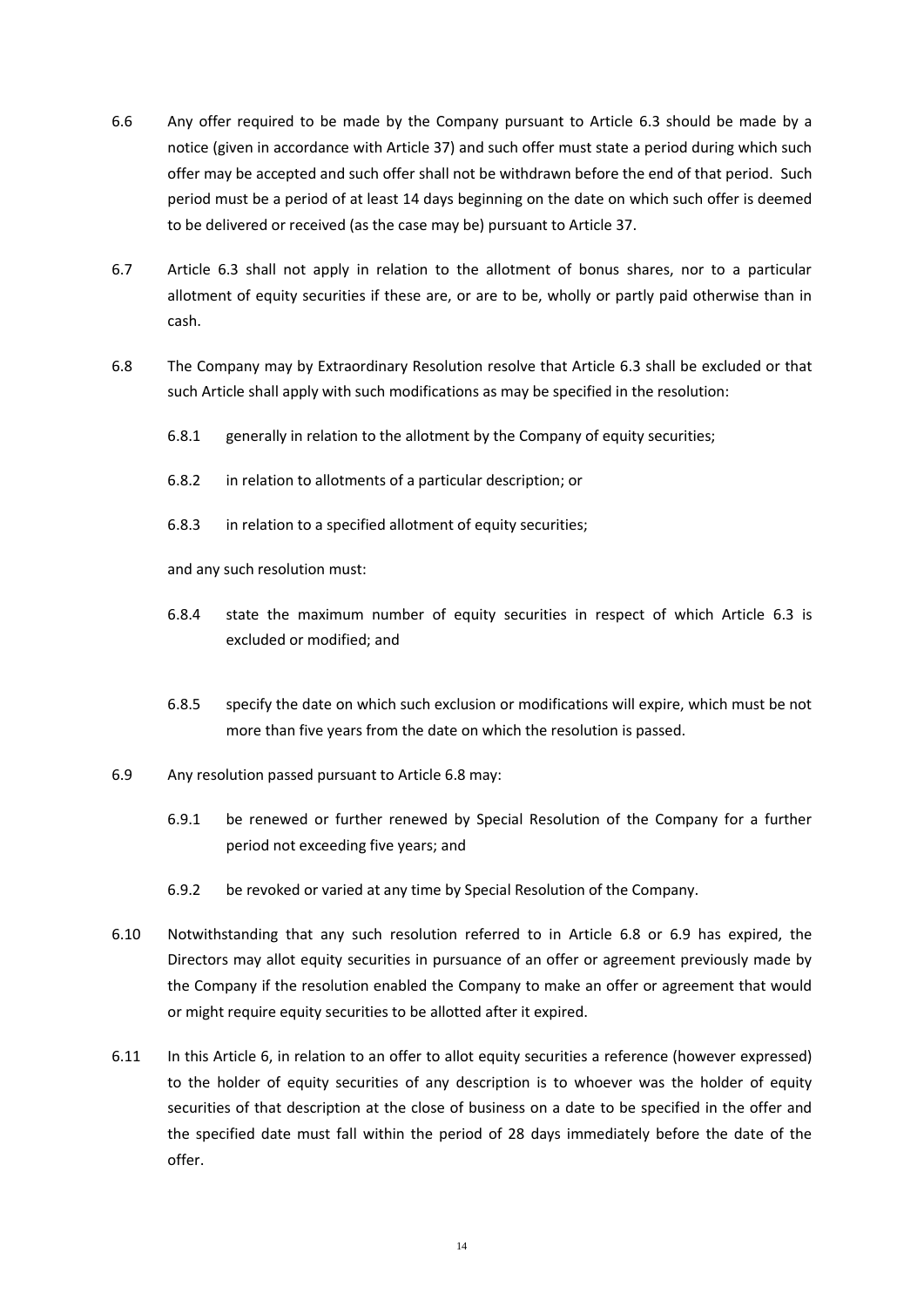6.6 Any offer required to be made by the Company pursuant to Article 6.3 should be made by a notice (given in accordance with Article 37) and such offer must state a period during which such offer may be accepted and such offer shall not be withdrawn before the end of that period. Such period must be a period of at least 14 days beginning on the date on which such offer is deemed to be delivered or received (as the case may be) pursuant to Article 37.

6.7 Article 6.3 shall not apply in relation to the allotment of bonus shares, nor to a particular allotment of equity securities if these are, or are to be, wholly or partly paid otherwise than in cash.

6.8 The Company may by Extraordinary Resolution resolve that Article 6.3 shall be excluded or that such Article shall apply with such modifications as may be specified in the resolution:

6.8.1 generally in relation to the allotment by the Company of equity securities;

6.8.2 in relation to allotments of a particular description; or

6.8.3 in relation to a specified allotment of equity securities;

and any such resolution must:

6.8.4 state the maximum number of equity securities in respect of which Article 6.3 is excluded or modified; and

6.8.5 specify the date on which such exclusion or modifications will expire, which must be not more than five years from the date on which the resolution is passed.

6.9 Any resolution passed pursuant to Article 6.8 may:

6.9.1 be renewed or further renewed by Special Resolution of the Company for a further period not exceeding five years; and

6.9.2 be revoked or varied at any time by Special Resolution of the Company.

6.10 Notwithstanding that any such resolution referred to in Article 6.8 or 6.9 has expired, the Directors may allot equity securities in pursuance of an offer or agreement previously made by the Company if the resolution enabled the Company to make an offer or agreement that would or might require equity securities to be allotted after it expired.

6.11 In this Article 6, in relation to an offer to allot equity securities a reference (however expressed) to the holder of equity securities of any description is to whoever was the holder of equity securities of that description at the close of business on a date to be specified in the offer and the specified date must fall within the period of 28 days immediately before the date of the offer.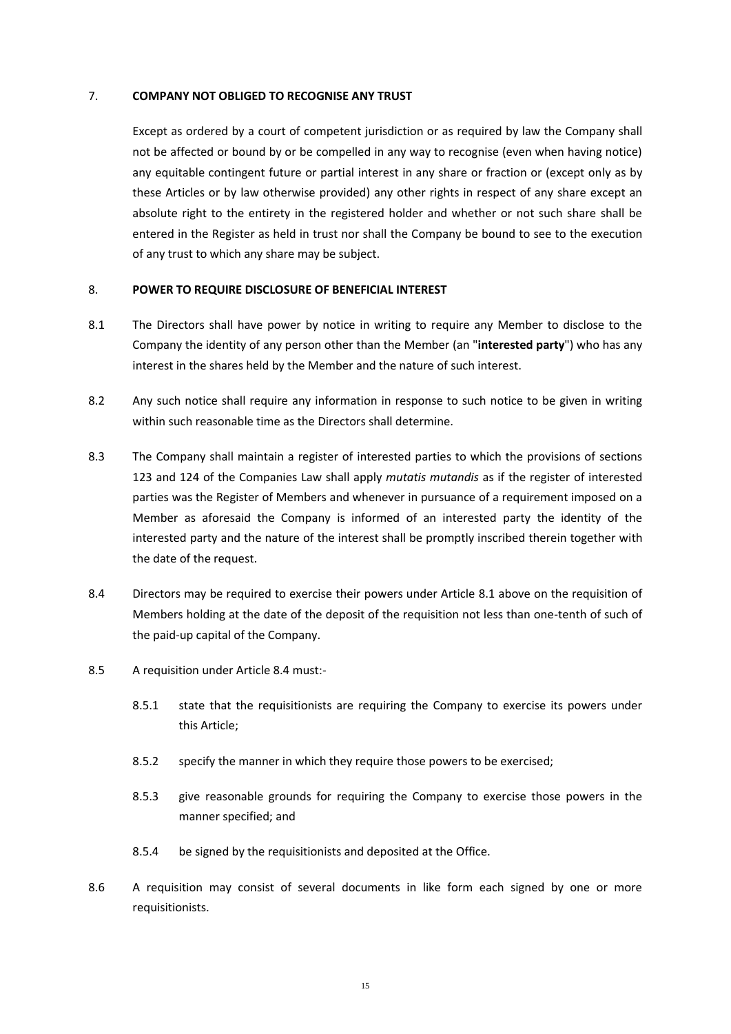## 7. COMPANY NOT OBLIGED TO RECOGNISE ANY TRUST

Except as ordered by a court of competent jurisdiction or as required by law the Company shall not be affected or bound by or be compelled in any way to recognise (even when having notice) any equitable contingent future or partial interest in any share or fraction or (except only as by these Articles or by law otherwise provided) any other rights in respect of any share except an absolute right to the entirety in the registered holder and whether or not such share shall be entered in the Register as held in trust nor shall the Company be bound to see to the execution of any trust to which any share may be subject.

## 8. POWER TO REQUIRE DISCLOSURE OF BENEFICIAL INTEREST

8.1 The Directors shall have power by notice in writing to require any Member to disclose to the Company the identity of any person other than the Member (an "**interested party**") who has any interest in the shares held by the Member and the nature of such interest.

8.2 Any such notice shall require any information in response to such notice to be given in writing within such reasonable time as the Directors shall determine.

8.3 The Company shall maintain a register of interested parties to which the provisions of sections 123 and 124 of the Companies Law shall apply *mutatis mutandis* as if the register of interested parties was the Register of Members and whenever in pursuance of a requirement imposed on a Member as aforesaid the Company is informed of an interested party the identity of the interested party and the nature of the interest shall be promptly inscribed therein together with the date of the request.

8.4 Directors may be required to exercise their powers under Article 8.1 above on the requisition of Members holding at the date of the deposit of the requisition not less than one-tenth of such of the paid-up capital of the Company.

8.5 A requisition under Article 8.4 must:-

8.5.1 state that the requisitionists are requiring the Company to exercise its powers under this Article;

8.5.2 specify the manner in which they require those powers to be exercised;

8.5.3 give reasonable grounds for requiring the Company to exercise those powers in the manner specified; and

8.5.4 be signed by the requisitionists and deposited at the Office.

8.6 A requisition may consist of several documents in like form each signed by one or more requisitionists.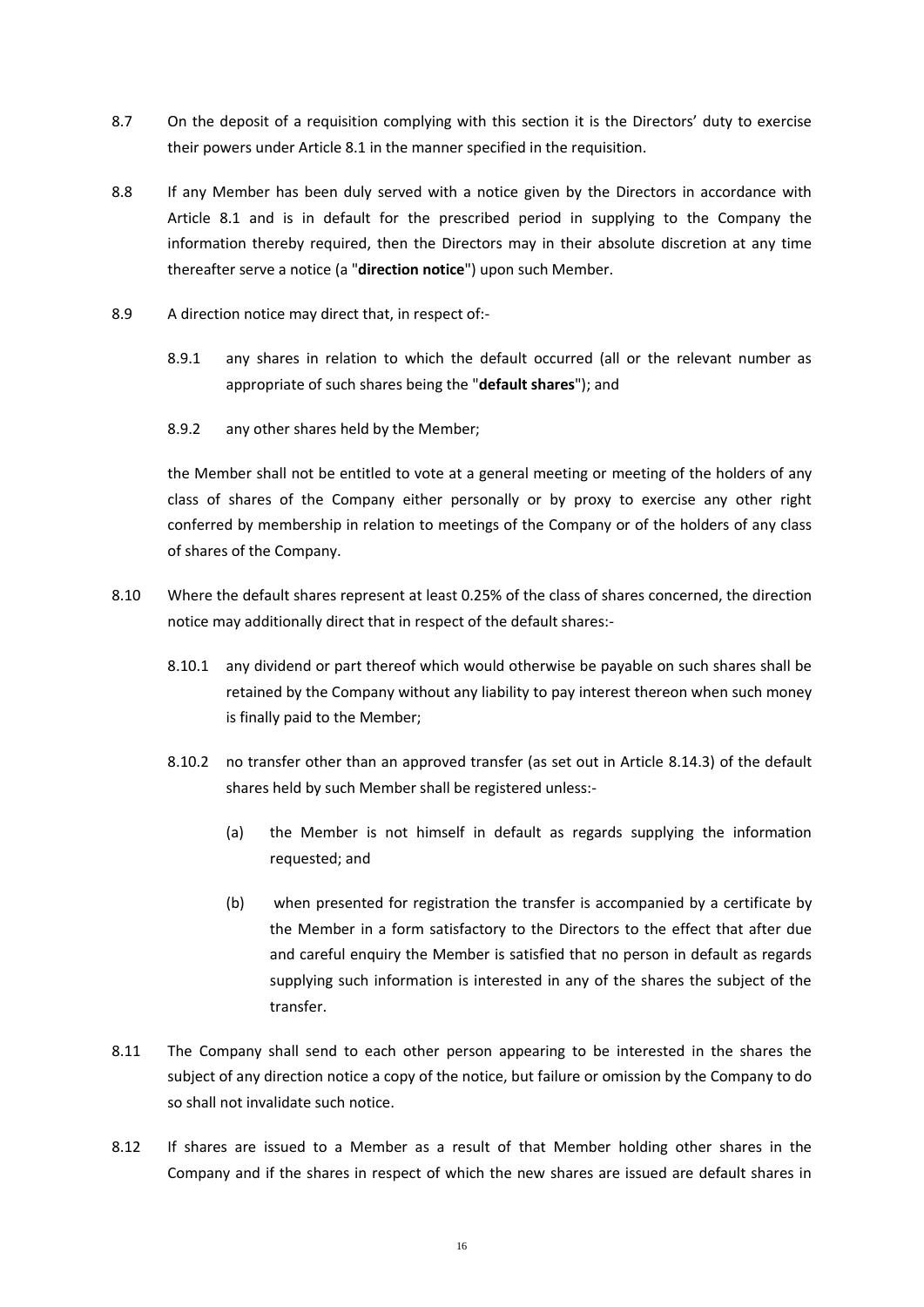8.7 On the deposit of a requisition complying with this section it is the Directors' duty to exercise their powers under Article 8.1 in the manner specified in the requisition.

8.8 If any Member has been duly served with a notice given by the Directors in accordance with Article 8.1 and is in default for the prescribed period in supplying to the Company the information thereby required, then the Directors may in their absolute discretion at any time thereafter serve a notice (a "**direction notice**") upon such Member.

8.9 A direction notice may direct that, in respect of:-

8.9.1 any shares in relation to which the default occurred (all or the relevant number as appropriate of such shares being the "**default shares**"); and

8.9.2 any other shares held by the Member;

the Member shall not be entitled to vote at a general meeting or meeting of the holders of any class of shares of the Company either personally or by proxy to exercise any other right conferred by membership in relation to meetings of the Company or of the holders of any class of shares of the Company.

8.10 Where the default shares represent at least 0.25% of the class of shares concerned, the direction notice may additionally direct that in respect of the default shares:-

8.10.1 any dividend or part thereof which would otherwise be payable on such shares shall be retained by the Company without any liability to pay interest thereon when such money is finally paid to the Member;

8.10.2 no transfer other than an approved transfer (as set out in Article 8.14.3) of the default shares held by such Member shall be registered unless:-

(a) the Member is not himself in default as regards supplying the information requested; and

(b) when presented for registration the transfer is accompanied by a certificate by the Member in a form satisfactory to the Directors to the effect that after due and careful enquiry the Member is satisfied that no person in default as regards supplying such information is interested in any of the shares the subject of the transfer.

8.11 The Company shall send to each other person appearing to be interested in the shares the subject of any direction notice a copy of the notice, but failure or omission by the Company to do so shall not invalidate such notice.

8.12 If shares are issued to a Member as a result of that Member holding other shares in the Company and if the shares in respect of which the new shares are issued are default shares in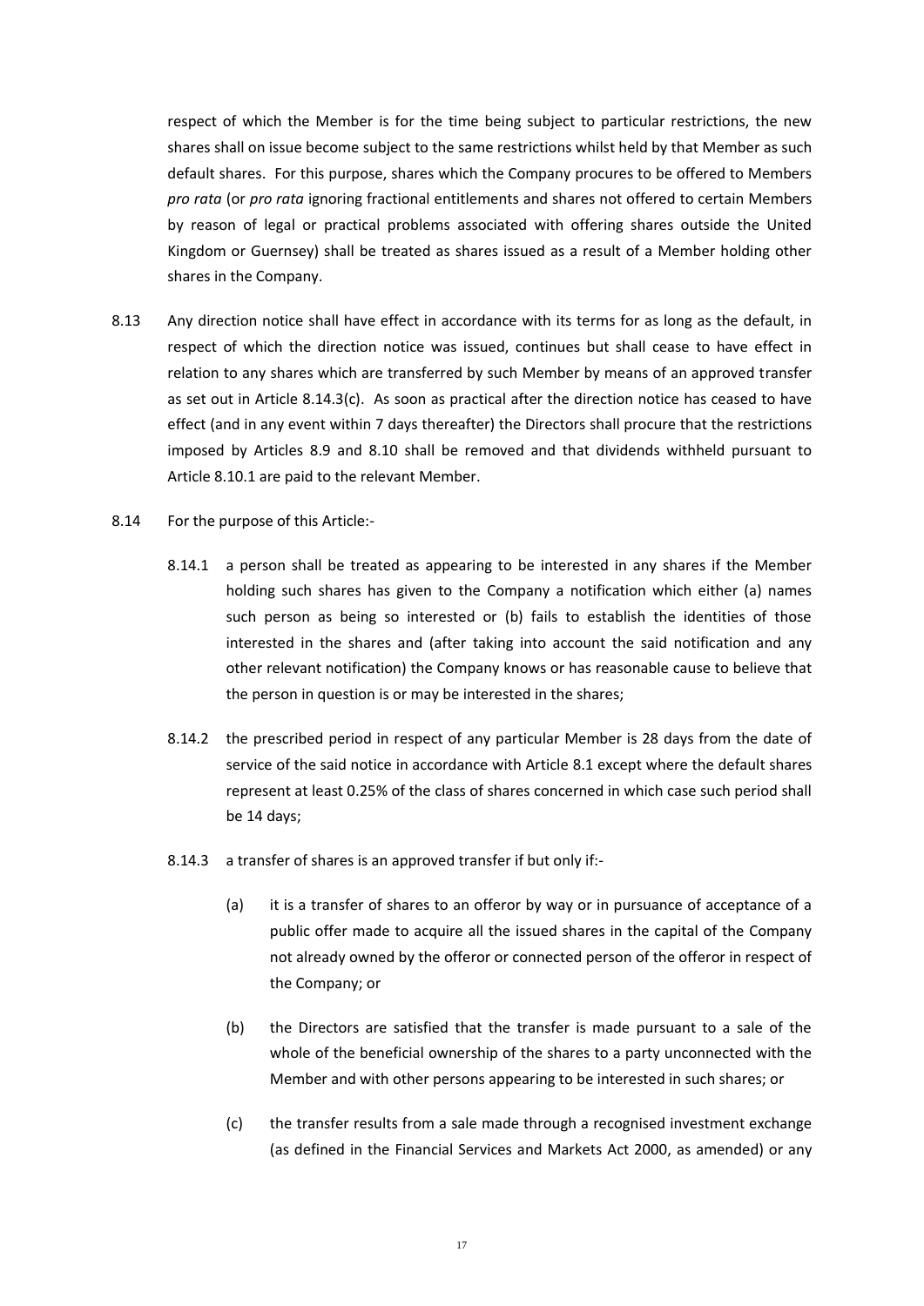respect of which the Member is for the time being subject to particular restrictions, the new shares shall on issue become subject to the same restrictions whilst held by that Member as such default shares. For this purpose, shares which the Company procures to be offered to Members *pro rata* (or *pro rata* ignoring fractional entitlements and shares not offered to certain Members by reason of legal or practical problems associated with offering shares outside the United Kingdom or Guernsey) shall be treated as shares issued as a result of a Member holding other shares in the Company.

8.13 Any direction notice shall have effect in accordance with its terms for as long as the default, in respect of which the direction notice was issued, continues but shall cease to have effect in relation to any shares which are transferred by such Member by means of an approved transfer as set out in Article 8.14.3(c). As soon as practical after the direction notice has ceased to have effect (and in any event within 7 days thereafter) the Directors shall procure that the restrictions imposed by Articles 8.9 and 8.10 shall be removed and that dividends withheld pursuant to Article 8.10.1 are paid to the relevant Member.

8.14 For the purpose of this Article:-

8.14.1 a person shall be treated as appearing to be interested in any shares if the Member holding such shares has given to the Company a notification which either (a) names such person as being so interested or (b) fails to establish the identities of those interested in the shares and (after taking into account the said notification and any other relevant notification) the Company knows or has reasonable cause to believe that the person in question is or may be interested in the shares;

8.14.2 the prescribed period in respect of any particular Member is 28 days from the date of service of the said notice in accordance with Article 8.1 except where the default shares represent at least 0.25% of the class of shares concerned in which case such period shall be 14 days;

8.14.3 a transfer of shares is an approved transfer if but only if:-

(a) it is a transfer of shares to an offeror by way or in pursuance of acceptance of a public offer made to acquire all the issued shares in the capital of the Company not already owned by the offeror or connected person of the offeror in respect of the Company; or

(b) the Directors are satisfied that the transfer is made pursuant to a sale of the whole of the beneficial ownership of the shares to a party unconnected with the Member and with other persons appearing to be interested in such shares; or

(c) the transfer results from a sale made through a recognised investment exchange (as defined in the Financial Services and Markets Act 2000, as amended) or any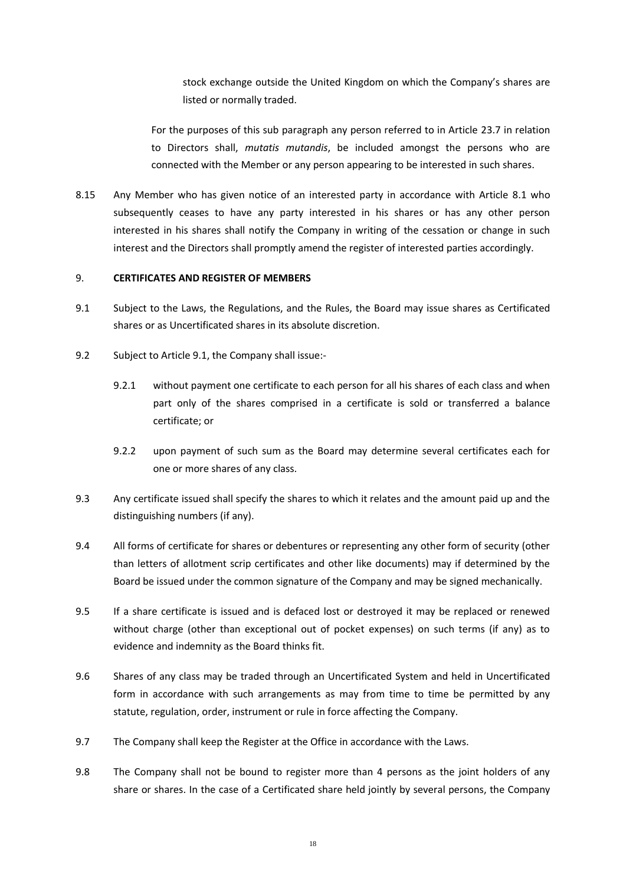stock exchange outside the United Kingdom on which the Company's shares are listed or normally traded.

For the purposes of this sub paragraph any person referred to in Article 23.7 in relation to Directors shall, *mutatis mutandis*, be included amongst the persons who are connected with the Member or any person appearing to be interested in such shares.

8.15 Any Member who has given notice of an interested party in accordance with Article 8.1 who subsequently ceases to have any party interested in his shares or has any other person interested in his shares shall notify the Company in writing of the cessation or change in such interest and the Directors shall promptly amend the register of interested parties accordingly.

## 9. CERTIFICATES AND REGISTER OF MEMBERS

9.1 Subject to the Laws, the Regulations, and the Rules, the Board may issue shares as Certificated shares or as Uncertificated shares in its absolute discretion.

9.2 Subject to Article 9.1, the Company shall issue:-

9.2.1 without payment one certificate to each person for all his shares of each class and when part only of the shares comprised in a certificate is sold or transferred a balance certificate; or

9.2.2 upon payment of such sum as the Board may determine several certificates each for one or more shares of any class.

9.3 Any certificate issued shall specify the shares to which it relates and the amount paid up and the distinguishing numbers (if any).

9.4 All forms of certificate for shares or debentures or representing any other form of security (other than letters of allotment scrip certificates and other like documents) may if determined by the Board be issued under the common signature of the Company and may be signed mechanically.

9.5 If a share certificate is issued and is defaced lost or destroyed it may be replaced or renewed without charge (other than exceptional out of pocket expenses) on such terms (if any) as to evidence and indemnity as the Board thinks fit.

9.6 Shares of any class may be traded through an Uncertificated System and held in Uncertificated form in accordance with such arrangements as may from time to time be permitted by any statute, regulation, order, instrument or rule in force affecting the Company.

9.7 The Company shall keep the Register at the Office in accordance with the Laws.

9.8 The Company shall not be bound to register more than 4 persons as the joint holders of any share or shares. In the case of a Certificated share held jointly by several persons, the Company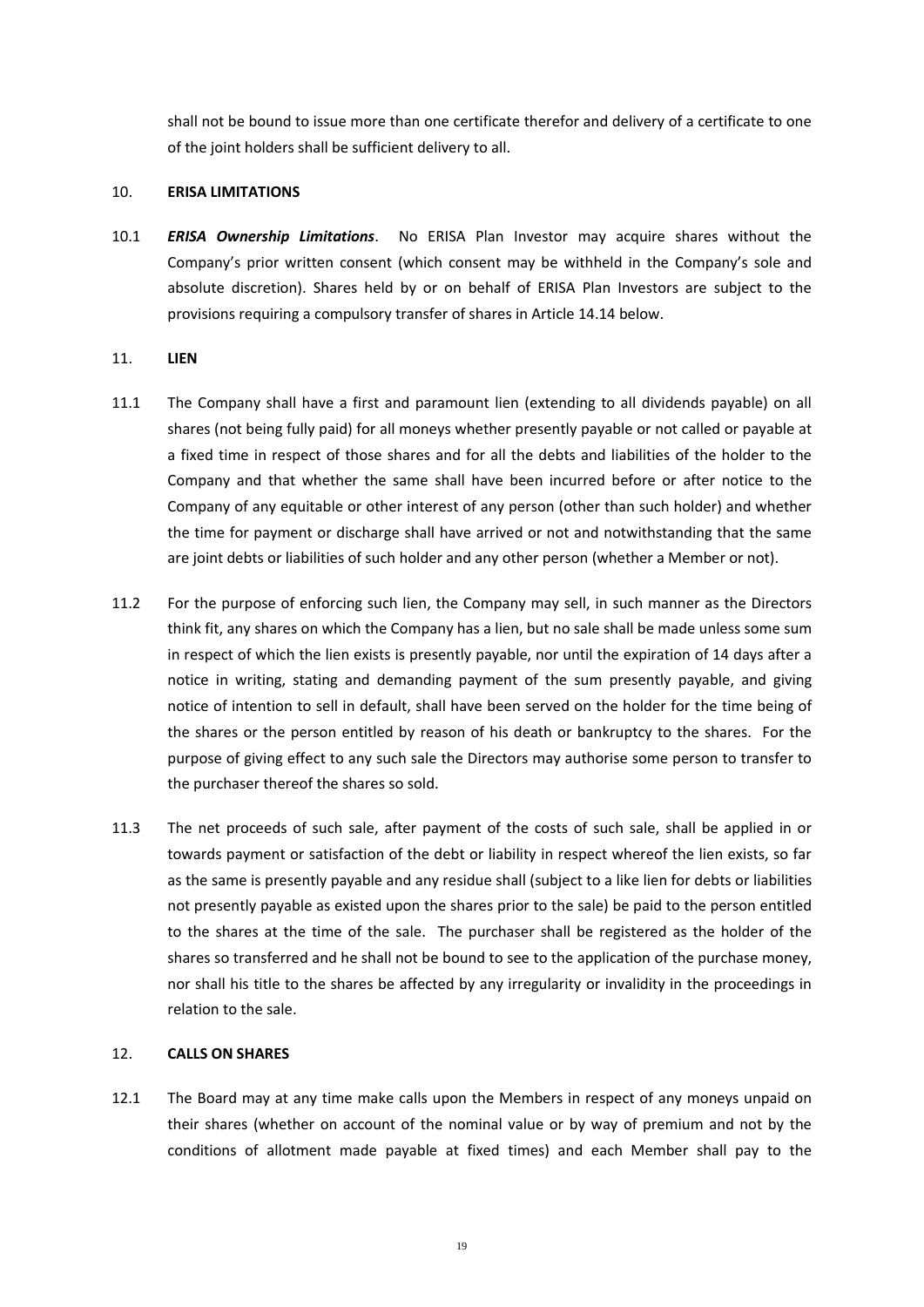shall not be bound to issue more than one certificate therefor and delivery of a certificate to one of the joint holders shall be sufficient delivery to all.

## 10. ERISA LIMITATIONS

10.1 ***ERISA Ownership Limitations***. No ERISA Plan Investor may acquire shares without the Company's prior written consent (which consent may be withheld in the Company's sole and absolute discretion). Shares held by or on behalf of ERISA Plan Investors are subject to the provisions requiring a compulsory transfer of shares in Article 14.14 below.

## 11. LIEN

11.1 The Company shall have a first and paramount lien (extending to all dividends payable) on all shares (not being fully paid) for all moneys whether presently payable or not called or payable at a fixed time in respect of those shares and for all the debts and liabilities of the holder to the Company and that whether the same shall have been incurred before or after notice to the Company of any equitable or other interest of any person (other than such holder) and whether the time for payment or discharge shall have arrived or not and notwithstanding that the same are joint debts or liabilities of such holder and any other person (whether a Member or not).

11.2 For the purpose of enforcing such lien, the Company may sell, in such manner as the Directors think fit, any shares on which the Company has a lien, but no sale shall be made unless some sum in respect of which the lien exists is presently payable, nor until the expiration of 14 days after a notice in writing, stating and demanding payment of the sum presently payable, and giving notice of intention to sell in default, shall have been served on the holder for the time being of the shares or the person entitled by reason of his death or bankruptcy to the shares. For the purpose of giving effect to any such sale the Directors may authorise some person to transfer to the purchaser thereof the shares so sold.

11.3 The net proceeds of such sale, after payment of the costs of such sale, shall be applied in or towards payment or satisfaction of the debt or liability in respect whereof the lien exists, so far as the same is presently payable and any residue shall (subject to a like lien for debts or liabilities not presently payable as existed upon the shares prior to the sale) be paid to the person entitled to the shares at the time of the sale. The purchaser shall be registered as the holder of the shares so transferred and he shall not be bound to see to the application of the purchase money, nor shall his title to the shares be affected by any irregularity or invalidity in the proceedings in relation to the sale.

## 12. CALLS ON SHARES

12.1 The Board may at any time make calls upon the Members in respect of any moneys unpaid on their shares (whether on account of the nominal value or by way of premium and not by the conditions of allotment made payable at fixed times) and each Member shall pay to the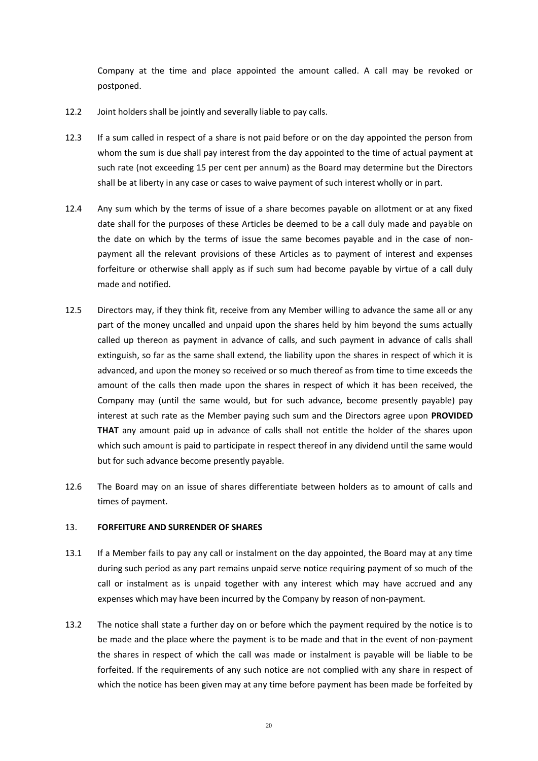Company at the time and place appointed the amount called. A call may be revoked or postponed.

12.2 Joint holders shall be jointly and severally liable to pay calls.

12.3 If a sum called in respect of a share is not paid before or on the day appointed the person from whom the sum is due shall pay interest from the day appointed to the time of actual payment at such rate (not exceeding 15 per cent per annum) as the Board may determine but the Directors shall be at liberty in any case or cases to waive payment of such interest wholly or in part.

12.4 Any sum which by the terms of issue of a share becomes payable on allotment or at any fixed date shall for the purposes of these Articles be deemed to be a call duly made and payable on the date on which by the terms of issue the same becomes payable and in the case of non-payment all the relevant provisions of these Articles as to payment of interest and expenses forfeiture or otherwise shall apply as if such sum had become payable by virtue of a call duly made and notified.

12.5 Directors may, if they think fit, receive from any Member willing to advance the same all or any part of the money uncalled and unpaid upon the shares held by him beyond the sums actually called up thereon as payment in advance of calls, and such payment in advance of calls shall extinguish, so far as the same shall extend, the liability upon the shares in respect of which it is advanced, and upon the money so received or so much thereof as from time to time exceeds the amount of the calls then made upon the shares in respect of which it has been received, the Company may (until the same would, but for such advance, become presently payable) pay interest at such rate as the Member paying such sum and the Directors agree upon **PROVIDED THAT** any amount paid up in advance of calls shall not entitle the holder of the shares upon which such amount is paid to participate in respect thereof in any dividend until the same would but for such advance become presently payable.

12.6 The Board may on an issue of shares differentiate between holders as to amount of calls and times of payment.

## 13. FORFEITURE AND SURRENDER OF SHARES

13.1 If a Member fails to pay any call or instalment on the day appointed, the Board may at any time during such period as any part remains unpaid serve notice requiring payment of so much of the call or instalment as is unpaid together with any interest which may have accrued and any expenses which may have been incurred by the Company by reason of non-payment.

13.2 The notice shall state a further day on or before which the payment required by the notice is to be made and the place where the payment is to be made and that in the event of non-payment the shares in respect of which the call was made or instalment is payable will be liable to be forfeited. If the requirements of any such notice are not complied with any share in respect of which the notice has been given may at any time before payment has been made be forfeited by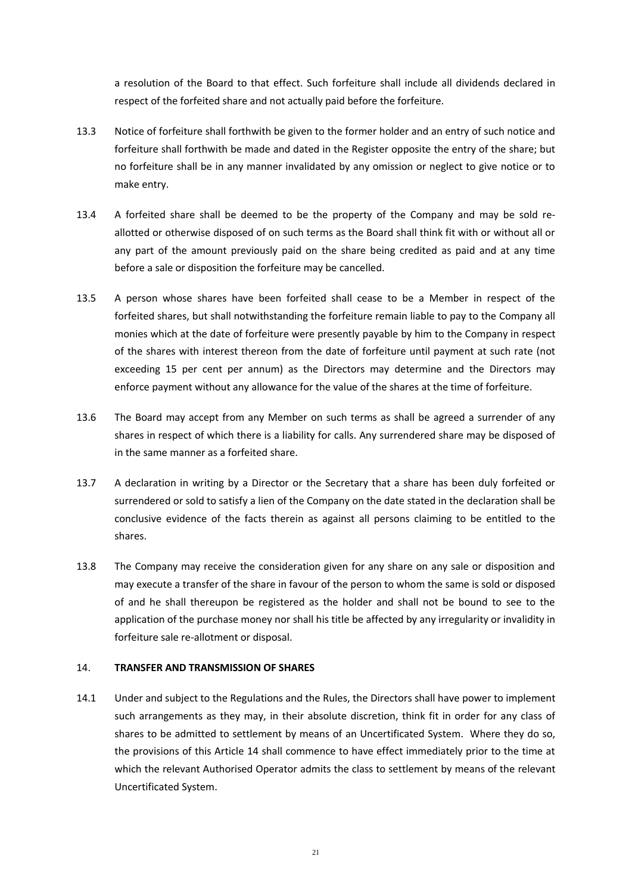a resolution of the Board to that effect. Such forfeiture shall include all dividends declared in respect of the forfeited share and not actually paid before the forfeiture.

13.3 Notice of forfeiture shall forthwith be given to the former holder and an entry of such notice and forfeiture shall forthwith be made and dated in the Register opposite the entry of the share; but no forfeiture shall be in any manner invalidated by any omission or neglect to give notice or to make entry.

13.4 A forfeited share shall be deemed to be the property of the Company and may be sold re-allotted or otherwise disposed of on such terms as the Board shall think fit with or without all or any part of the amount previously paid on the share being credited as paid and at any time before a sale or disposition the forfeiture may be cancelled.

13.5 A person whose shares have been forfeited shall cease to be a Member in respect of the forfeited shares, but shall notwithstanding the forfeiture remain liable to pay to the Company all monies which at the date of forfeiture were presently payable by him to the Company in respect of the shares with interest thereon from the date of forfeiture until payment at such rate (not exceeding 15 per cent per annum) as the Directors may determine and the Directors may enforce payment without any allowance for the value of the shares at the time of forfeiture.

13.6 The Board may accept from any Member on such terms as shall be agreed a surrender of any shares in respect of which there is a liability for calls. Any surrendered share may be disposed of in the same manner as a forfeited share.

13.7 A declaration in writing by a Director or the Secretary that a share has been duly forfeited or surrendered or sold to satisfy a lien of the Company on the date stated in the declaration shall be conclusive evidence of the facts therein as against all persons claiming to be entitled to the shares.

13.8 The Company may receive the consideration given for any share on any sale or disposition and may execute a transfer of the share in favour of the person to whom the same is sold or disposed of and he shall thereupon be registered as the holder and shall not be bound to see to the application of the purchase money nor shall his title be affected by any irregularity or invalidity in forfeiture sale re-allotment or disposal.

## 14. TRANSFER AND TRANSMISSION OF SHARES

14.1 Under and subject to the Regulations and the Rules, the Directors shall have power to implement such arrangements as they may, in their absolute discretion, think fit in order for any class of shares to be admitted to settlement by means of an Uncertificated System. Where they do so, the provisions of this Article 14 shall commence to have effect immediately prior to the time at which the relevant Authorised Operator admits the class to settlement by means of the relevant Uncertificated System.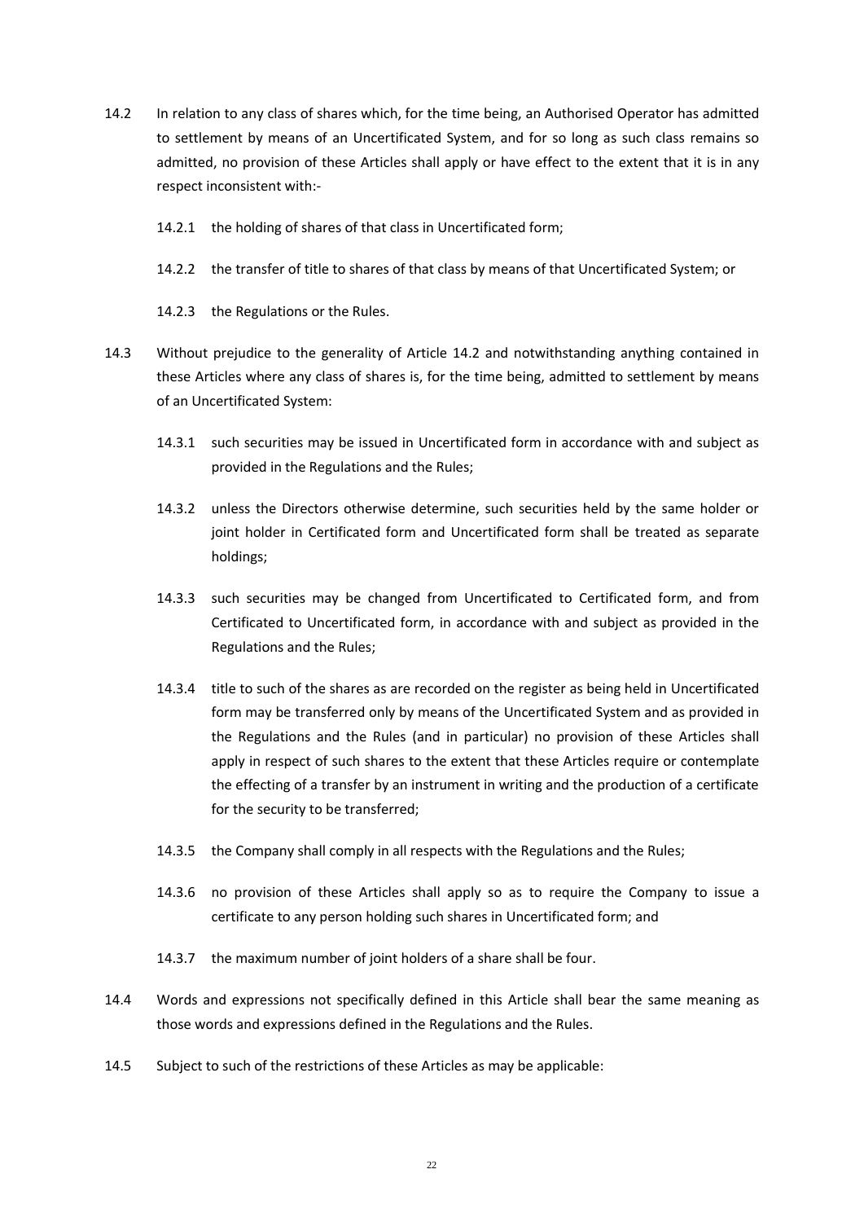14.2 In relation to any class of shares which, for the time being, an Authorised Operator has admitted to settlement by means of an Uncertificated System, and for so long as such class remains so admitted, no provision of these Articles shall apply or have effect to the extent that it is in any respect inconsistent with:-

14.2.1 the holding of shares of that class in Uncertificated form;

14.2.2 the transfer of title to shares of that class by means of that Uncertificated System; or

14.2.3 the Regulations or the Rules.

14.3 Without prejudice to the generality of Article 14.2 and notwithstanding anything contained in these Articles where any class of shares is, for the time being, admitted to settlement by means of an Uncertificated System:

14.3.1 such securities may be issued in Uncertificated form in accordance with and subject as provided in the Regulations and the Rules;

14.3.2 unless the Directors otherwise determine, such securities held by the same holder or joint holder in Certificated form and Uncertificated form shall be treated as separate holdings;

14.3.3 such securities may be changed from Uncertificated to Certificated form, and from Certificated to Uncertificated form, in accordance with and subject as provided in the Regulations and the Rules;

14.3.4 title to such of the shares as are recorded on the register as being held in Uncertificated form may be transferred only by means of the Uncertificated System and as provided in the Regulations and the Rules (and in particular) no provision of these Articles shall apply in respect of such shares to the extent that these Articles require or contemplate the effecting of a transfer by an instrument in writing and the production of a certificate for the security to be transferred;

14.3.5 the Company shall comply in all respects with the Regulations and the Rules;

14.3.6 no provision of these Articles shall apply so as to require the Company to issue a certificate to any person holding such shares in Uncertificated form; and

14.3.7 the maximum number of joint holders of a share shall be four.

14.4 Words and expressions not specifically defined in this Article shall bear the same meaning as those words and expressions defined in the Regulations and the Rules.

14.5 Subject to such of the restrictions of these Articles as may be applicable: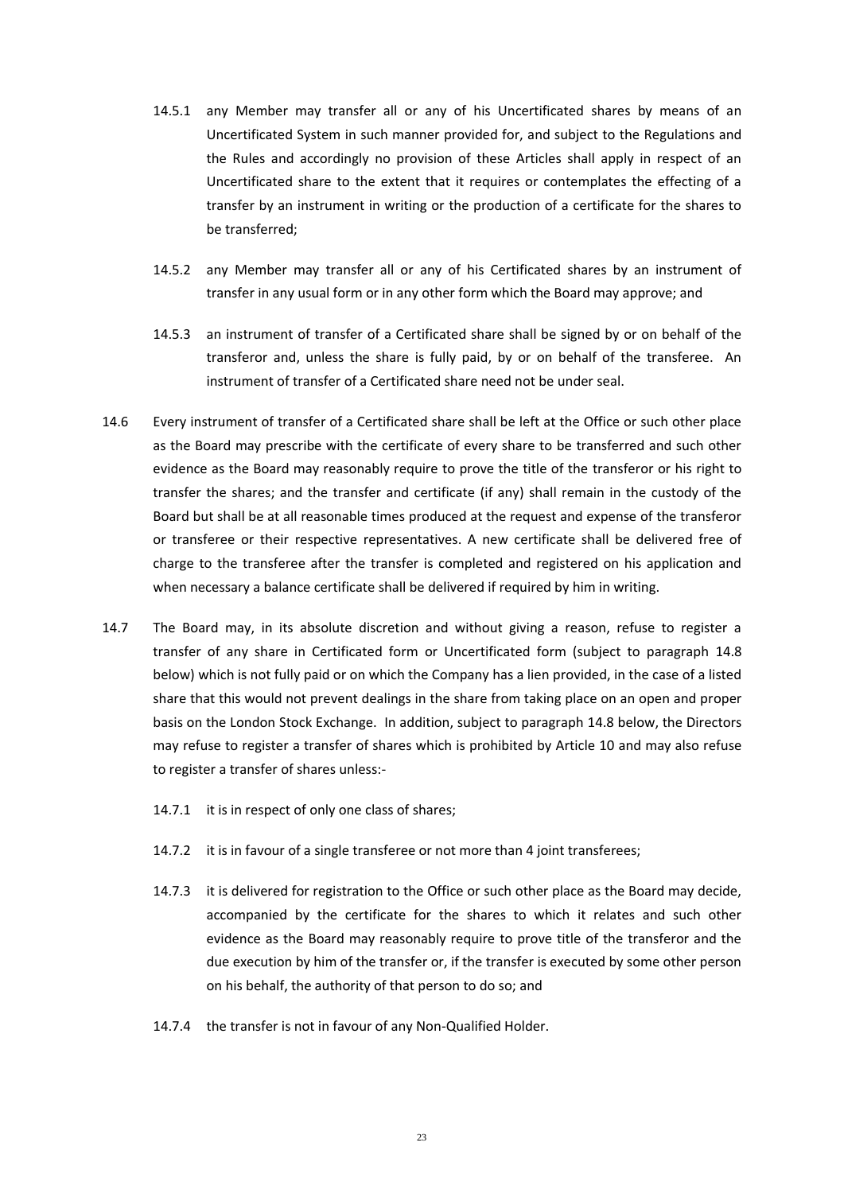14.5.1 any Member may transfer all or any of his Uncertificated shares by means of an Uncertificated System in such manner provided for, and subject to the Regulations and the Rules and accordingly no provision of these Articles shall apply in respect of an Uncertificated share to the extent that it requires or contemplates the effecting of a transfer by an instrument in writing or the production of a certificate for the shares to be transferred;

14.5.2 any Member may transfer all or any of his Certificated shares by an instrument of transfer in any usual form or in any other form which the Board may approve; and

14.5.3 an instrument of transfer of a Certificated share shall be signed by or on behalf of the transferor and, unless the share is fully paid, by or on behalf of the transferee. An instrument of transfer of a Certificated share need not be under seal.

14.6 Every instrument of transfer of a Certificated share shall be left at the Office or such other place as the Board may prescribe with the certificate of every share to be transferred and such other evidence as the Board may reasonably require to prove the title of the transferor or his right to transfer the shares; and the transfer and certificate (if any) shall remain in the custody of the Board but shall be at all reasonable times produced at the request and expense of the transferor or transferee or their respective representatives. A new certificate shall be delivered free of charge to the transferee after the transfer is completed and registered on his application and when necessary a balance certificate shall be delivered if required by him in writing.

14.7 The Board may, in its absolute discretion and without giving a reason, refuse to register a transfer of any share in Certificated form or Uncertificated form (subject to paragraph 14.8 below) which is not fully paid or on which the Company has a lien provided, in the case of a listed share that this would not prevent dealings in the share from taking place on an open and proper basis on the London Stock Exchange. In addition, subject to paragraph 14.8 below, the Directors may refuse to register a transfer of shares which is prohibited by Article 10 and may also refuse to register a transfer of shares unless:-

14.7.1 it is in respect of only one class of shares;

14.7.2 it is in favour of a single transferee or not more than 4 joint transferees;

14.7.3 it is delivered for registration to the Office or such other place as the Board may decide, accompanied by the certificate for the shares to which it relates and such other evidence as the Board may reasonably require to prove title of the transferor and the due execution by him of the transfer or, if the transfer is executed by some other person on his behalf, the authority of that person to do so; and

14.7.4 the transfer is not in favour of any Non-Qualified Holder.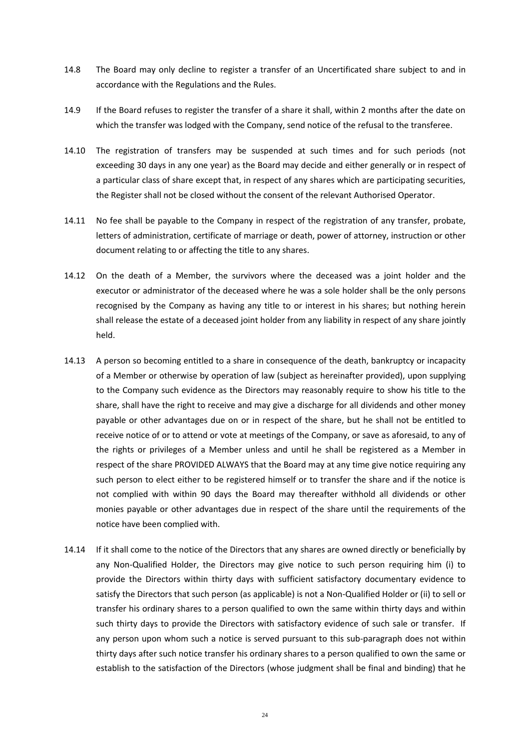14.8 The Board may only decline to register a transfer of an Uncertificated share subject to and in accordance with the Regulations and the Rules.

14.9 If the Board refuses to register the transfer of a share it shall, within 2 months after the date on which the transfer was lodged with the Company, send notice of the refusal to the transferee.

14.10 The registration of transfers may be suspended at such times and for such periods (not exceeding 30 days in any one year) as the Board may decide and either generally or in respect of a particular class of share except that, in respect of any shares which are participating securities, the Register shall not be closed without the consent of the relevant Authorised Operator.

14.11 No fee shall be payable to the Company in respect of the registration of any transfer, probate, letters of administration, certificate of marriage or death, power of attorney, instruction or other document relating to or affecting the title to any shares.

14.12 On the death of a Member, the survivors where the deceased was a joint holder and the executor or administrator of the deceased where he was a sole holder shall be the only persons recognised by the Company as having any title to or interest in his shares; but nothing herein shall release the estate of a deceased joint holder from any liability in respect of any share jointly held.

14.13 A person so becoming entitled to a share in consequence of the death, bankruptcy or incapacity of a Member or otherwise by operation of law (subject as hereinafter provided), upon supplying to the Company such evidence as the Directors may reasonably require to show his title to the share, shall have the right to receive and may give a discharge for all dividends and other money payable or other advantages due on or in respect of the share, but he shall not be entitled to receive notice of or to attend or vote at meetings of the Company, or save as aforesaid, to any of the rights or privileges of a Member unless and until he shall be registered as a Member in respect of the share PROVIDED ALWAYS that the Board may at any time give notice requiring any such person to elect either to be registered himself or to transfer the share and if the notice is not complied with within 90 days the Board may thereafter withhold all dividends or other monies payable or other advantages due in respect of the share until the requirements of the notice have been complied with.

14.14 If it shall come to the notice of the Directors that any shares are owned directly or beneficially by any Non-Qualified Holder, the Directors may give notice to such person requiring him (i) to provide the Directors within thirty days with sufficient satisfactory documentary evidence to satisfy the Directors that such person (as applicable) is not a Non-Qualified Holder or (ii) to sell or transfer his ordinary shares to a person qualified to own the same within thirty days and within such thirty days to provide the Directors with satisfactory evidence of such sale or transfer. If any person upon whom such a notice is served pursuant to this sub-paragraph does not within thirty days after such notice transfer his ordinary shares to a person qualified to own the same or establish to the satisfaction of the Directors (whose judgment shall be final and binding) that he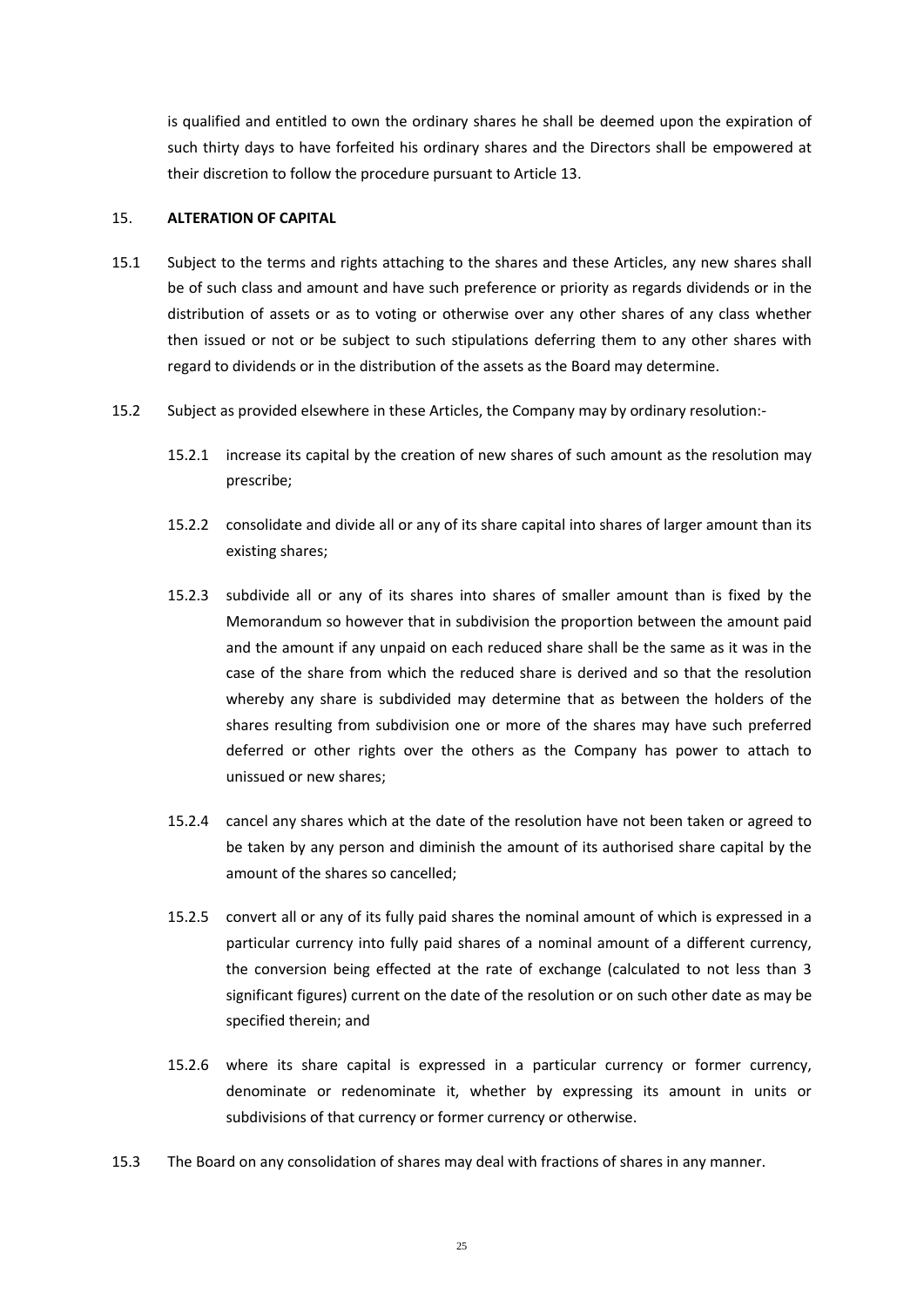is qualified and entitled to own the ordinary shares he shall be deemed upon the expiration of such thirty days to have forfeited his ordinary shares and the Directors shall be empowered at their discretion to follow the procedure pursuant to Article 13.

15. **ALTERATION OF CAPITAL**

15.1 Subject to the terms and rights attaching to the shares and these Articles, any new shares shall be of such class and amount and have such preference or priority as regards dividends or in the distribution of assets or as to voting or otherwise over any other shares of any class whether then issued or not or be subject to such stipulations deferring them to any other shares with regard to dividends or in the distribution of the assets as the Board may determine.

15.2 Subject as provided elsewhere in these Articles, the Company may by ordinary resolution:-

15.2.1 increase its capital by the creation of new shares of such amount as the resolution may prescribe;

15.2.2 consolidate and divide all or any of its share capital into shares of larger amount than its existing shares;

15.2.3 subdivide all or any of its shares into shares of smaller amount than is fixed by the Memorandum so however that in subdivision the proportion between the amount paid and the amount if any unpaid on each reduced share shall be the same as it was in the case of the share from which the reduced share is derived and so that the resolution whereby any share is subdivided may determine that as between the holders of the shares resulting from subdivision one or more of the shares may have such preferred deferred or other rights over the others as the Company has power to attach to unissued or new shares;

15.2.4 cancel any shares which at the date of the resolution have not been taken or agreed to be taken by any person and diminish the amount of its authorised share capital by the amount of the shares so cancelled;

15.2.5 convert all or any of its fully paid shares the nominal amount of which is expressed in a particular currency into fully paid shares of a nominal amount of a different currency, the conversion being effected at the rate of exchange (calculated to not less than 3 significant figures) current on the date of the resolution or on such other date as may be specified therein; and

15.2.6 where its share capital is expressed in a particular currency or former currency, denominate or redenominate it, whether by expressing its amount in units or subdivisions of that currency or former currency or otherwise.

15.3 The Board on any consolidation of shares may deal with fractions of shares in any manner.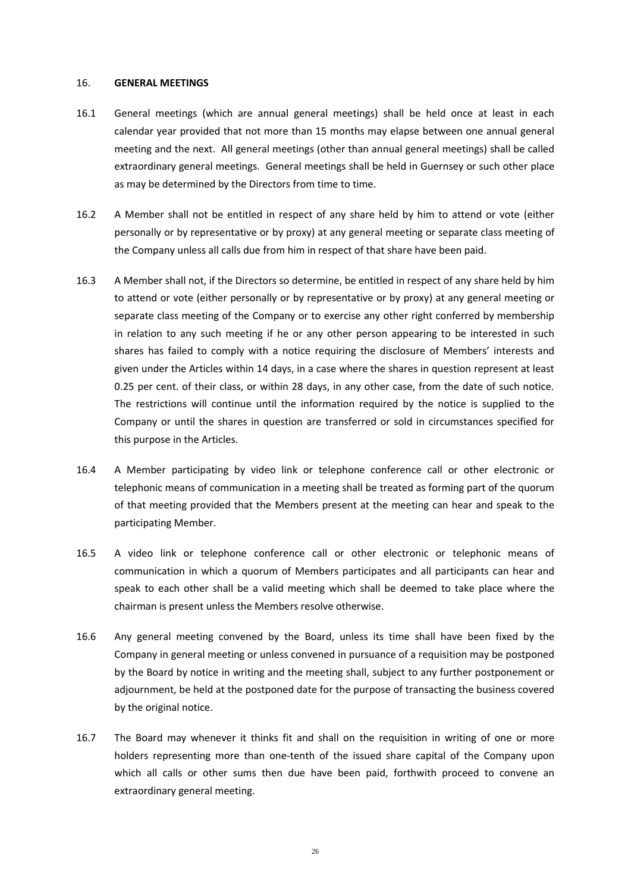## 16. GENERAL MEETINGS

16.1 General meetings (which are annual general meetings) shall be held once at least in each calendar year provided that not more than 15 months may elapse between one annual general meeting and the next. All general meetings (other than annual general meetings) shall be called extraordinary general meetings. General meetings shall be held in Guernsey or such other place as may be determined by the Directors from time to time.

16.2 A Member shall not be entitled in respect of any share held by him to attend or vote (either personally or by representative or by proxy) at any general meeting or separate class meeting of the Company unless all calls due from him in respect of that share have been paid.

16.3 A Member shall not, if the Directors so determine, be entitled in respect of any share held by him to attend or vote (either personally or by representative or by proxy) at any general meeting or separate class meeting of the Company or to exercise any other right conferred by membership in relation to any such meeting if he or any other person appearing to be interested in such shares has failed to comply with a notice requiring the disclosure of Members' interests and given under the Articles within 14 days, in a case where the shares in question represent at least 0.25 per cent. of their class, or within 28 days, in any other case, from the date of such notice. The restrictions will continue until the information required by the notice is supplied to the Company or until the shares in question are transferred or sold in circumstances specified for this purpose in the Articles.

16.4 A Member participating by video link or telephone conference call or other electronic or telephonic means of communication in a meeting shall be treated as forming part of the quorum of that meeting provided that the Members present at the meeting can hear and speak to the participating Member.

16.5 A video link or telephone conference call or other electronic or telephonic means of communication in which a quorum of Members participates and all participants can hear and speak to each other shall be a valid meeting which shall be deemed to take place where the chairman is present unless the Members resolve otherwise.

16.6 Any general meeting convened by the Board, unless its time shall have been fixed by the Company in general meeting or unless convened in pursuance of a requisition may be postponed by the Board by notice in writing and the meeting shall, subject to any further postponement or adjournment, be held at the postponed date for the purpose of transacting the business covered by the original notice.

16.7 The Board may whenever it thinks fit and shall on the requisition in writing of one or more holders representing more than one-tenth of the issued share capital of the Company upon which all calls or other sums then due have been paid, forthwith proceed to convene an extraordinary general meeting.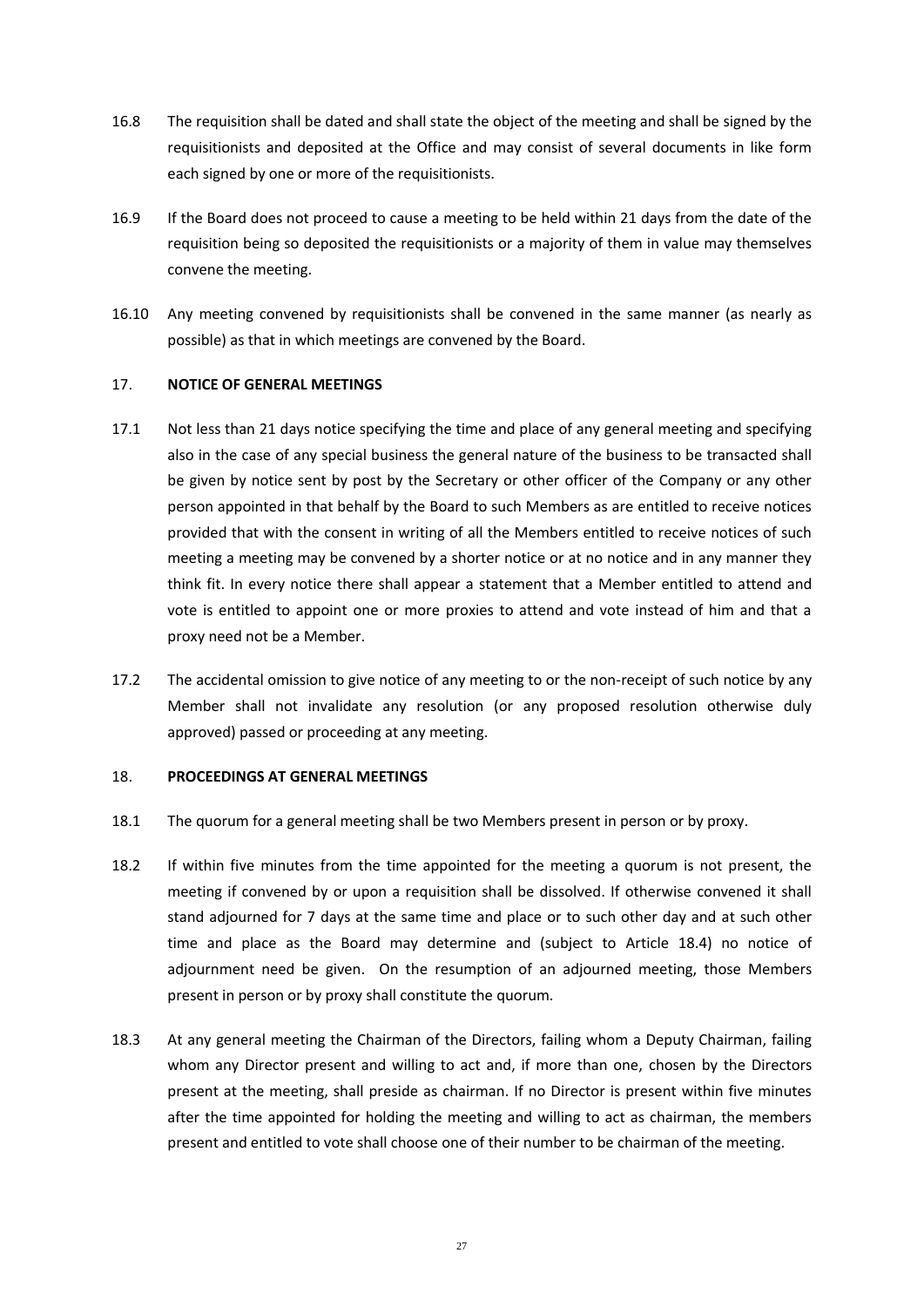16.8 The requisition shall be dated and shall state the object of the meeting and shall be signed by the requisitionists and deposited at the Office and may consist of several documents in like form each signed by one or more of the requisitionists.

16.9 If the Board does not proceed to cause a meeting to be held within 21 days from the date of the requisition being so deposited the requisitionists or a majority of them in value may themselves convene the meeting.

16.10 Any meeting convened by requisitionists shall be convened in the same manner (as nearly as possible) as that in which meetings are convened by the Board.

## 17. NOTICE OF GENERAL MEETINGS

17.1 Not less than 21 days notice specifying the time and place of any general meeting and specifying also in the case of any special business the general nature of the business to be transacted shall be given by notice sent by post by the Secretary or other officer of the Company or any other person appointed in that behalf by the Board to such Members as are entitled to receive notices provided that with the consent in writing of all the Members entitled to receive notices of such meeting a meeting may be convened by a shorter notice or at no notice and in any manner they think fit. In every notice there shall appear a statement that a Member entitled to attend and vote is entitled to appoint one or more proxies to attend and vote instead of him and that a proxy need not be a Member.

17.2 The accidental omission to give notice of any meeting to or the non-receipt of such notice by any Member shall not invalidate any resolution (or any proposed resolution otherwise duly approved) passed or proceeding at any meeting.

## 18. PROCEEDINGS AT GENERAL MEETINGS

18.1 The quorum for a general meeting shall be two Members present in person or by proxy.

18.2 If within five minutes from the time appointed for the meeting a quorum is not present, the meeting if convened by or upon a requisition shall be dissolved. If otherwise convened it shall stand adjourned for 7 days at the same time and place or to such other day and at such other time and place as the Board may determine and (subject to Article 18.4) no notice of adjournment need be given. On the resumption of an adjourned meeting, those Members present in person or by proxy shall constitute the quorum.

18.3 At any general meeting the Chairman of the Directors, failing whom a Deputy Chairman, failing whom any Director present and willing to act and, if more than one, chosen by the Directors present at the meeting, shall preside as chairman. If no Director is present within five minutes after the time appointed for holding the meeting and willing to act as chairman, the members present and entitled to vote shall choose one of their number to be chairman of the meeting.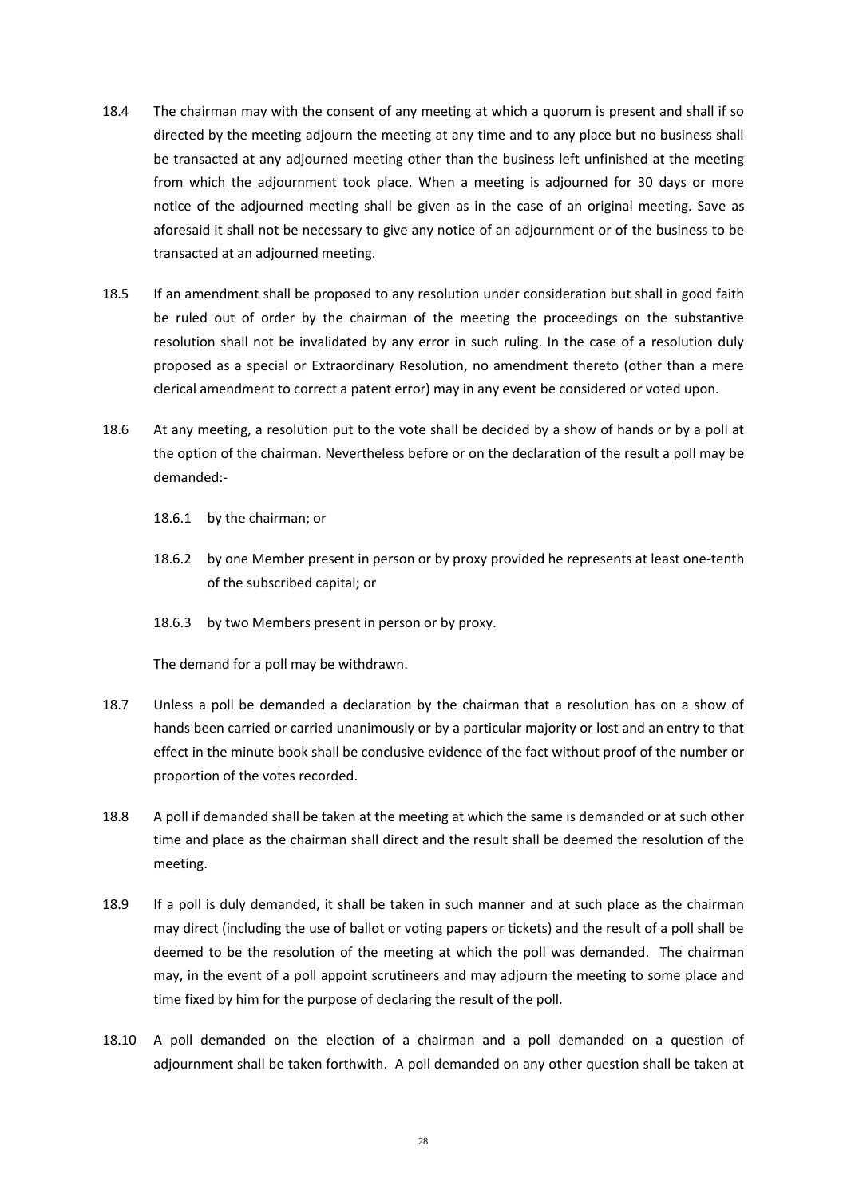18.4 The chairman may with the consent of any meeting at which a quorum is present and shall if so directed by the meeting adjourn the meeting at any time and to any place but no business shall be transacted at any adjourned meeting other than the business left unfinished at the meeting from which the adjournment took place. When a meeting is adjourned for 30 days or more notice of the adjourned meeting shall be given as in the case of an original meeting. Save as aforesaid it shall not be necessary to give any notice of an adjournment or of the business to be transacted at an adjourned meeting.

18.5 If an amendment shall be proposed to any resolution under consideration but shall in good faith be ruled out of order by the chairman of the meeting the proceedings on the substantive resolution shall not be invalidated by any error in such ruling. In the case of a resolution duly proposed as a special or Extraordinary Resolution, no amendment thereto (other than a mere clerical amendment to correct a patent error) may in any event be considered or voted upon.

18.6 At any meeting, a resolution put to the vote shall be decided by a show of hands or by a poll at the option of the chairman. Nevertheless before or on the declaration of the result a poll may be demanded:-

18.6.1 by the chairman; or

18.6.2 by one Member present in person or by proxy provided he represents at least one-tenth of the subscribed capital; or

18.6.3 by two Members present in person or by proxy.

The demand for a poll may be withdrawn.

18.7 Unless a poll be demanded a declaration by the chairman that a resolution has on a show of hands been carried or carried unanimously or by a particular majority or lost and an entry to that effect in the minute book shall be conclusive evidence of the fact without proof of the number or proportion of the votes recorded.

18.8 A poll if demanded shall be taken at the meeting at which the same is demanded or at such other time and place as the chairman shall direct and the result shall be deemed the resolution of the meeting.

18.9 If a poll is duly demanded, it shall be taken in such manner and at such place as the chairman may direct (including the use of ballot or voting papers or tickets) and the result of a poll shall be deemed to be the resolution of the meeting at which the poll was demanded. The chairman may, in the event of a poll appoint scrutineers and may adjourn the meeting to some place and time fixed by him for the purpose of declaring the result of the poll.

18.10 A poll demanded on the election of a chairman and a poll demanded on a question of adjournment shall be taken forthwith. A poll demanded on any other question shall be taken at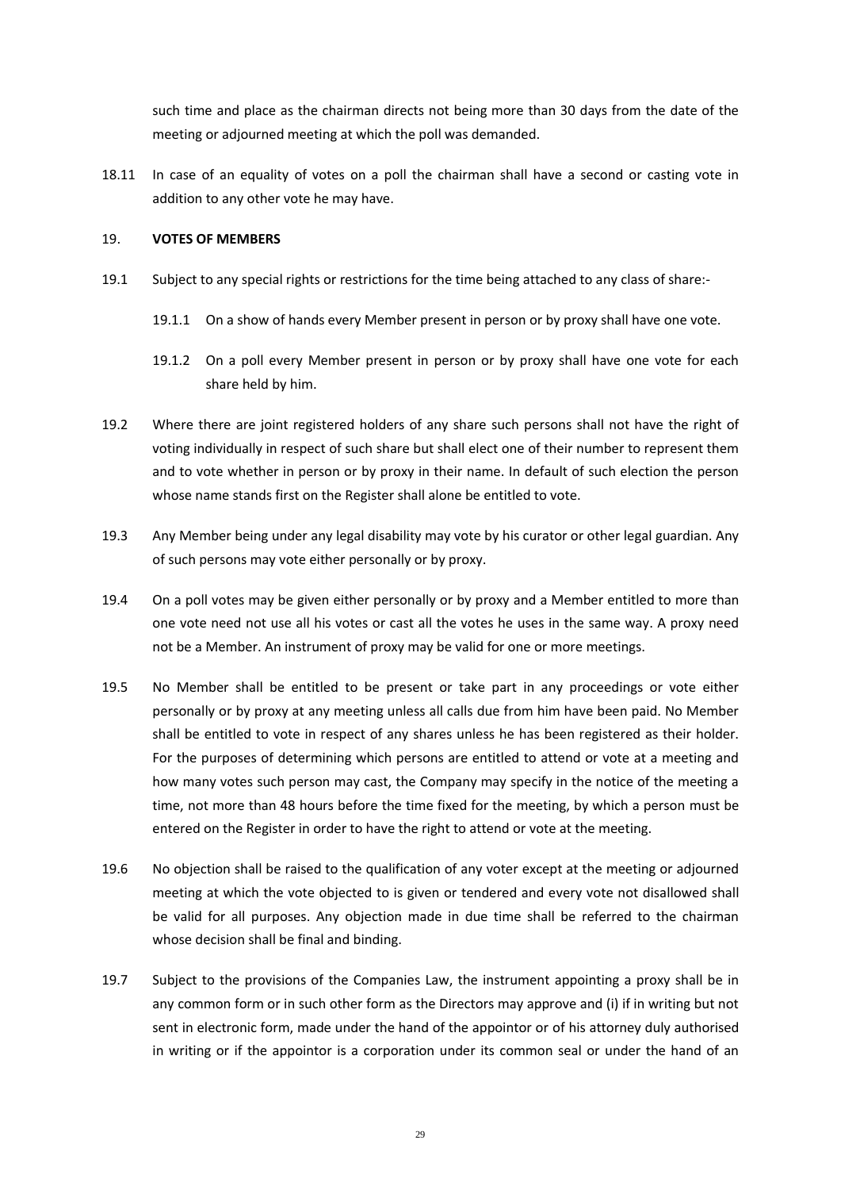such time and place as the chairman directs not being more than 30 days from the date of the meeting or adjourned meeting at which the poll was demanded.

18.11 In case of an equality of votes on a poll the chairman shall have a second or casting vote in addition to any other vote he may have.

## 19. VOTES OF MEMBERS

19.1 Subject to any special rights or restrictions for the time being attached to any class of share:-

19.1.1 On a show of hands every Member present in person or by proxy shall have one vote.

19.1.2 On a poll every Member present in person or by proxy shall have one vote for each share held by him.

19.2 Where there are joint registered holders of any share such persons shall not have the right of voting individually in respect of such share but shall elect one of their number to represent them and to vote whether in person or by proxy in their name. In default of such election the person whose name stands first on the Register shall alone be entitled to vote.

19.3 Any Member being under any legal disability may vote by his curator or other legal guardian. Any of such persons may vote either personally or by proxy.

19.4 On a poll votes may be given either personally or by proxy and a Member entitled to more than one vote need not use all his votes or cast all the votes he uses in the same way. A proxy need not be a Member. An instrument of proxy may be valid for one or more meetings.

19.5 No Member shall be entitled to be present or take part in any proceedings or vote either personally or by proxy at any meeting unless all calls due from him have been paid. No Member shall be entitled to vote in respect of any shares unless he has been registered as their holder. For the purposes of determining which persons are entitled to attend or vote at a meeting and how many votes such person may cast, the Company may specify in the notice of the meeting a time, not more than 48 hours before the time fixed for the meeting, by which a person must be entered on the Register in order to have the right to attend or vote at the meeting.

19.6 No objection shall be raised to the qualification of any voter except at the meeting or adjourned meeting at which the vote objected to is given or tendered and every vote not disallowed shall be valid for all purposes. Any objection made in due time shall be referred to the chairman whose decision shall be final and binding.

19.7 Subject to the provisions of the Companies Law, the instrument appointing a proxy shall be in any common form or in such other form as the Directors may approve and (i) if in writing but not sent in electronic form, made under the hand of the appointor or of his attorney duly authorised in writing or if the appointor is a corporation under its common seal or under the hand of an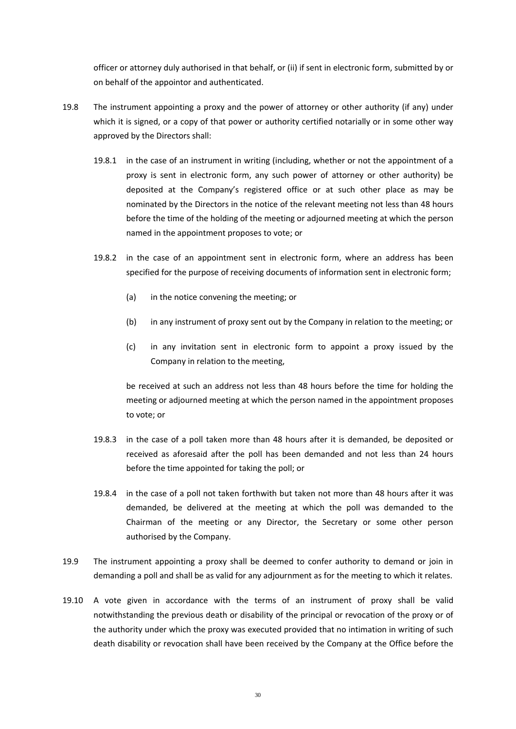officer or attorney duly authorised in that behalf, or (ii) if sent in electronic form, submitted by or on behalf of the appointor and authenticated.

19.8 The instrument appointing a proxy and the power of attorney or other authority (if any) under which it is signed, or a copy of that power or authority certified notarially or in some other way approved by the Directors shall:

19.8.1 in the case of an instrument in writing (including, whether or not the appointment of a proxy is sent in electronic form, any such power of attorney or other authority) be deposited at the Company's registered office or at such other place as may be nominated by the Directors in the notice of the relevant meeting not less than 48 hours before the time of the holding of the meeting or adjourned meeting at which the person named in the appointment proposes to vote; or

19.8.2 in the case of an appointment sent in electronic form, where an address has been specified for the purpose of receiving documents of information sent in electronic form;

(a) in the notice convening the meeting; or

(b) in any instrument of proxy sent out by the Company in relation to the meeting; or

(c) in any invitation sent in electronic form to appoint a proxy issued by the Company in relation to the meeting,

be received at such an address not less than 48 hours before the time for holding the meeting or adjourned meeting at which the person named in the appointment proposes to vote; or

19.8.3 in the case of a poll taken more than 48 hours after it is demanded, be deposited or received as aforesaid after the poll has been demanded and not less than 24 hours before the time appointed for taking the poll; or

19.8.4 in the case of a poll not taken forthwith but taken not more than 48 hours after it was demanded, be delivered at the meeting at which the poll was demanded to the Chairman of the meeting or any Director, the Secretary or some other person authorised by the Company.

19.9 The instrument appointing a proxy shall be deemed to confer authority to demand or join in demanding a poll and shall be as valid for any adjournment as for the meeting to which it relates.

19.10 A vote given in accordance with the terms of an instrument of proxy shall be valid notwithstanding the previous death or disability of the principal or revocation of the proxy or of the authority under which the proxy was executed provided that no intimation in writing of such death disability or revocation shall have been received by the Company at the Office before the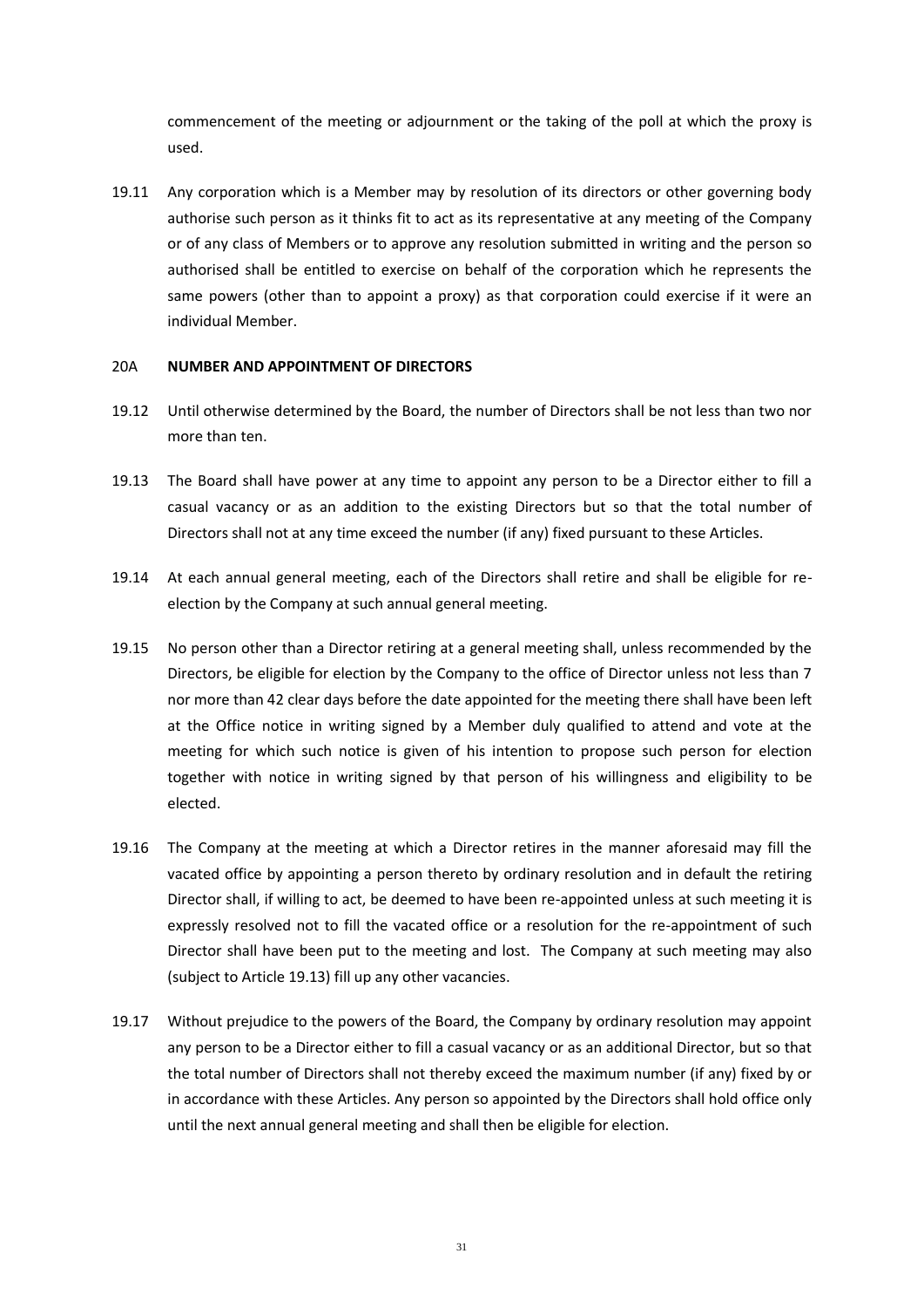commencement of the meeting or adjournment or the taking of the poll at which the proxy is used.

19.11 Any corporation which is a Member may by resolution of its directors or other governing body authorise such person as it thinks fit to act as its representative at any meeting of the Company or of any class of Members or to approve any resolution submitted in writing and the person so authorised shall be entitled to exercise on behalf of the corporation which he represents the same powers (other than to appoint a proxy) as that corporation could exercise if it were an individual Member.

## 20A NUMBER AND APPOINTMENT OF DIRECTORS

19.12 Until otherwise determined by the Board, the number of Directors shall be not less than two nor more than ten.

19.13 The Board shall have power at any time to appoint any person to be a Director either to fill a casual vacancy or as an addition to the existing Directors but so that the total number of Directors shall not at any time exceed the number (if any) fixed pursuant to these Articles.

19.14 At each annual general meeting, each of the Directors shall retire and shall be eligible for re-election by the Company at such annual general meeting.

19.15 No person other than a Director retiring at a general meeting shall, unless recommended by the Directors, be eligible for election by the Company to the office of Director unless not less than 7 nor more than 42 clear days before the date appointed for the meeting there shall have been left at the Office notice in writing signed by a Member duly qualified to attend and vote at the meeting for which such notice is given of his intention to propose such person for election together with notice in writing signed by that person of his willingness and eligibility to be elected.

19.16 The Company at the meeting at which a Director retires in the manner aforesaid may fill the vacated office by appointing a person thereto by ordinary resolution and in default the retiring Director shall, if willing to act, be deemed to have been re-appointed unless at such meeting it is expressly resolved not to fill the vacated office or a resolution for the re-appointment of such Director shall have been put to the meeting and lost. The Company at such meeting may also (subject to Article 19.13) fill up any other vacancies.

19.17 Without prejudice to the powers of the Board, the Company by ordinary resolution may appoint any person to be a Director either to fill a casual vacancy or as an additional Director, but so that the total number of Directors shall not thereby exceed the maximum number (if any) fixed by or in accordance with these Articles. Any person so appointed by the Directors shall hold office only until the next annual general meeting and shall then be eligible for election.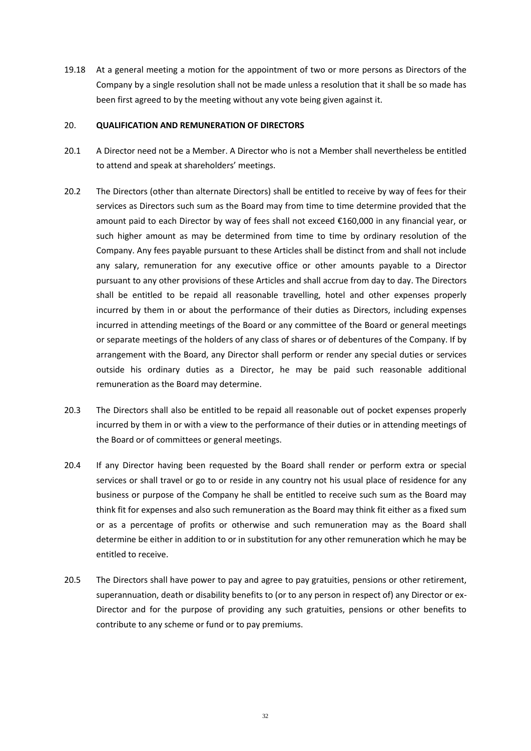19.18 At a general meeting a motion for the appointment of two or more persons as Directors of the Company by a single resolution shall not be made unless a resolution that it shall be so made has been first agreed to by the meeting without any vote being given against it.

## 20. QUALIFICATION AND REMUNERATION OF DIRECTORS

20.1 A Director need not be a Member. A Director who is not a Member shall nevertheless be entitled to attend and speak at shareholders' meetings.

20.2 The Directors (other than alternate Directors) shall be entitled to receive by way of fees for their services as Directors such sum as the Board may from time to time determine provided that the amount paid to each Director by way of fees shall not exceed €160,000 in any financial year, or such higher amount as may be determined from time to time by ordinary resolution of the Company. Any fees payable pursuant to these Articles shall be distinct from and shall not include any salary, remuneration for any executive office or other amounts payable to a Director pursuant to any other provisions of these Articles and shall accrue from day to day. The Directors shall be entitled to be repaid all reasonable travelling, hotel and other expenses properly incurred by them in or about the performance of their duties as Directors, including expenses incurred in attending meetings of the Board or any committee of the Board or general meetings or separate meetings of the holders of any class of shares or of debentures of the Company. If by arrangement with the Board, any Director shall perform or render any special duties or services outside his ordinary duties as a Director, he may be paid such reasonable additional remuneration as the Board may determine.

20.3 The Directors shall also be entitled to be repaid all reasonable out of pocket expenses properly incurred by them in or with a view to the performance of their duties or in attending meetings of the Board or of committees or general meetings.

20.4 If any Director having been requested by the Board shall render or perform extra or special services or shall travel or go to or reside in any country not his usual place of residence for any business or purpose of the Company he shall be entitled to receive such sum as the Board may think fit for expenses and also such remuneration as the Board may think fit either as a fixed sum or as a percentage of profits or otherwise and such remuneration may as the Board shall determine be either in addition to or in substitution for any other remuneration which he may be entitled to receive.

20.5 The Directors shall have power to pay and agree to pay gratuities, pensions or other retirement, superannuation, death or disability benefits to (or to any person in respect of) any Director or ex-Director and for the purpose of providing any such gratuities, pensions or other benefits to contribute to any scheme or fund or to pay premiums.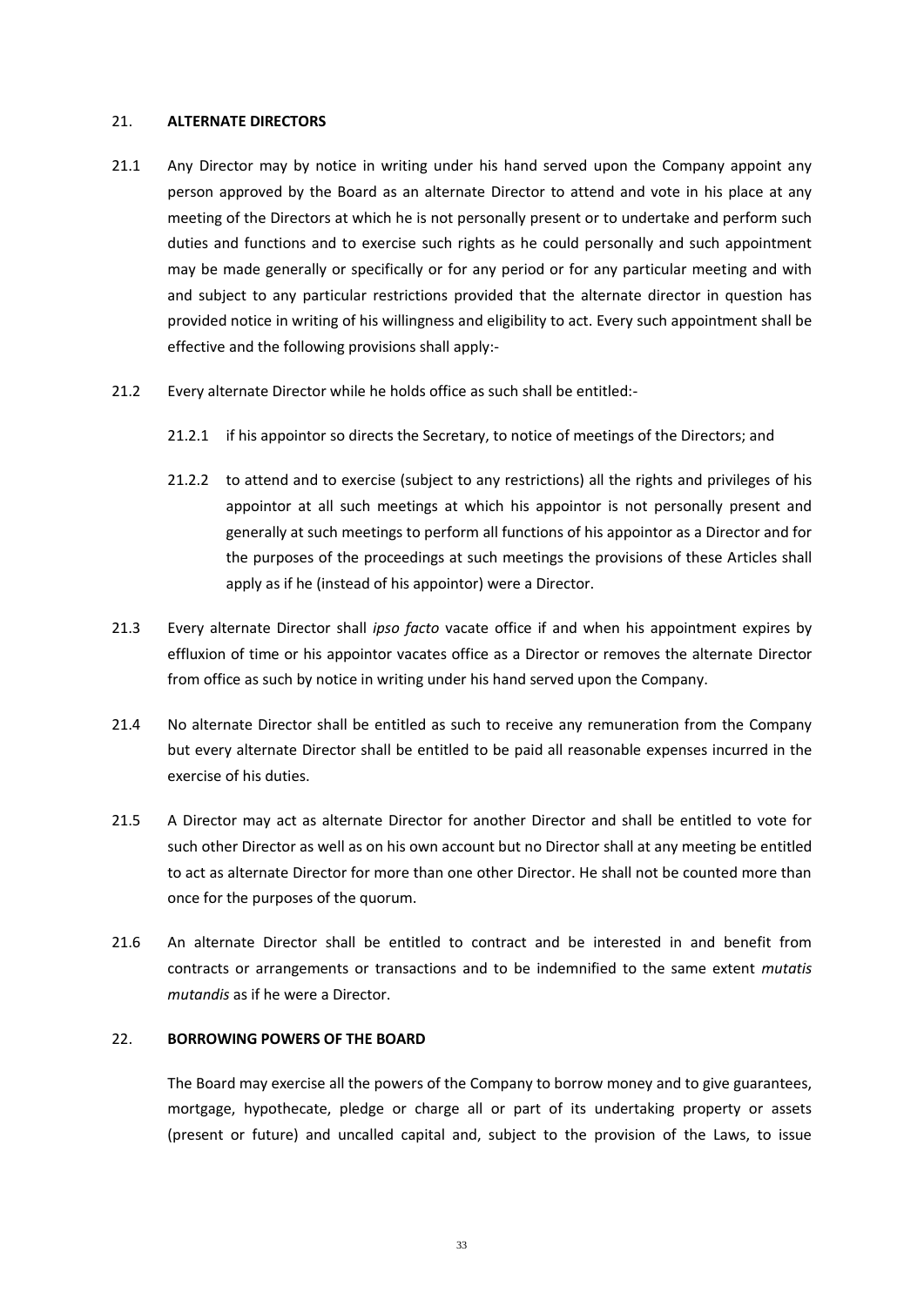## 21. **ALTERNATE DIRECTORS**

21.1 Any Director may by notice in writing under his hand served upon the Company appoint any person approved by the Board as an alternate Director to attend and vote in his place at any meeting of the Directors at which he is not personally present or to undertake and perform such duties and functions and to exercise such rights as he could personally and such appointment may be made generally or specifically or for any period or for any particular meeting and with and subject to any particular restrictions provided that the alternate director in question has provided notice in writing of his willingness and eligibility to act. Every such appointment shall be effective and the following provisions shall apply:-

21.2 Every alternate Director while he holds office as such shall be entitled:-

21.2.1 if his appointor so directs the Secretary, to notice of meetings of the Directors; and

21.2.2 to attend and to exercise (subject to any restrictions) all the rights and privileges of his appointor at all such meetings at which his appointor is not personally present and generally at such meetings to perform all functions of his appointor as a Director and for the purposes of the proceedings at such meetings the provisions of these Articles shall apply as if he (instead of his appointor) were a Director.

21.3 Every alternate Director shall *ipso facto* vacate office if and when his appointment expires by effluxion of time or his appointor vacates office as a Director or removes the alternate Director from office as such by notice in writing under his hand served upon the Company.

21.4 No alternate Director shall be entitled as such to receive any remuneration from the Company but every alternate Director shall be entitled to be paid all reasonable expenses incurred in the exercise of his duties.

21.5 A Director may act as alternate Director for another Director and shall be entitled to vote for such other Director as well as on his own account but no Director shall at any meeting be entitled to act as alternate Director for more than one other Director. He shall not be counted more than once for the purposes of the quorum.

21.6 An alternate Director shall be entitled to contract and be interested in and benefit from contracts or arrangements or transactions and to be indemnified to the same extent *mutatis mutandis* as if he were a Director.

## 22. **BORROWING POWERS OF THE BOARD**

The Board may exercise all the powers of the Company to borrow money and to give guarantees, mortgage, hypothecate, pledge or charge all or part of its undertaking property or assets (present or future) and uncalled capital and, subject to the provision of the Laws, to issue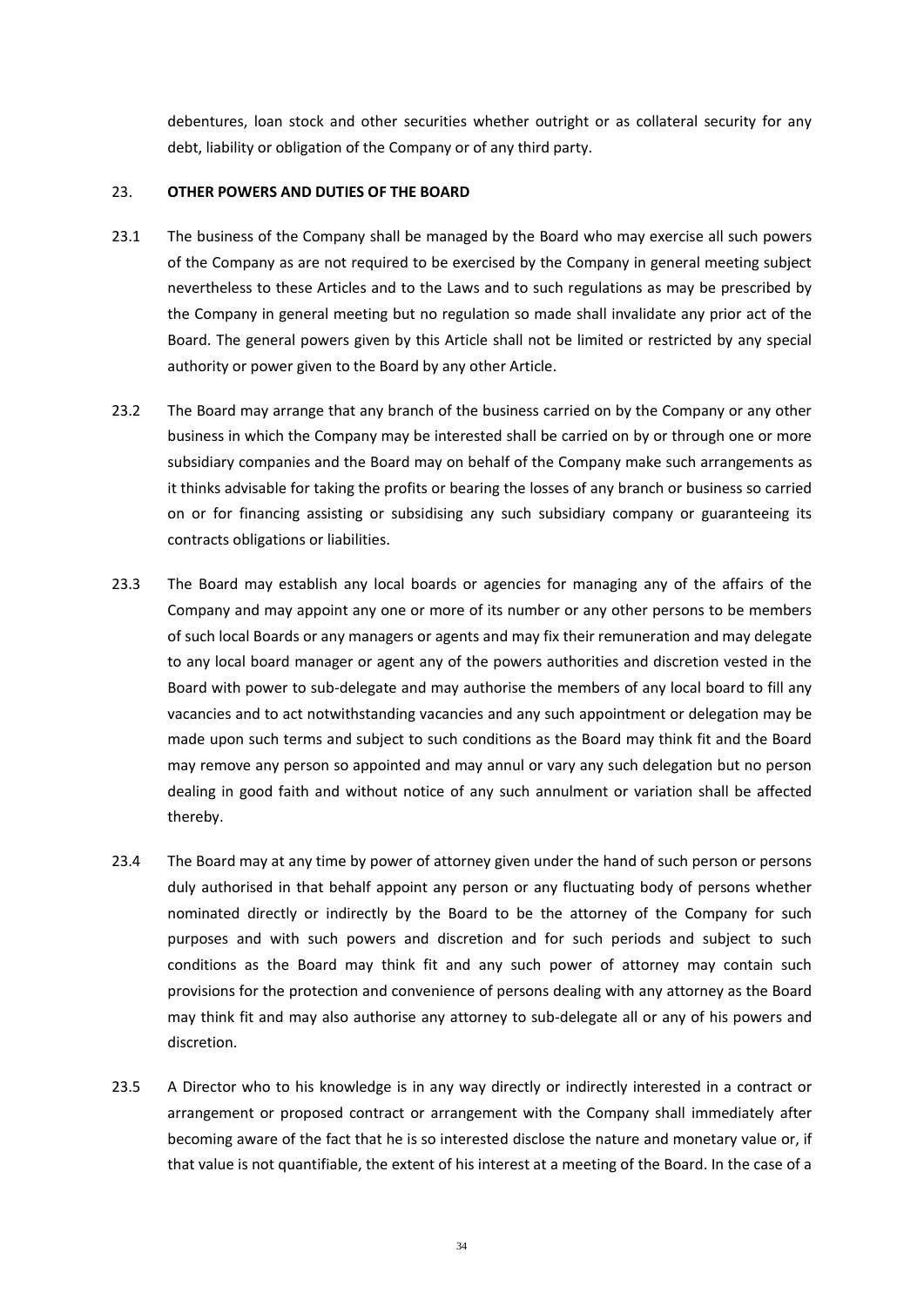debentures, loan stock and other securities whether outright or as collateral security for any debt, liability or obligation of the Company or of any third party.

## 23. OTHER POWERS AND DUTIES OF THE BOARD

23.1 The business of the Company shall be managed by the Board who may exercise all such powers of the Company as are not required to be exercised by the Company in general meeting subject nevertheless to these Articles and to the Laws and to such regulations as may be prescribed by the Company in general meeting but no regulation so made shall invalidate any prior act of the Board. The general powers given by this Article shall not be limited or restricted by any special authority or power given to the Board by any other Article.

23.2 The Board may arrange that any branch of the business carried on by the Company or any other business in which the Company may be interested shall be carried on by or through one or more subsidiary companies and the Board may on behalf of the Company make such arrangements as it thinks advisable for taking the profits or bearing the losses of any branch or business so carried on or for financing assisting or subsidising any such subsidiary company or guaranteeing its contracts obligations or liabilities.

23.3 The Board may establish any local boards or agencies for managing any of the affairs of the Company and may appoint any one or more of its number or any other persons to be members of such local Boards or any managers or agents and may fix their remuneration and may delegate to any local board manager or agent any of the powers authorities and discretion vested in the Board with power to sub-delegate and may authorise the members of any local board to fill any vacancies and to act notwithstanding vacancies and any such appointment or delegation may be made upon such terms and subject to such conditions as the Board may think fit and the Board may remove any person so appointed and may annul or vary any such delegation but no person dealing in good faith and without notice of any such annulment or variation shall be affected thereby.

23.4 The Board may at any time by power of attorney given under the hand of such person or persons duly authorised in that behalf appoint any person or any fluctuating body of persons whether nominated directly or indirectly by the Board to be the attorney of the Company for such purposes and with such powers and discretion and for such periods and subject to such conditions as the Board may think fit and any such power of attorney may contain such provisions for the protection and convenience of persons dealing with any attorney as the Board may think fit and may also authorise any attorney to sub-delegate all or any of his powers and discretion.

23.5 A Director who to his knowledge is in any way directly or indirectly interested in a contract or arrangement or proposed contract or arrangement with the Company shall immediately after becoming aware of the fact that he is so interested disclose the nature and monetary value or, if that value is not quantifiable, the extent of his interest at a meeting of the Board. In the case of a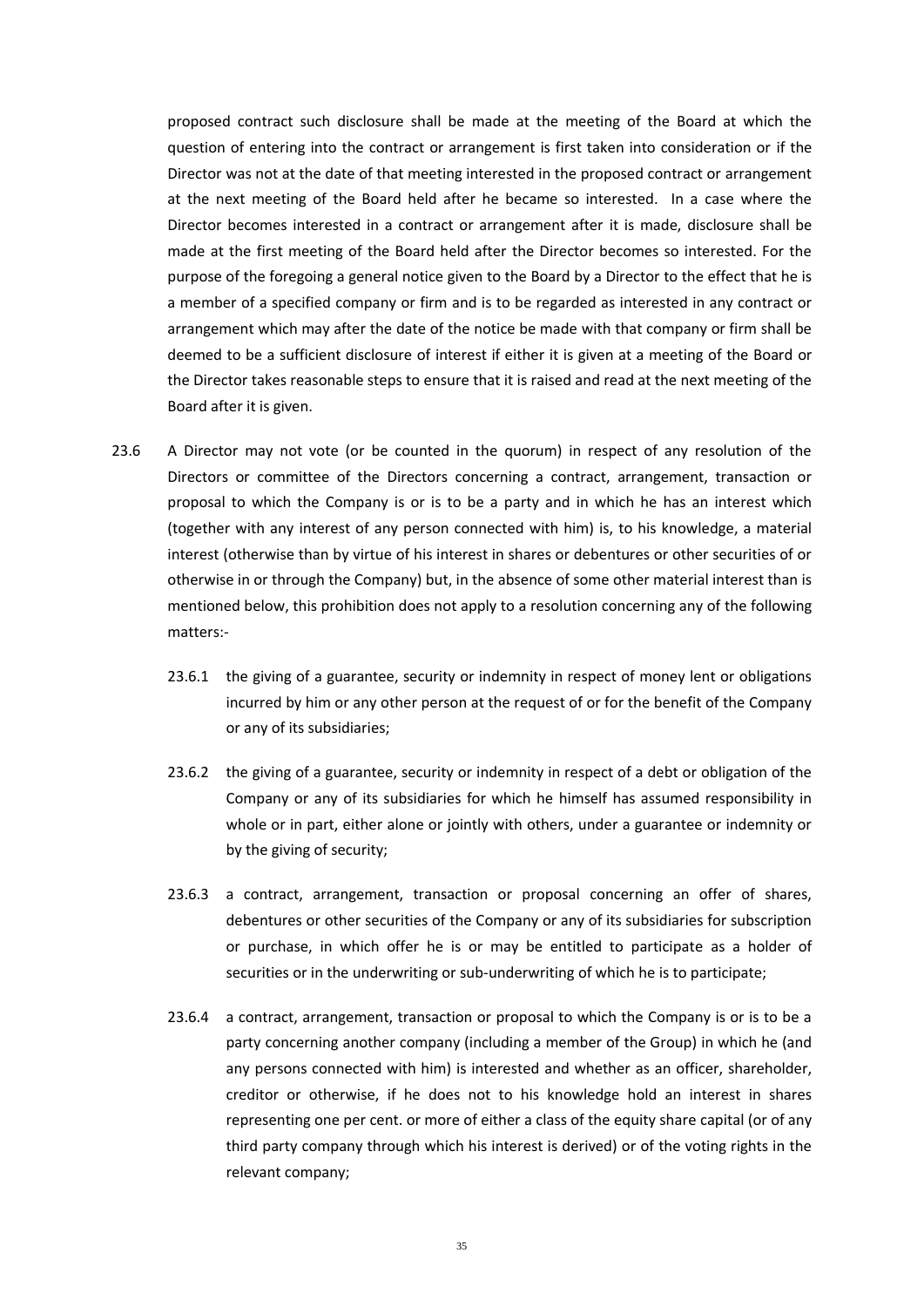proposed contract such disclosure shall be made at the meeting of the Board at which the question of entering into the contract or arrangement is first taken into consideration or if the Director was not at the date of that meeting interested in the proposed contract or arrangement at the next meeting of the Board held after he became so interested. In a case where the Director becomes interested in a contract or arrangement after it is made, disclosure shall be made at the first meeting of the Board held after the Director becomes so interested. For the purpose of the foregoing a general notice given to the Board by a Director to the effect that he is a member of a specified company or firm and is to be regarded as interested in any contract or arrangement which may after the date of the notice be made with that company or firm shall be deemed to be a sufficient disclosure of interest if either it is given at a meeting of the Board or the Director takes reasonable steps to ensure that it is raised and read at the next meeting of the Board after it is given.

23.6 A Director may not vote (or be counted in the quorum) in respect of any resolution of the Directors or committee of the Directors concerning a contract, arrangement, transaction or proposal to which the Company is or is to be a party and in which he has an interest which (together with any interest of any person connected with him) is, to his knowledge, a material interest (otherwise than by virtue of his interest in shares or debentures or other securities of or otherwise in or through the Company) but, in the absence of some other material interest than is mentioned below, this prohibition does not apply to a resolution concerning any of the following matters:-

23.6.1 the giving of a guarantee, security or indemnity in respect of money lent or obligations incurred by him or any other person at the request of or for the benefit of the Company or any of its subsidiaries;

23.6.2 the giving of a guarantee, security or indemnity in respect of a debt or obligation of the Company or any of its subsidiaries for which he himself has assumed responsibility in whole or in part, either alone or jointly with others, under a guarantee or indemnity or by the giving of security;

23.6.3 a contract, arrangement, transaction or proposal concerning an offer of shares, debentures or other securities of the Company or any of its subsidiaries for subscription or purchase, in which offer he is or may be entitled to participate as a holder of securities or in the underwriting or sub-underwriting of which he is to participate;

23.6.4 a contract, arrangement, transaction or proposal to which the Company is or is to be a party concerning another company (including a member of the Group) in which he (and any persons connected with him) is interested and whether as an officer, shareholder, creditor or otherwise, if he does not to his knowledge hold an interest in shares representing one per cent. or more of either a class of the equity share capital (or of any third party company through which his interest is derived) or of the voting rights in the relevant company;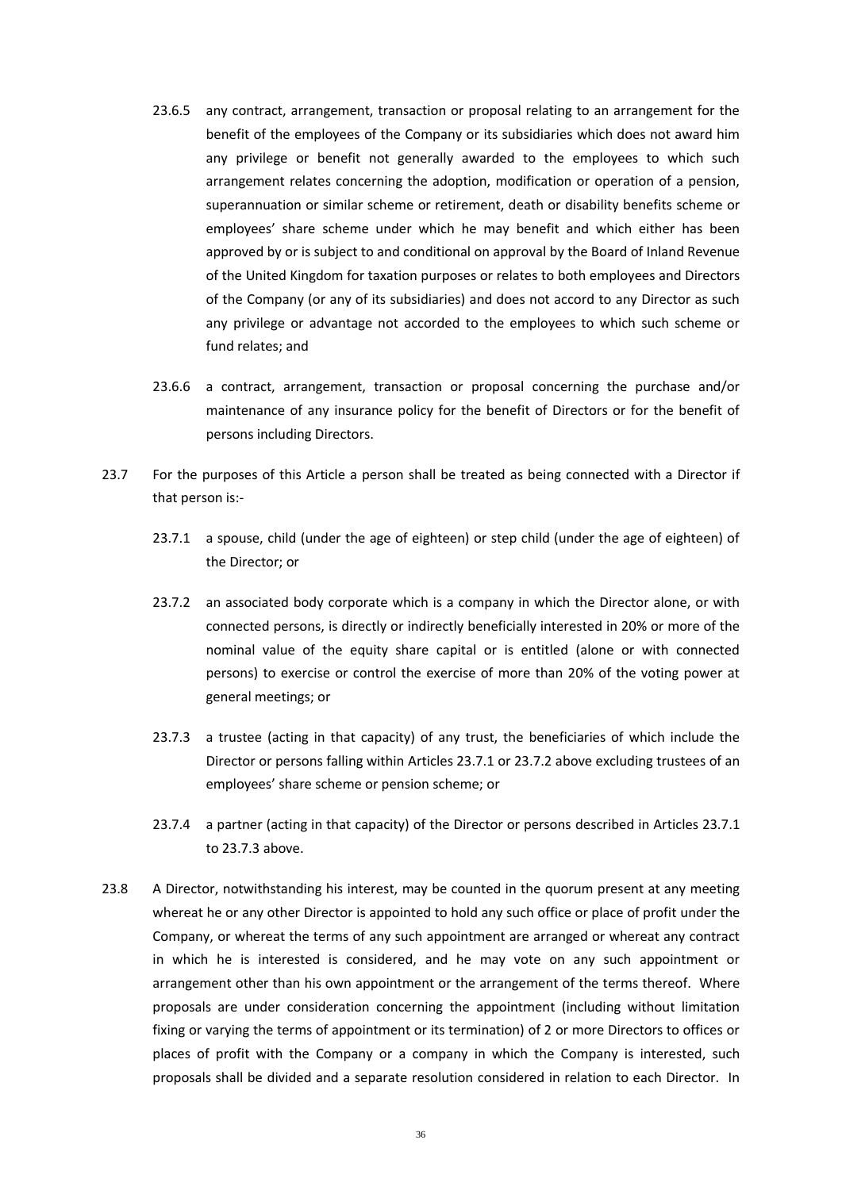23.6.5 any contract, arrangement, transaction or proposal relating to an arrangement for the benefit of the employees of the Company or its subsidiaries which does not award him any privilege or benefit not generally awarded to the employees to which such arrangement relates concerning the adoption, modification or operation of a pension, superannuation or similar scheme or retirement, death or disability benefits scheme or employees' share scheme under which he may benefit and which either has been approved by or is subject to and conditional on approval by the Board of Inland Revenue of the United Kingdom for taxation purposes or relates to both employees and Directors of the Company (or any of its subsidiaries) and does not accord to any Director as such any privilege or advantage not accorded to the employees to which such scheme or fund relates; and

23.6.6 a contract, arrangement, transaction or proposal concerning the purchase and/or maintenance of any insurance policy for the benefit of Directors or for the benefit of persons including Directors.

23.7 For the purposes of this Article a person shall be treated as being connected with a Director if that person is:-

23.7.1 a spouse, child (under the age of eighteen) or step child (under the age of eighteen) of the Director; or

23.7.2 an associated body corporate which is a company in which the Director alone, or with connected persons, is directly or indirectly beneficially interested in 20% or more of the nominal value of the equity share capital or is entitled (alone or with connected persons) to exercise or control the exercise of more than 20% of the voting power at general meetings; or

23.7.3 a trustee (acting in that capacity) of any trust, the beneficiaries of which include the Director or persons falling within Articles 23.7.1 or 23.7.2 above excluding trustees of an employees' share scheme or pension scheme; or

23.7.4 a partner (acting in that capacity) of the Director or persons described in Articles 23.7.1 to 23.7.3 above.

23.8 A Director, notwithstanding his interest, may be counted in the quorum present at any meeting whereat he or any other Director is appointed to hold any such office or place of profit under the Company, or whereat the terms of any such appointment are arranged or whereat any contract in which he is interested is considered, and he may vote on any such appointment or arrangement other than his own appointment or the arrangement of the terms thereof. Where proposals are under consideration concerning the appointment (including without limitation fixing or varying the terms of appointment or its termination) of 2 or more Directors to offices or places of profit with the Company or a company in which the Company is interested, such proposals shall be divided and a separate resolution considered in relation to each Director. In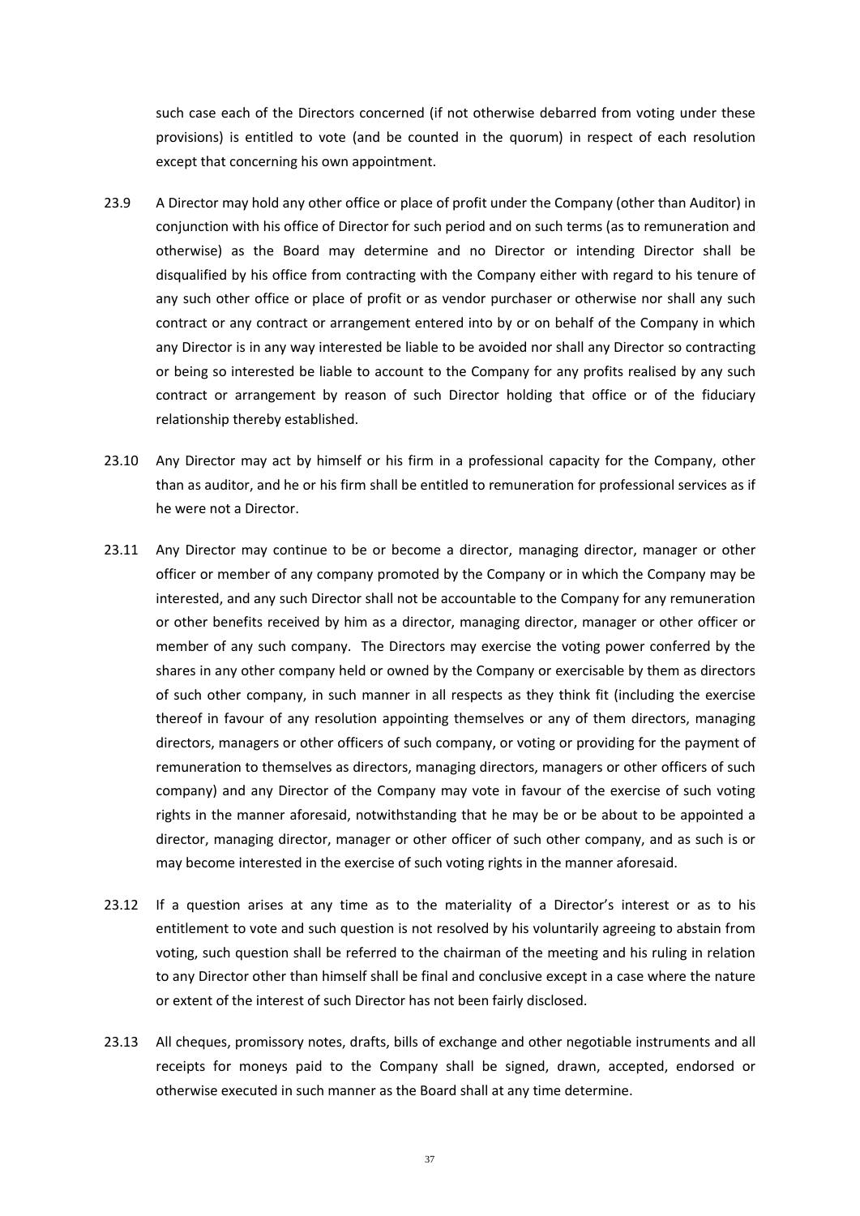such case each of the Directors concerned (if not otherwise debarred from voting under these provisions) is entitled to vote (and be counted in the quorum) in respect of each resolution except that concerning his own appointment.

23.9 A Director may hold any other office or place of profit under the Company (other than Auditor) in conjunction with his office of Director for such period and on such terms (as to remuneration and otherwise) as the Board may determine and no Director or intending Director shall be disqualified by his office from contracting with the Company either with regard to his tenure of any such other office or place of profit or as vendor purchaser or otherwise nor shall any such contract or any contract or arrangement entered into by or on behalf of the Company in which any Director is in any way interested be liable to be avoided nor shall any Director so contracting or being so interested be liable to account to the Company for any profits realised by any such contract or arrangement by reason of such Director holding that office or of the fiduciary relationship thereby established.

23.10 Any Director may act by himself or his firm in a professional capacity for the Company, other than as auditor, and he or his firm shall be entitled to remuneration for professional services as if he were not a Director.

23.11 Any Director may continue to be or become a director, managing director, manager or other officer or member of any company promoted by the Company or in which the Company may be interested, and any such Director shall not be accountable to the Company for any remuneration or other benefits received by him as a director, managing director, manager or other officer or member of any such company. The Directors may exercise the voting power conferred by the shares in any other company held or owned by the Company or exercisable by them as directors of such other company, in such manner in all respects as they think fit (including the exercise thereof in favour of any resolution appointing themselves or any of them directors, managing directors, managers or other officers of such company, or voting or providing for the payment of remuneration to themselves as directors, managing directors, managers or other officers of such company) and any Director of the Company may vote in favour of the exercise of such voting rights in the manner aforesaid, notwithstanding that he may be or be about to be appointed a director, managing director, manager or other officer of such other company, and as such is or may become interested in the exercise of such voting rights in the manner aforesaid.

23.12 If a question arises at any time as to the materiality of a Director's interest or as to his entitlement to vote and such question is not resolved by his voluntarily agreeing to abstain from voting, such question shall be referred to the chairman of the meeting and his ruling in relation to any Director other than himself shall be final and conclusive except in a case where the nature or extent of the interest of such Director has not been fairly disclosed.

23.13 All cheques, promissory notes, drafts, bills of exchange and other negotiable instruments and all receipts for moneys paid to the Company shall be signed, drawn, accepted, endorsed or otherwise executed in such manner as the Board shall at any time determine.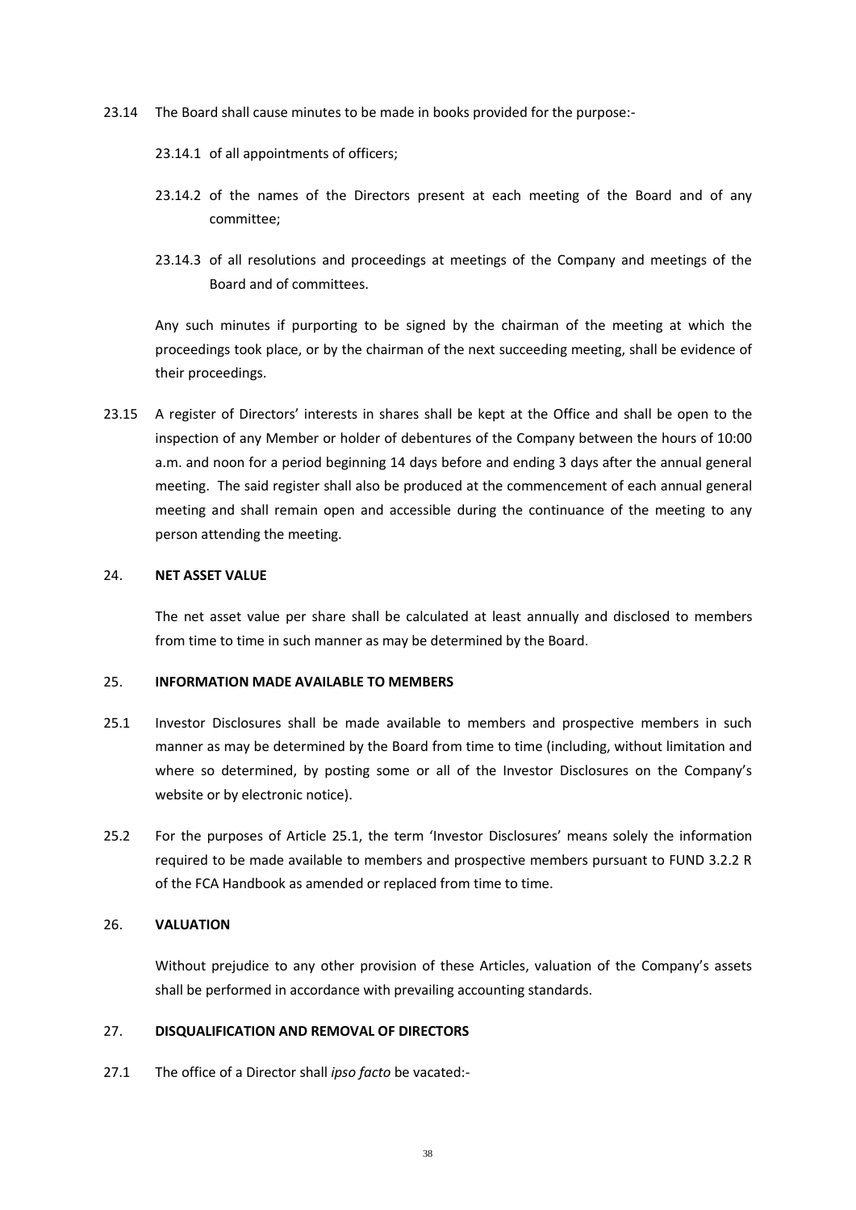23.14 The Board shall cause minutes to be made in books provided for the purpose:-

23.14.1 of all appointments of officers;

23.14.2 of the names of the Directors present at each meeting of the Board and of any committee;

23.14.3 of all resolutions and proceedings at meetings of the Company and meetings of the Board and of committees.

Any such minutes if purporting to be signed by the chairman of the meeting at which the proceedings took place, or by the chairman of the next succeeding meeting, shall be evidence of their proceedings.

23.15 A register of Directors' interests in shares shall be kept at the Office and shall be open to the inspection of any Member or holder of debentures of the Company between the hours of 10:00 a.m. and noon for a period beginning 14 days before and ending 3 days after the annual general meeting. The said register shall also be produced at the commencement of each annual general meeting and shall remain open and accessible during the continuance of the meeting to any person attending the meeting.

## 24. NET ASSET VALUE

The net asset value per share shall be calculated at least annually and disclosed to members from time to time in such manner as may be determined by the Board.

## 25. INFORMATION MADE AVAILABLE TO MEMBERS

25.1 Investor Disclosures shall be made available to members and prospective members in such manner as may be determined by the Board from time to time (including, without limitation and where so determined, by posting some or all of the Investor Disclosures on the Company's website or by electronic notice).

25.2 For the purposes of Article 25.1, the term 'Investor Disclosures' means solely the information required to be made available to members and prospective members pursuant to FUND 3.2.2 R of the FCA Handbook as amended or replaced from time to time.

## 26. VALUATION

Without prejudice to any other provision of these Articles, valuation of the Company's assets shall be performed in accordance with prevailing accounting standards.

## 27. DISQUALIFICATION AND REMOVAL OF DIRECTORS

27.1 The office of a Director shall *ipso facto* be vacated:-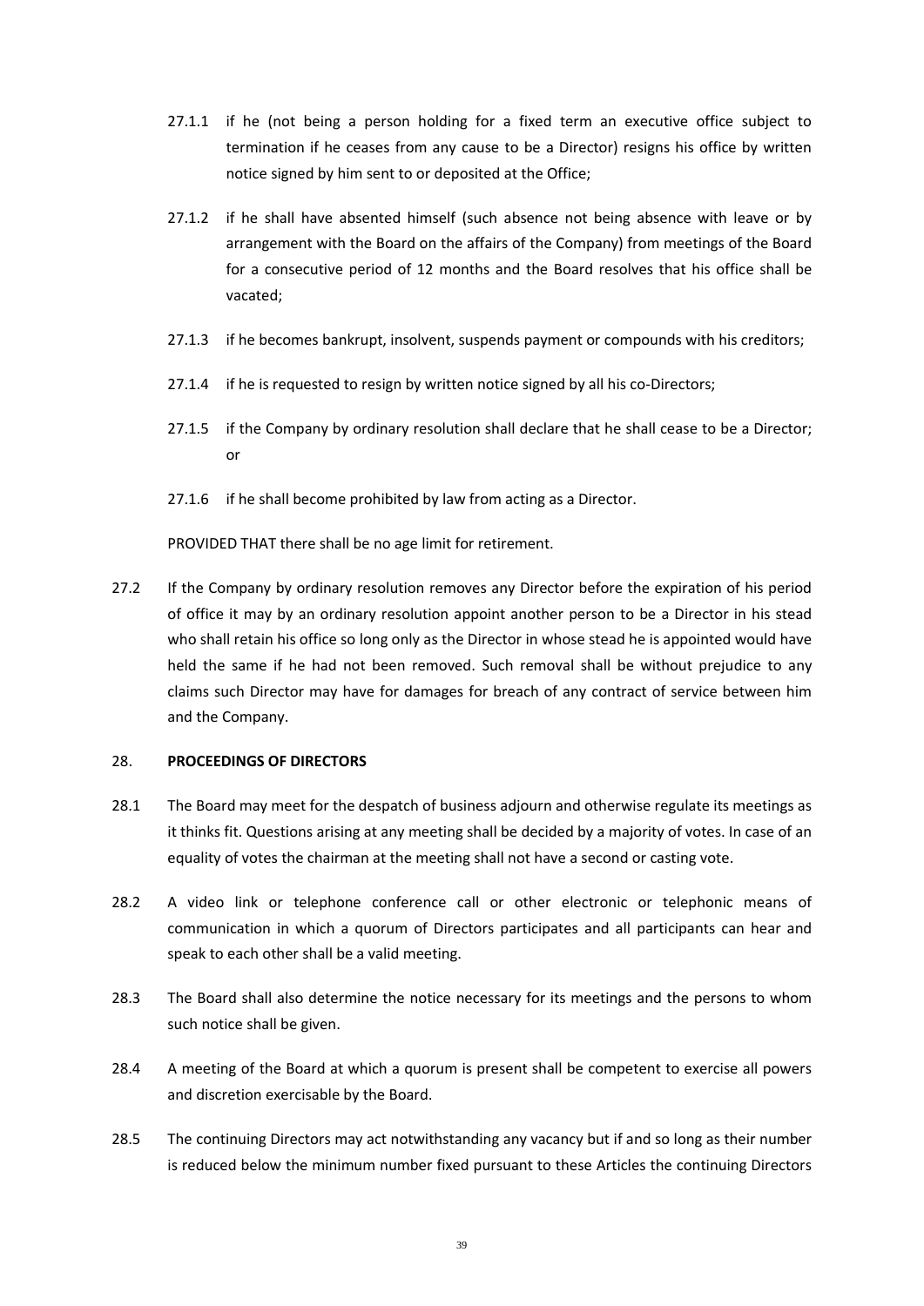27.1.1 if he (not being a person holding for a fixed term an executive office subject to termination if he ceases from any cause to be a Director) resigns his office by written notice signed by him sent to or deposited at the Office;

27.1.2 if he shall have absented himself (such absence not being absence with leave or by arrangement with the Board on the affairs of the Company) from meetings of the Board for a consecutive period of 12 months and the Board resolves that his office shall be vacated;

27.1.3 if he becomes bankrupt, insolvent, suspends payment or compounds with his creditors;

27.1.4 if he is requested to resign by written notice signed by all his co-Directors;

27.1.5 if the Company by ordinary resolution shall declare that he shall cease to be a Director; or

27.1.6 if he shall become prohibited by law from acting as a Director.

PROVIDED THAT there shall be no age limit for retirement.

27.2 If the Company by ordinary resolution removes any Director before the expiration of his period of office it may by an ordinary resolution appoint another person to be a Director in his stead who shall retain his office so long only as the Director in whose stead he is appointed would have held the same if he had not been removed. Such removal shall be without prejudice to any claims such Director may have for damages for breach of any contract of service between him and the Company.

28. **PROCEEDINGS OF DIRECTORS**

28.1 The Board may meet for the despatch of business adjourn and otherwise regulate its meetings as it thinks fit. Questions arising at any meeting shall be decided by a majority of votes. In case of an equality of votes the chairman at the meeting shall not have a second or casting vote.

28.2 A video link or telephone conference call or other electronic or telephonic means of communication in which a quorum of Directors participates and all participants can hear and speak to each other shall be a valid meeting.

28.3 The Board shall also determine the notice necessary for its meetings and the persons to whom such notice shall be given.

28.4 A meeting of the Board at which a quorum is present shall be competent to exercise all powers and discretion exercisable by the Board.

28.5 The continuing Directors may act notwithstanding any vacancy but if and so long as their number is reduced below the minimum number fixed pursuant to these Articles the continuing Directors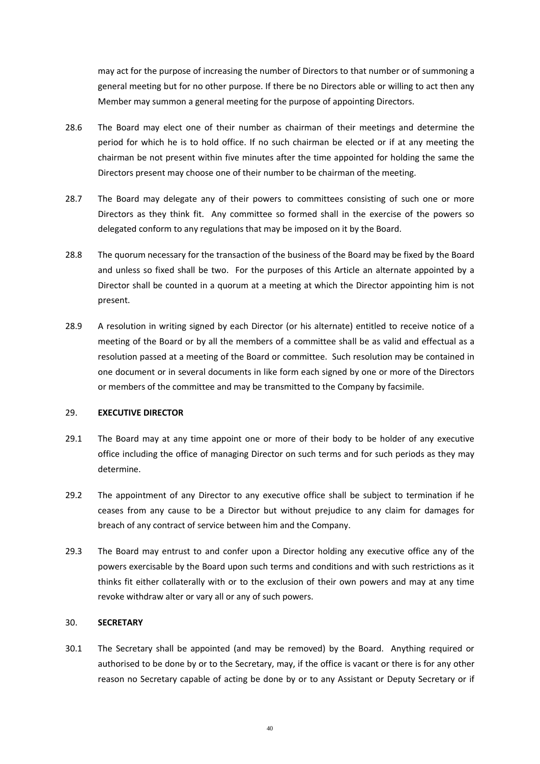may act for the purpose of increasing the number of Directors to that number or of summoning a general meeting but for no other purpose. If there be no Directors able or willing to act then any Member may summon a general meeting for the purpose of appointing Directors.

28.6 The Board may elect one of their number as chairman of their meetings and determine the period for which he is to hold office. If no such chairman be elected or if at any meeting the chairman be not present within five minutes after the time appointed for holding the same the Directors present may choose one of their number to be chairman of the meeting.

28.7 The Board may delegate any of their powers to committees consisting of such one or more Directors as they think fit. Any committee so formed shall in the exercise of the powers so delegated conform to any regulations that may be imposed on it by the Board.

28.8 The quorum necessary for the transaction of the business of the Board may be fixed by the Board and unless so fixed shall be two. For the purposes of this Article an alternate appointed by a Director shall be counted in a quorum at a meeting at which the Director appointing him is not present.

28.9 A resolution in writing signed by each Director (or his alternate) entitled to receive notice of a meeting of the Board or by all the members of a committee shall be as valid and effectual as a resolution passed at a meeting of the Board or committee. Such resolution may be contained in one document or in several documents in like form each signed by one or more of the Directors or members of the committee and may be transmitted to the Company by facsimile.

## 29. EXECUTIVE DIRECTOR

29.1 The Board may at any time appoint one or more of their body to be holder of any executive office including the office of managing Director on such terms and for such periods as they may determine.

29.2 The appointment of any Director to any executive office shall be subject to termination if he ceases from any cause to be a Director but without prejudice to any claim for damages for breach of any contract of service between him and the Company.

29.3 The Board may entrust to and confer upon a Director holding any executive office any of the powers exercisable by the Board upon such terms and conditions and with such restrictions as it thinks fit either collaterally with or to the exclusion of their own powers and may at any time revoke withdraw alter or vary all or any of such powers.

## 30. SECRETARY

30.1 The Secretary shall be appointed (and may be removed) by the Board. Anything required or authorised to be done by or to the Secretary, may, if the office is vacant or there is for any other reason no Secretary capable of acting be done by or to any Assistant or Deputy Secretary or if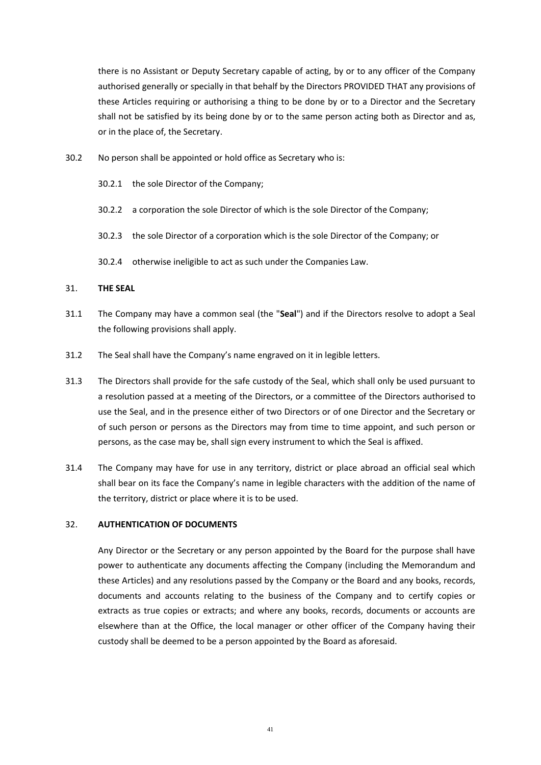there is no Assistant or Deputy Secretary capable of acting, by or to any officer of the Company authorised generally or specially in that behalf by the Directors PROVIDED THAT any provisions of these Articles requiring or authorising a thing to be done by or to a Director and the Secretary shall not be satisfied by its being done by or to the same person acting both as Director and as, or in the place of, the Secretary.

30.2 No person shall be appointed or hold office as Secretary who is:

30.2.1 the sole Director of the Company;

30.2.2 a corporation the sole Director of which is the sole Director of the Company;

30.2.3 the sole Director of a corporation which is the sole Director of the Company; or

30.2.4 otherwise ineligible to act as such under the Companies Law.

## 31. THE SEAL

31.1 The Company may have a common seal (the "**Seal**") and if the Directors resolve to adopt a Seal the following provisions shall apply.

31.2 The Seal shall have the Company's name engraved on it in legible letters.

31.3 The Directors shall provide for the safe custody of the Seal, which shall only be used pursuant to a resolution passed at a meeting of the Directors, or a committee of the Directors authorised to use the Seal, and in the presence either of two Directors or of one Director and the Secretary or of such person or persons as the Directors may from time to time appoint, and such person or persons, as the case may be, shall sign every instrument to which the Seal is affixed.

31.4 The Company may have for use in any territory, district or place abroad an official seal which shall bear on its face the Company's name in legible characters with the addition of the name of the territory, district or place where it is to be used.

## 32. AUTHENTICATION OF DOCUMENTS

Any Director or the Secretary or any person appointed by the Board for the purpose shall have power to authenticate any documents affecting the Company (including the Memorandum and these Articles) and any resolutions passed by the Company or the Board and any books, records, documents and accounts relating to the business of the Company and to certify copies or extracts as true copies or extracts; and where any books, records, documents or accounts are elsewhere than at the Office, the local manager or other officer of the Company having their custody shall be deemed to be a person appointed by the Board as aforesaid.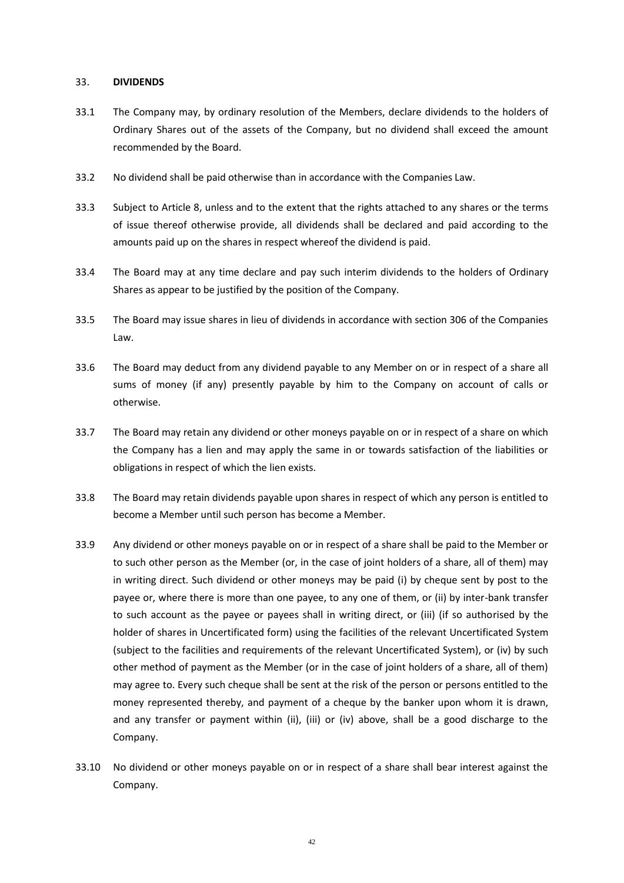## 33. DIVIDENDS

33.1 The Company may, by ordinary resolution of the Members, declare dividends to the holders of Ordinary Shares out of the assets of the Company, but no dividend shall exceed the amount recommended by the Board.

33.2 No dividend shall be paid otherwise than in accordance with the Companies Law.

33.3 Subject to Article 8, unless and to the extent that the rights attached to any shares or the terms of issue thereof otherwise provide, all dividends shall be declared and paid according to the amounts paid up on the shares in respect whereof the dividend is paid.

33.4 The Board may at any time declare and pay such interim dividends to the holders of Ordinary Shares as appear to be justified by the position of the Company.

33.5 The Board may issue shares in lieu of dividends in accordance with section 306 of the Companies Law.

33.6 The Board may deduct from any dividend payable to any Member on or in respect of a share all sums of money (if any) presently payable by him to the Company on account of calls or otherwise.

33.7 The Board may retain any dividend or other moneys payable on or in respect of a share on which the Company has a lien and may apply the same in or towards satisfaction of the liabilities or obligations in respect of which the lien exists.

33.8 The Board may retain dividends payable upon shares in respect of which any person is entitled to become a Member until such person has become a Member.

33.9 Any dividend or other moneys payable on or in respect of a share shall be paid to the Member or to such other person as the Member (or, in the case of joint holders of a share, all of them) may in writing direct. Such dividend or other moneys may be paid (i) by cheque sent by post to the payee or, where there is more than one payee, to any one of them, or (ii) by inter-bank transfer to such account as the payee or payees shall in writing direct, or (iii) (if so authorised by the holder of shares in Uncertificated form) using the facilities of the relevant Uncertificated System (subject to the facilities and requirements of the relevant Uncertificated System), or (iv) by such other method of payment as the Member (or in the case of joint holders of a share, all of them) may agree to. Every such cheque shall be sent at the risk of the person or persons entitled to the money represented thereby, and payment of a cheque by the banker upon whom it is drawn, and any transfer or payment within (ii), (iii) or (iv) above, shall be a good discharge to the Company.

33.10 No dividend or other moneys payable on or in respect of a share shall bear interest against the Company.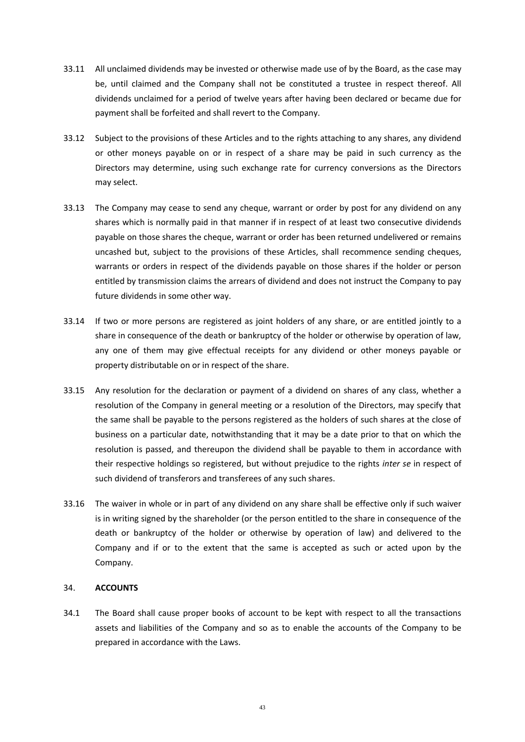33.11 All unclaimed dividends may be invested or otherwise made use of by the Board, as the case may be, until claimed and the Company shall not be constituted a trustee in respect thereof. All dividends unclaimed for a period of twelve years after having been declared or became due for payment shall be forfeited and shall revert to the Company.

33.12 Subject to the provisions of these Articles and to the rights attaching to any shares, any dividend or other moneys payable on or in respect of a share may be paid in such currency as the Directors may determine, using such exchange rate for currency conversions as the Directors may select.

33.13 The Company may cease to send any cheque, warrant or order by post for any dividend on any shares which is normally paid in that manner if in respect of at least two consecutive dividends payable on those shares the cheque, warrant or order has been returned undelivered or remains uncashed but, subject to the provisions of these Articles, shall recommence sending cheques, warrants or orders in respect of the dividends payable on those shares if the holder or person entitled by transmission claims the arrears of dividend and does not instruct the Company to pay future dividends in some other way.

33.14 If two or more persons are registered as joint holders of any share, or are entitled jointly to a share in consequence of the death or bankruptcy of the holder or otherwise by operation of law, any one of them may give effectual receipts for any dividend or other moneys payable or property distributable on or in respect of the share.

33.15 Any resolution for the declaration or payment of a dividend on shares of any class, whether a resolution of the Company in general meeting or a resolution of the Directors, may specify that the same shall be payable to the persons registered as the holders of such shares at the close of business on a particular date, notwithstanding that it may be a date prior to that on which the resolution is passed, and thereupon the dividend shall be payable to them in accordance with their respective holdings so registered, but without prejudice to the rights *inter se* in respect of such dividend of transferors and transferees of any such shares.

33.16 The waiver in whole or in part of any dividend on any share shall be effective only if such waiver is in writing signed by the shareholder (or the person entitled to the share in consequence of the death or bankruptcy of the holder or otherwise by operation of law) and delivered to the Company and if or to the extent that the same is accepted as such or acted upon by the Company.

## 34. **ACCOUNTS**

34.1 The Board shall cause proper books of account to be kept with respect to all the transactions assets and liabilities of the Company and so as to enable the accounts of the Company to be prepared in accordance with the Laws.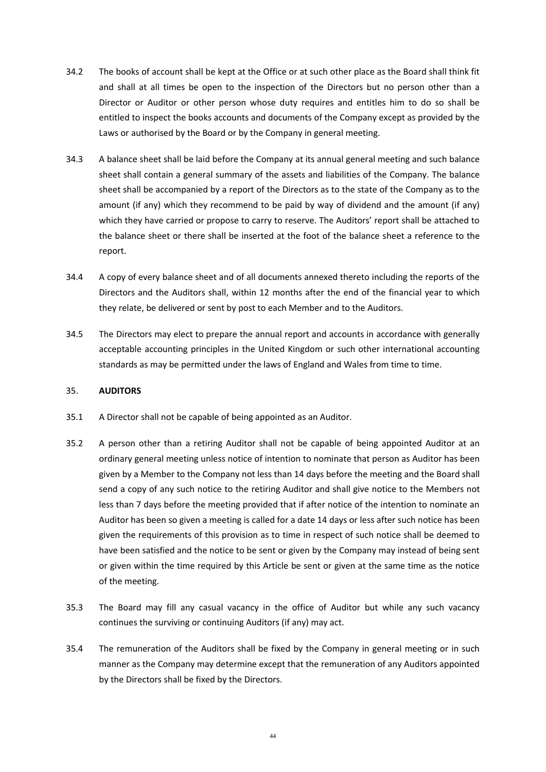34.2 The books of account shall be kept at the Office or at such other place as the Board shall think fit and shall at all times be open to the inspection of the Directors but no person other than a Director or Auditor or other person whose duty requires and entitles him to do so shall be entitled to inspect the books accounts and documents of the Company except as provided by the Laws or authorised by the Board or by the Company in general meeting.

34.3 A balance sheet shall be laid before the Company at its annual general meeting and such balance sheet shall contain a general summary of the assets and liabilities of the Company. The balance sheet shall be accompanied by a report of the Directors as to the state of the Company as to the amount (if any) which they recommend to be paid by way of dividend and the amount (if any) which they have carried or propose to carry to reserve. The Auditors' report shall be attached to the balance sheet or there shall be inserted at the foot of the balance sheet a reference to the report.

34.4 A copy of every balance sheet and of all documents annexed thereto including the reports of the Directors and the Auditors shall, within 12 months after the end of the financial year to which they relate, be delivered or sent by post to each Member and to the Auditors.

34.5 The Directors may elect to prepare the annual report and accounts in accordance with generally acceptable accounting principles in the United Kingdom or such other international accounting standards as may be permitted under the laws of England and Wales from time to time.

## 35. AUDITORS

35.1 A Director shall not be capable of being appointed as an Auditor.

35.2 A person other than a retiring Auditor shall not be capable of being appointed Auditor at an ordinary general meeting unless notice of intention to nominate that person as Auditor has been given by a Member to the Company not less than 14 days before the meeting and the Board shall send a copy of any such notice to the retiring Auditor and shall give notice to the Members not less than 7 days before the meeting provided that if after notice of the intention to nominate an Auditor has been so given a meeting is called for a date 14 days or less after such notice has been given the requirements of this provision as to time in respect of such notice shall be deemed to have been satisfied and the notice to be sent or given by the Company may instead of being sent or given within the time required by this Article be sent or given at the same time as the notice of the meeting.

35.3 The Board may fill any casual vacancy in the office of Auditor but while any such vacancy continues the surviving or continuing Auditors (if any) may act.

35.4 The remuneration of the Auditors shall be fixed by the Company in general meeting or in such manner as the Company may determine except that the remuneration of any Auditors appointed by the Directors shall be fixed by the Directors.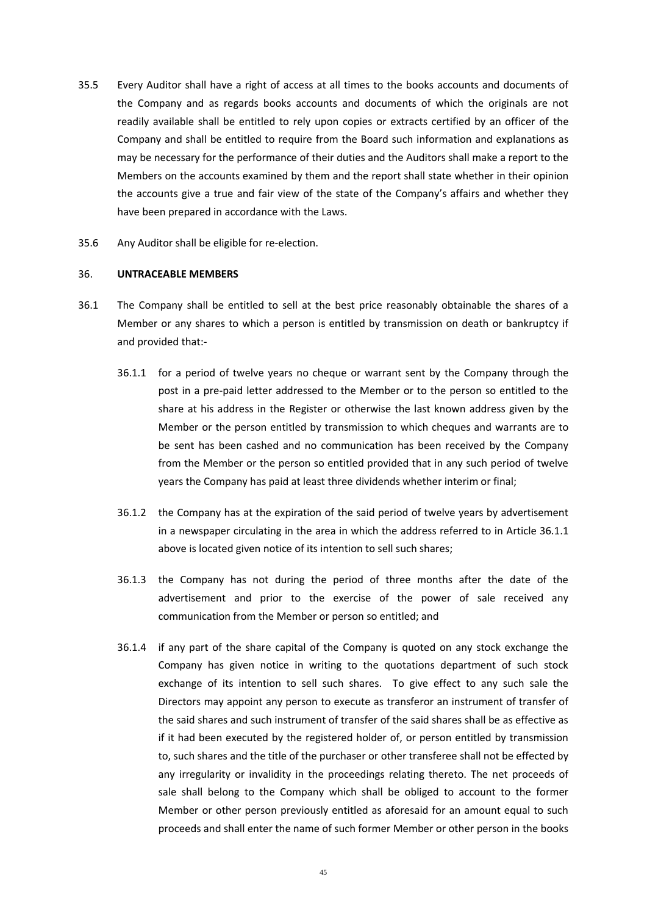35.5 Every Auditor shall have a right of access at all times to the books accounts and documents of the Company and as regards books accounts and documents of which the originals are not readily available shall be entitled to rely upon copies or extracts certified by an officer of the Company and shall be entitled to require from the Board such information and explanations as may be necessary for the performance of their duties and the Auditors shall make a report to the Members on the accounts examined by them and the report shall state whether in their opinion the accounts give a true and fair view of the state of the Company's affairs and whether they have been prepared in accordance with the Laws.

35.6 Any Auditor shall be eligible for re-election.

36. **UNTRACEABLE MEMBERS**

36.1 The Company shall be entitled to sell at the best price reasonably obtainable the shares of a Member or any shares to which a person is entitled by transmission on death or bankruptcy if and provided that:-

36.1.1 for a period of twelve years no cheque or warrant sent by the Company through the post in a pre-paid letter addressed to the Member or to the person so entitled to the share at his address in the Register or otherwise the last known address given by the Member or the person entitled by transmission to which cheques and warrants are to be sent has been cashed and no communication has been received by the Company from the Member or the person so entitled provided that in any such period of twelve years the Company has paid at least three dividends whether interim or final;

36.1.2 the Company has at the expiration of the said period of twelve years by advertisement in a newspaper circulating in the area in which the address referred to in Article 36.1.1 above is located given notice of its intention to sell such shares;

36.1.3 the Company has not during the period of three months after the date of the advertisement and prior to the exercise of the power of sale received any communication from the Member or person so entitled; and

36.1.4 if any part of the share capital of the Company is quoted on any stock exchange the Company has given notice in writing to the quotations department of such stock exchange of its intention to sell such shares. To give effect to any such sale the Directors may appoint any person to execute as transferor an instrument of transfer of the said shares and such instrument of transfer of the said shares shall be as effective as if it had been executed by the registered holder of, or person entitled by transmission to, such shares and the title of the purchaser or other transferee shall not be effected by any irregularity or invalidity in the proceedings relating thereto. The net proceeds of sale shall belong to the Company which shall be obliged to account to the former Member or other person previously entitled as aforesaid for an amount equal to such proceeds and shall enter the name of such former Member or other person in the books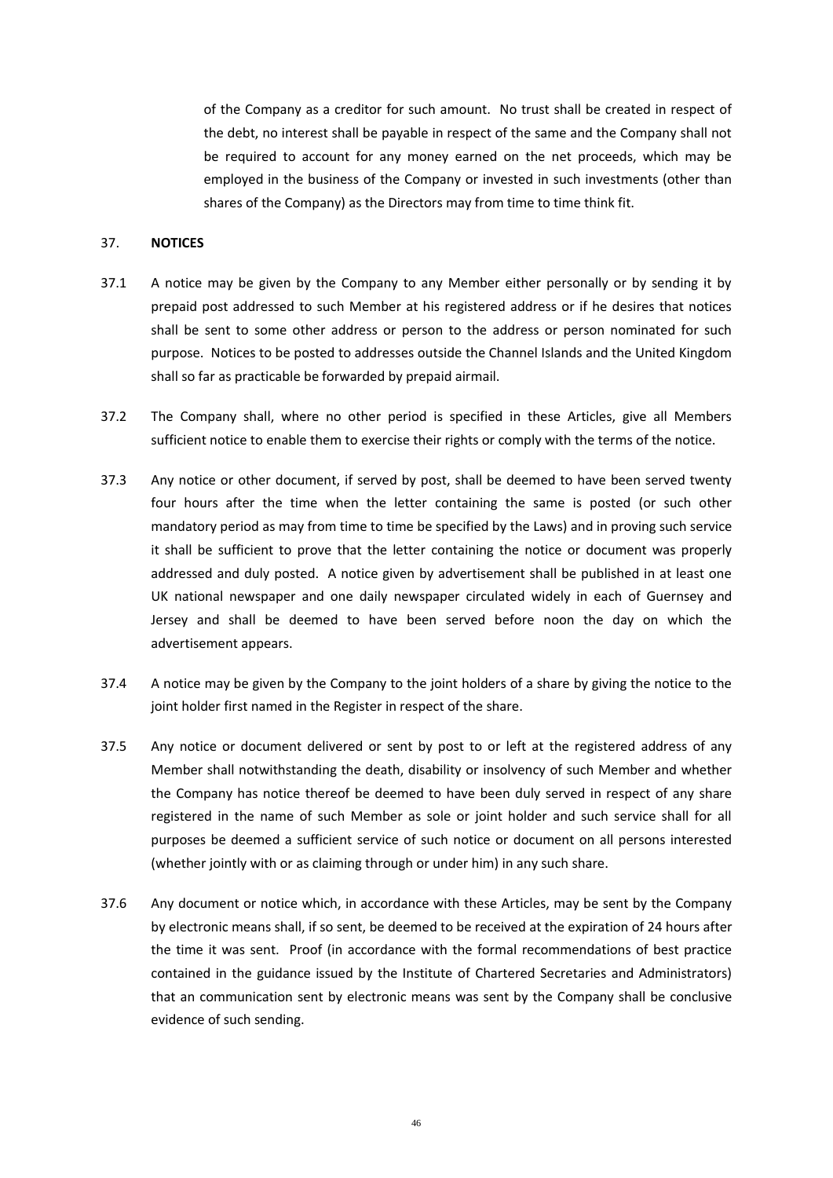of the Company as a creditor for such amount. No trust shall be created in respect of the debt, no interest shall be payable in respect of the same and the Company shall not be required to account for any money earned on the net proceeds, which may be employed in the business of the Company or invested in such investments (other than shares of the Company) as the Directors may from time to time think fit.

37. **NOTICES**

37.1 A notice may be given by the Company to any Member either personally or by sending it by prepaid post addressed to such Member at his registered address or if he desires that notices shall be sent to some other address or person to the address or person nominated for such purpose. Notices to be posted to addresses outside the Channel Islands and the United Kingdom shall so far as practicable be forwarded by prepaid airmail.

37.2 The Company shall, where no other period is specified in these Articles, give all Members sufficient notice to enable them to exercise their rights or comply with the terms of the notice.

37.3 Any notice or other document, if served by post, shall be deemed to have been served twenty four hours after the time when the letter containing the same is posted (or such other mandatory period as may from time to time be specified by the Laws) and in proving such service it shall be sufficient to prove that the letter containing the notice or document was properly addressed and duly posted. A notice given by advertisement shall be published in at least one UK national newspaper and one daily newspaper circulated widely in each of Guernsey and Jersey and shall be deemed to have been served before noon the day on which the advertisement appears.

37.4 A notice may be given by the Company to the joint holders of a share by giving the notice to the joint holder first named in the Register in respect of the share.

37.5 Any notice or document delivered or sent by post to or left at the registered address of any Member shall notwithstanding the death, disability or insolvency of such Member and whether the Company has notice thereof be deemed to have been duly served in respect of any share registered in the name of such Member as sole or joint holder and such service shall for all purposes be deemed a sufficient service of such notice or document on all persons interested (whether jointly with or as claiming through or under him) in any such share.

37.6 Any document or notice which, in accordance with these Articles, may be sent by the Company by electronic means shall, if so sent, be deemed to be received at the expiration of 24 hours after the time it was sent. Proof (in accordance with the formal recommendations of best practice contained in the guidance issued by the Institute of Chartered Secretaries and Administrators) that an communication sent by electronic means was sent by the Company shall be conclusive evidence of such sending.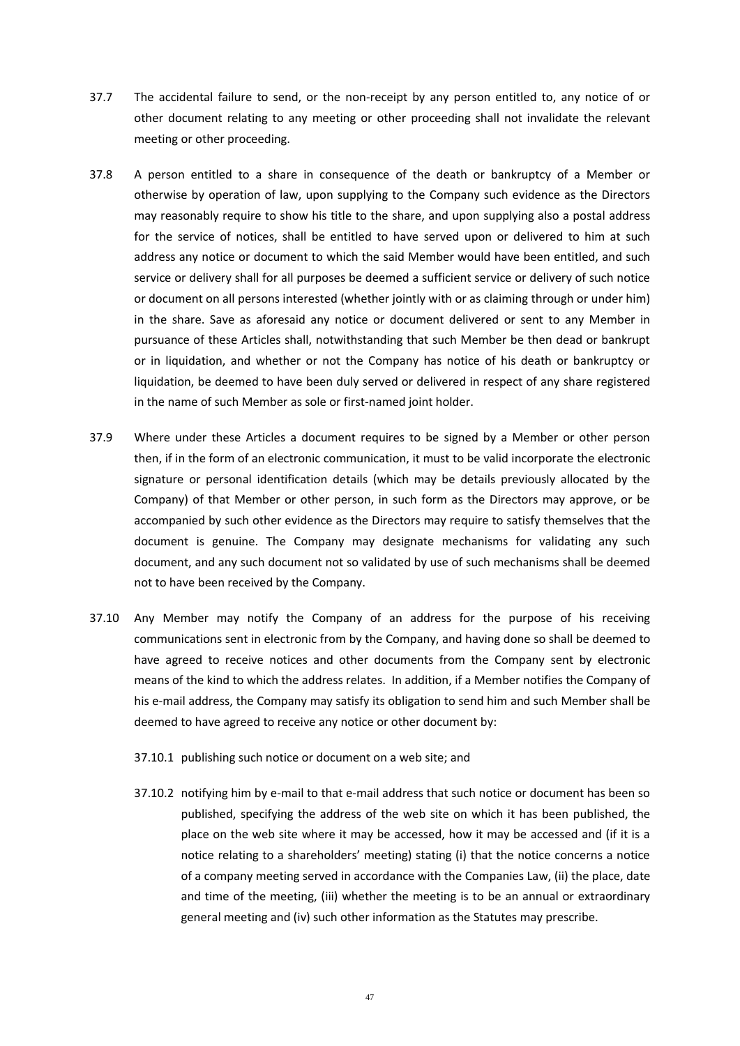37.7 The accidental failure to send, or the non-receipt by any person entitled to, any notice of or other document relating to any meeting or other proceeding shall not invalidate the relevant meeting or other proceeding.

37.8 A person entitled to a share in consequence of the death or bankruptcy of a Member or otherwise by operation of law, upon supplying to the Company such evidence as the Directors may reasonably require to show his title to the share, and upon supplying also a postal address for the service of notices, shall be entitled to have served upon or delivered to him at such address any notice or document to which the said Member would have been entitled, and such service or delivery shall for all purposes be deemed a sufficient service or delivery of such notice or document on all persons interested (whether jointly with or as claiming through or under him) in the share. Save as aforesaid any notice or document delivered or sent to any Member in pursuance of these Articles shall, notwithstanding that such Member be then dead or bankrupt or in liquidation, and whether or not the Company has notice of his death or bankruptcy or liquidation, be deemed to have been duly served or delivered in respect of any share registered in the name of such Member as sole or first-named joint holder.

37.9 Where under these Articles a document requires to be signed by a Member or other person then, if in the form of an electronic communication, it must to be valid incorporate the electronic signature or personal identification details (which may be details previously allocated by the Company) of that Member or other person, in such form as the Directors may approve, or be accompanied by such other evidence as the Directors may require to satisfy themselves that the document is genuine. The Company may designate mechanisms for validating any such document, and any such document not so validated by use of such mechanisms shall be deemed not to have been received by the Company.

37.10 Any Member may notify the Company of an address for the purpose of his receiving communications sent in electronic from by the Company, and having done so shall be deemed to have agreed to receive notices and other documents from the Company sent by electronic means of the kind to which the address relates. In addition, if a Member notifies the Company of his e-mail address, the Company may satisfy its obligation to send him and such Member shall be deemed to have agreed to receive any notice or other document by:

37.10.1 publishing such notice or document on a web site; and

37.10.2 notifying him by e-mail to that e-mail address that such notice or document has been so published, specifying the address of the web site on which it has been published, the place on the web site where it may be accessed, how it may be accessed and (if it is a notice relating to a shareholders' meeting) stating (i) that the notice concerns a notice of a company meeting served in accordance with the Companies Law, (ii) the place, date and time of the meeting, (iii) whether the meeting is to be an annual or extraordinary general meeting and (iv) such other information as the Statutes may prescribe.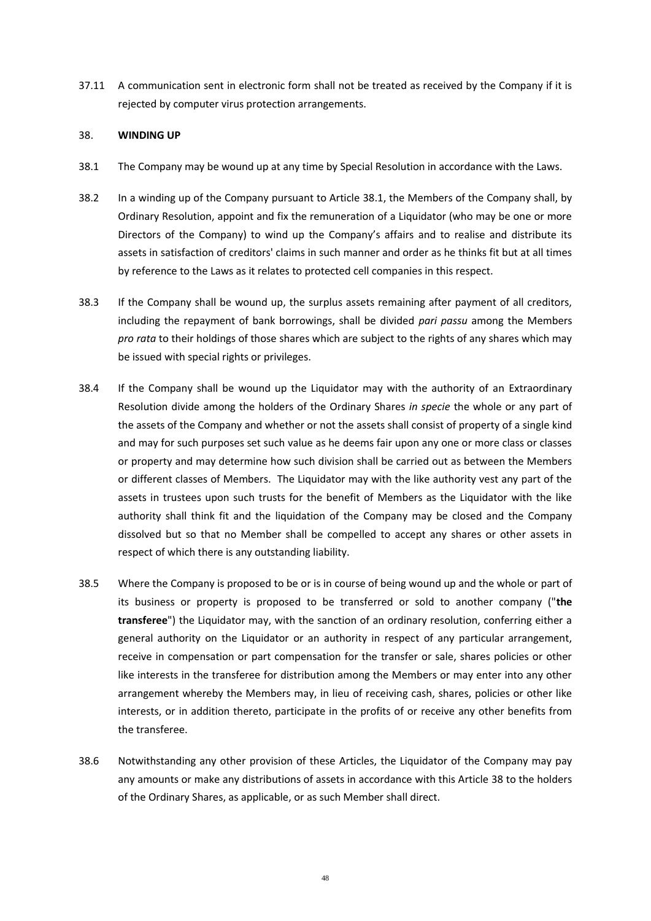37.11 A communication sent in electronic form shall not be treated as received by the Company if it is rejected by computer virus protection arrangements.

38. **WINDING UP**

38.1 The Company may be wound up at any time by Special Resolution in accordance with the Laws.

38.2 In a winding up of the Company pursuant to Article 38.1, the Members of the Company shall, by Ordinary Resolution, appoint and fix the remuneration of a Liquidator (who may be one or more Directors of the Company) to wind up the Company's affairs and to realise and distribute its assets in satisfaction of creditors' claims in such manner and order as he thinks fit but at all times by reference to the Laws as it relates to protected cell companies in this respect.

38.3 If the Company shall be wound up, the surplus assets remaining after payment of all creditors, including the repayment of bank borrowings, shall be divided *pari passu* among the Members *pro rata* to their holdings of those shares which are subject to the rights of any shares which may be issued with special rights or privileges.

38.4 If the Company shall be wound up the Liquidator may with the authority of an Extraordinary Resolution divide among the holders of the Ordinary Shares *in specie* the whole or any part of the assets of the Company and whether or not the assets shall consist of property of a single kind and may for such purposes set such value as he deems fair upon any one or more class or classes or property and may determine how such division shall be carried out as between the Members or different classes of Members. The Liquidator may with the like authority vest any part of the assets in trustees upon such trusts for the benefit of Members as the Liquidator with the like authority shall think fit and the liquidation of the Company may be closed and the Company dissolved but so that no Member shall be compelled to accept any shares or other assets in respect of which there is any outstanding liability.

38.5 Where the Company is proposed to be or is in course of being wound up and the whole or part of its business or property is proposed to be transferred or sold to another company ("**the transferee**") the Liquidator may, with the sanction of an ordinary resolution, conferring either a general authority on the Liquidator or an authority in respect of any particular arrangement, receive in compensation or part compensation for the transfer or sale, shares policies or other like interests in the transferee for distribution among the Members or may enter into any other arrangement whereby the Members may, in lieu of receiving cash, shares, policies or other like interests, or in addition thereto, participate in the profits of or receive any other benefits from the transferee.

38.6 Notwithstanding any other provision of these Articles, the Liquidator of the Company may pay any amounts or make any distributions of assets in accordance with this Article 38 to the holders of the Ordinary Shares, as applicable, or as such Member shall direct.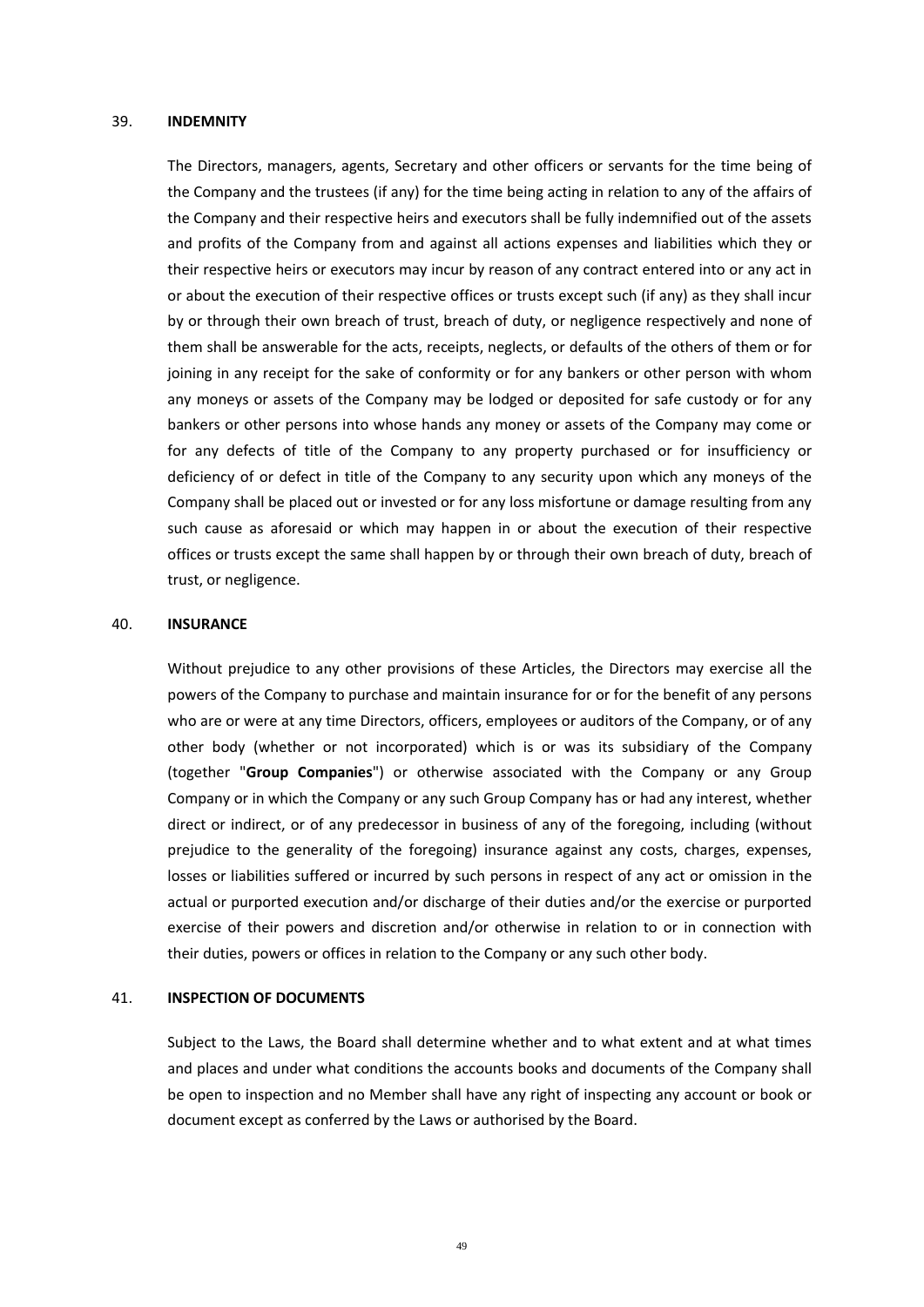## 39. **INDEMNITY**

The Directors, managers, agents, Secretary and other officers or servants for the time being of the Company and the trustees (if any) for the time being acting in relation to any of the affairs of the Company and their respective heirs and executors shall be fully indemnified out of the assets and profits of the Company from and against all actions expenses and liabilities which they or their respective heirs or executors may incur by reason of any contract entered into or any act in or about the execution of their respective offices or trusts except such (if any) as they shall incur by or through their own breach of trust, breach of duty, or negligence respectively and none of them shall be answerable for the acts, receipts, neglects, or defaults of the others of them or for joining in any receipt for the sake of conformity or for any bankers or other person with whom any moneys or assets of the Company may be lodged or deposited for safe custody or for any bankers or other persons into whose hands any money or assets of the Company may come or for any defects of title of the Company to any property purchased or for insufficiency or deficiency of or defect in title of the Company to any security upon which any moneys of the Company shall be placed out or invested or for any loss misfortune or damage resulting from any such cause as aforesaid or which may happen in or about the execution of their respective offices or trusts except the same shall happen by or through their own breach of duty, breach of trust, or negligence.

## 40. **INSURANCE**

Without prejudice to any other provisions of these Articles, the Directors may exercise all the powers of the Company to purchase and maintain insurance for or for the benefit of any persons who are or were at any time Directors, officers, employees or auditors of the Company, or of any other body (whether or not incorporated) which is or was its subsidiary of the Company (together "**Group Companies**") or otherwise associated with the Company or any Group Company or in which the Company or any such Group Company has or had any interest, whether direct or indirect, or of any predecessor in business of any of the foregoing, including (without prejudice to the generality of the foregoing) insurance against any costs, charges, expenses, losses or liabilities suffered or incurred by such persons in respect of any act or omission in the actual or purported execution and/or discharge of their duties and/or the exercise or purported exercise of their powers and discretion and/or otherwise in relation to or in connection with their duties, powers or offices in relation to the Company or any such other body.

## 41. **INSPECTION OF DOCUMENTS**

Subject to the Laws, the Board shall determine whether and to what extent and at what times and places and under what conditions the accounts books and documents of the Company shall be open to inspection and no Member shall have any right of inspecting any account or book or document except as conferred by the Laws or authorised by the Board.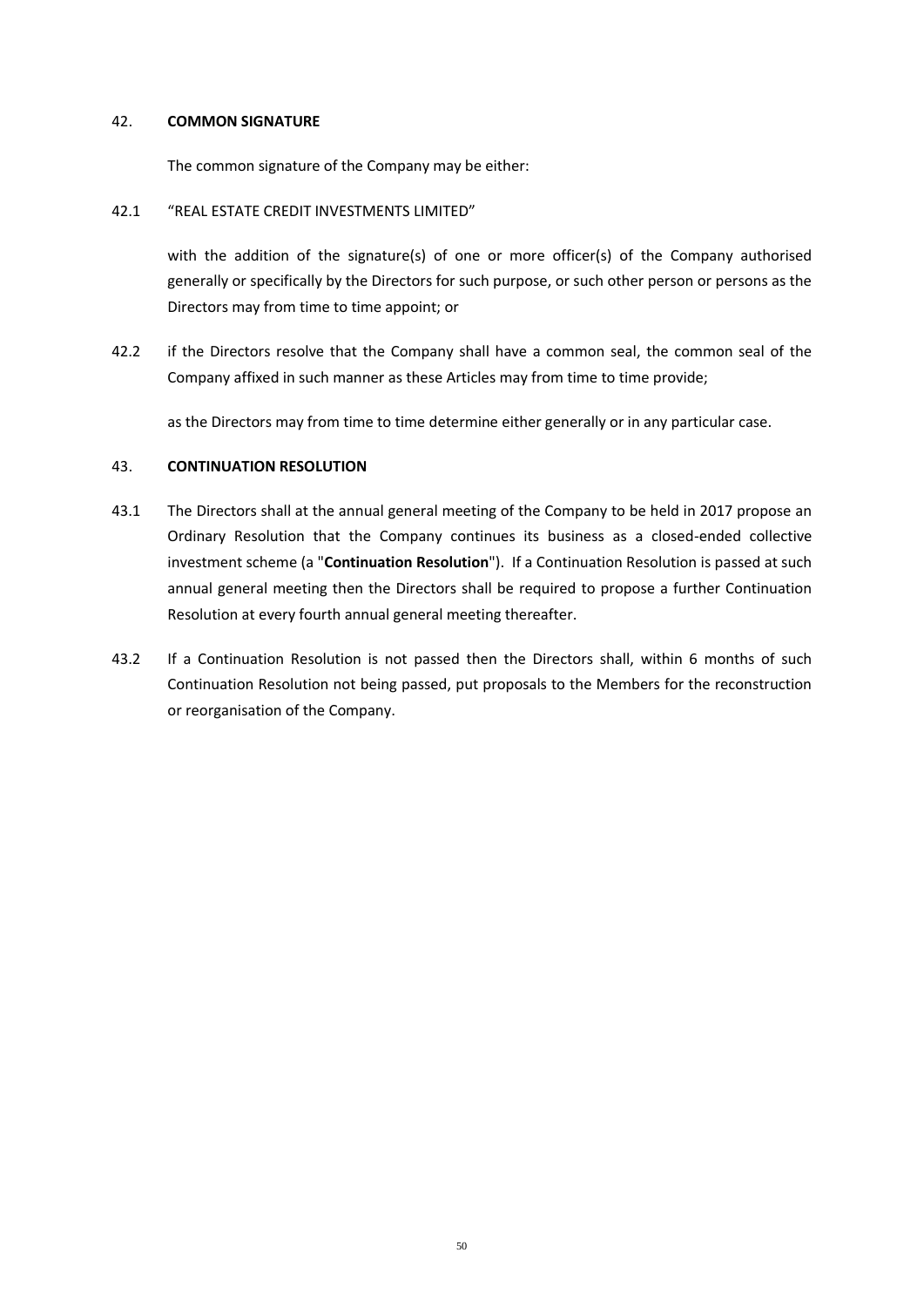## 42. COMMON SIGNATURE

The common signature of the Company may be either:

42.1 "REAL ESTATE CREDIT INVESTMENTS LIMITED"

with the addition of the signature(s) of one or more officer(s) of the Company authorised generally or specifically by the Directors for such purpose, or such other person or persons as the Directors may from time to time appoint; or

42.2 if the Directors resolve that the Company shall have a common seal, the common seal of the Company affixed in such manner as these Articles may from time to time provide;

as the Directors may from time to time determine either generally or in any particular case.

## 43. CONTINUATION RESOLUTION

43.1 The Directors shall at the annual general meeting of the Company to be held in 2017 propose an Ordinary Resolution that the Company continues its business as a closed-ended collective investment scheme (a "**Continuation Resolution**"). If a Continuation Resolution is passed at such annual general meeting then the Directors shall be required to propose a further Continuation Resolution at every fourth annual general meeting thereafter.

43.2 If a Continuation Resolution is not passed then the Directors shall, within 6 months of such Continuation Resolution not being passed, put proposals to the Members for the reconstruction or reorganisation of the Company.